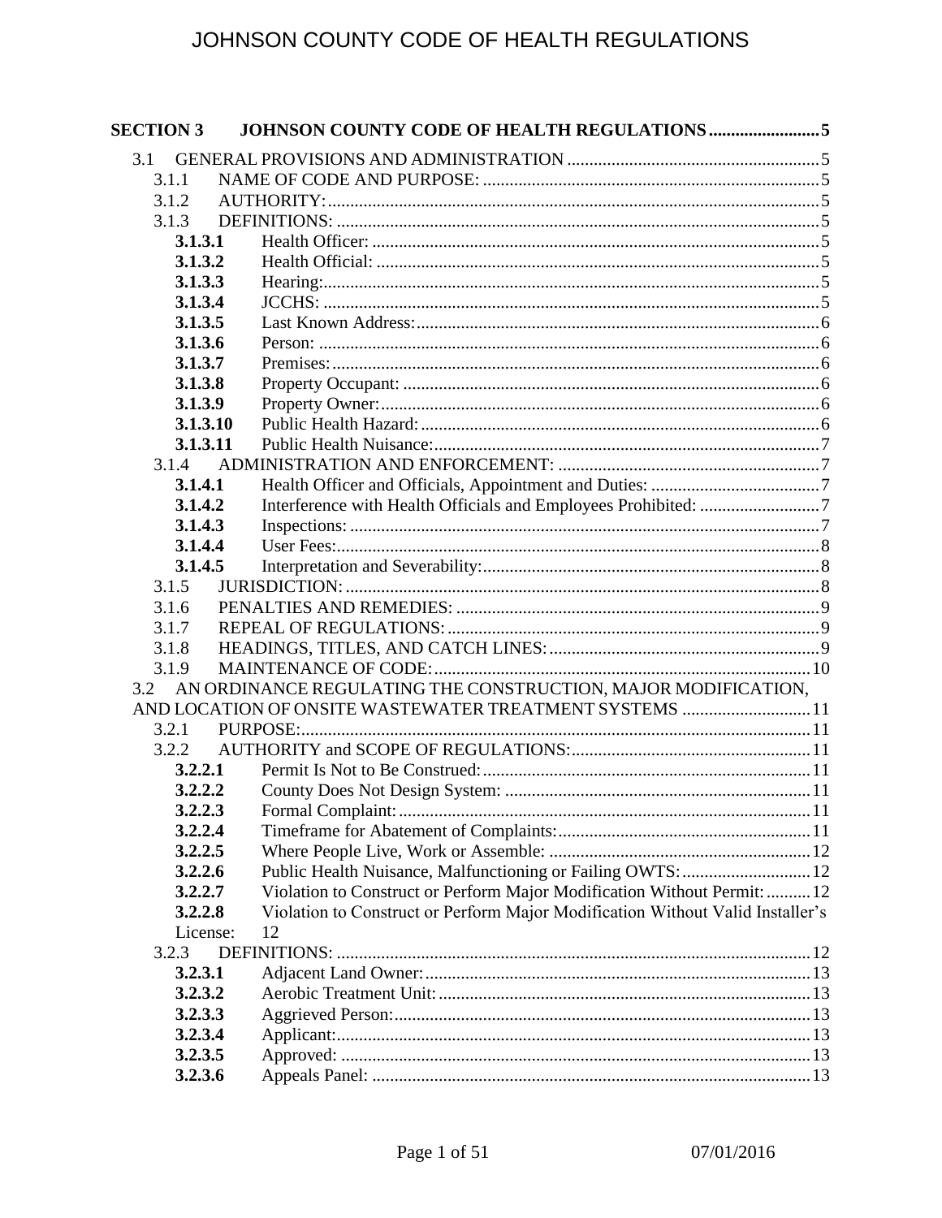**SECTION 3 JOHNSON COUNTY CODE OF HEALTH REGULATIONS ......................... 5**

- 3.1 GENERAL PROVISIONS AND ADMINISTRATION ......................................................... 5
  - 3.1.1 NAME OF CODE AND PURPOSE: ........................................................................... 5
  - 3.1.2 AUTHORITY: .............................................................................................................. 5
  - 3.1.3 DEFINITIONS: ............................................................................................................ 5
    - **3.1.3.1** Health Officer: .................................................................................................... 5
    - **3.1.3.2** Health Official: ................................................................................................... 5
    - **3.1.3.3** Hearing: ............................................................................................................... 5
    - **3.1.3.4** JCCHS: ................................................................................................................ 5
    - **3.1.3.5** Last Known Address: .......................................................................................... 6
    - **3.1.3.6** Person: ................................................................................................................ 6
    - **3.1.3.7** Premises: ............................................................................................................. 6
    - **3.1.3.8** Property Occupant: ............................................................................................. 6
    - **3.1.3.9** Property Owner: .................................................................................................. 6
    - **3.1.3.10** Public Health Hazard: ......................................................................................... 6
    - **3.1.3.11** Public Health Nuisance: ...................................................................................... 7
  - 3.1.4 ADMINISTRATION AND ENFORCEMENT: .......................................................... 7
    - **3.1.4.1** Health Officer and Officials, Appointment and Duties: ...................................... 7
    - **3.1.4.2** Interference with Health Officials and Employees Prohibited: ........................... 7
    - **3.1.4.3** Inspections: ......................................................................................................... 7
    - **3.1.4.4** User Fees: ........................................................................................................... 8
    - **3.1.4.5** Interpretation and Severability: ........................................................................... 8
  - 3.1.5 JURISDICTION: .......................................................................................................... 8
  - 3.1.6 PENALTIES AND REMEDIES: ................................................................................. 9
  - 3.1.7 REPEAL OF REGULATIONS: ................................................................................... 9
  - 3.1.8 HEADINGS, TITLES, AND CATCH LINES: ............................................................ 9
  - 3.1.9 MAINTENANCE OF CODE: .................................................................................... 10
- 3.2 AN ORDINANCE REGULATING THE CONSTRUCTION, MAJOR MODIFICATION, AND LOCATION OF ONSITE WASTEWATER TREATMENT SYSTEMS ............................. 11
  - 3.2.1 PURPOSE: .................................................................................................................. 11
  - 3.2.2 AUTHORITY and SCOPE OF REGULATIONS: ...................................................... 11
    - **3.2.2.1** Permit Is Not to Be Construed: ......................................................................... 11
    - **3.2.2.2** County Does Not Design System: .................................................................... 11
    - **3.2.2.3** Formal Complaint: ............................................................................................ 11
    - **3.2.2.4** Timeframe for Abatement of Complaints: ........................................................ 11
    - **3.2.2.5** Where People Live, Work or Assemble: .......................................................... 12
    - **3.2.2.6** Public Health Nuisance, Malfunctioning or Failing OWTS: ............................. 12
    - **3.2.2.7** Violation to Construct or Perform Major Modification Without Permit: .......... 12
    - **3.2.2.8** Violation to Construct or Perform Major Modification Without Valid Installer's License: 12
  - 3.2.3 DEFINITIONS: .......................................................................................................... 12
    - **3.2.3.1** Adjacent Land Owner: ...................................................................................... 13
    - **3.2.3.2** Aerobic Treatment Unit: ................................................................................... 13
    - **3.2.3.3** Aggrieved Person: ............................................................................................. 13
    - **3.2.3.4** Applicant: .......................................................................................................... 13
    - **3.2.3.5** Approved: ......................................................................................................... 13
    - **3.2.3.6** Appeals Panel: .................................................................................................. 13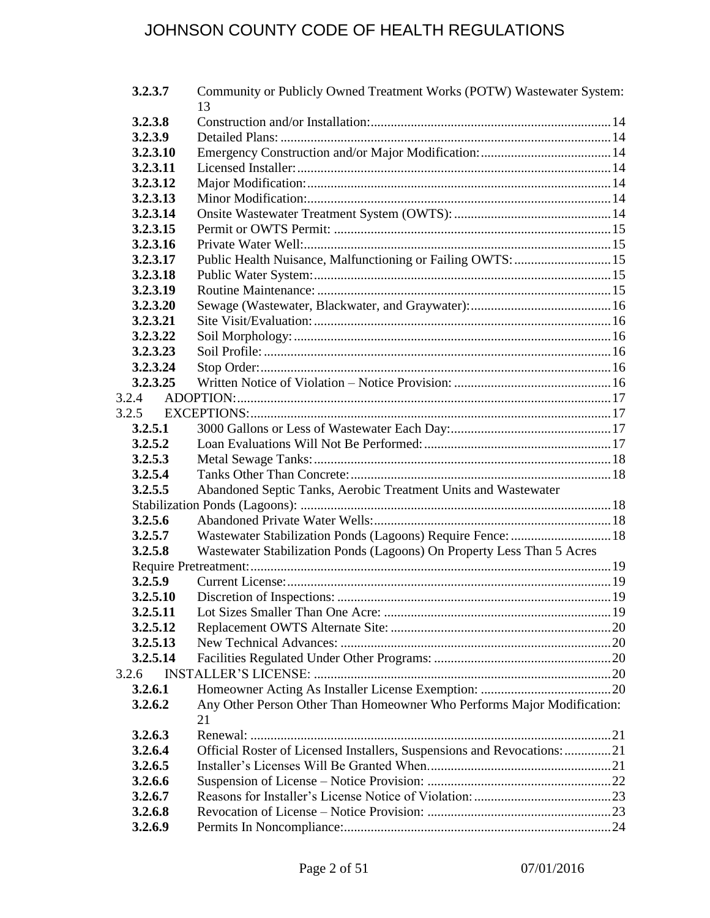| | | |
|---|---|---|
| **3.2.3.7** | Community or Publicly Owned Treatment Works (POTW) Wastewater System: | 13 |
| **3.2.3.8** | Construction and/or Installation: | 14 |
| **3.2.3.9** | Detailed Plans: | 14 |
| **3.2.3.10** | Emergency Construction and/or Major Modification: | 14 |
| **3.2.3.11** | Licensed Installer: | 14 |
| **3.2.3.12** | Major Modification: | 14 |
| **3.2.3.13** | Minor Modification: | 14 |
| **3.2.3.14** | Onsite Wastewater Treatment System (OWTS): | 14 |
| **3.2.3.15** | Permit or OWTS Permit: | 15 |
| **3.2.3.16** | Private Water Well: | 15 |
| **3.2.3.17** | Public Health Nuisance, Malfunctioning or Failing OWTS: | 15 |
| **3.2.3.18** | Public Water System: | 15 |
| **3.2.3.19** | Routine Maintenance: | 15 |
| **3.2.3.20** | Sewage (Wastewater, Blackwater, and Graywater): | 16 |
| **3.2.3.21** | Site Visit/Evaluation: | 16 |
| **3.2.3.22** | Soil Morphology: | 16 |
| **3.2.3.23** | Soil Profile: | 16 |
| **3.2.3.24** | Stop Order: | 16 |
| **3.2.3.25** | Written Notice of Violation – Notice Provision: | 16 |
| 3.2.4 | ADOPTION: | 17 |
| 3.2.5 | EXCEPTIONS: | 17 |
| **3.2.5.1** | 3000 Gallons or Less of Wastewater Each Day: | 17 |
| **3.2.5.2** | Loan Evaluations Will Not Be Performed: | 17 |
| **3.2.5.3** | Metal Sewage Tanks: | 18 |
| **3.2.5.4** | Tanks Other Than Concrete: | 18 |
| **3.2.5.5** | Abandoned Septic Tanks, Aerobic Treatment Units and Wastewater Stabilization Ponds (Lagoons): | 18 |
| **3.2.5.6** | Abandoned Private Water Wells: | 18 |
| **3.2.5.7** | Wastewater Stabilization Ponds (Lagoons) Require Fence: | 18 |
| **3.2.5.8** | Wastewater Stabilization Ponds (Lagoons) On Property Less Than 5 Acres Require Pretreatment: | 19 |
| **3.2.5.9** | Current License: | 19 |
| **3.2.5.10** | Discretion of Inspections: | 19 |
| **3.2.5.11** | Lot Sizes Smaller Than One Acre: | 19 |
| **3.2.5.12** | Replacement OWTS Alternate Site: | 20 |
| **3.2.5.13** | New Technical Advances: | 20 |
| **3.2.5.14** | Facilities Regulated Under Other Programs: | 20 |
| 3.2.6 | INSTALLER'S LICENSE: | 20 |
| **3.2.6.1** | Homeowner Acting As Installer License Exemption: | 20 |
| **3.2.6.2** | Any Other Person Other Than Homeowner Who Performs Major Modification: | 21 |
| **3.2.6.3** | Renewal: | 21 |
| **3.2.6.4** | Official Roster of Licensed Installers, Suspensions and Revocations: | 21 |
| **3.2.6.5** | Installer's Licenses Will Be Granted When. | 21 |
| **3.2.6.6** | Suspension of License – Notice Provision: | 22 |
| **3.2.6.7** | Reasons for Installer's License Notice of Violation: | 23 |
| **3.2.6.8** | Revocation of License – Notice Provision: | 23 |
| **3.2.6.9** | Permits In Noncompliance: | 24 |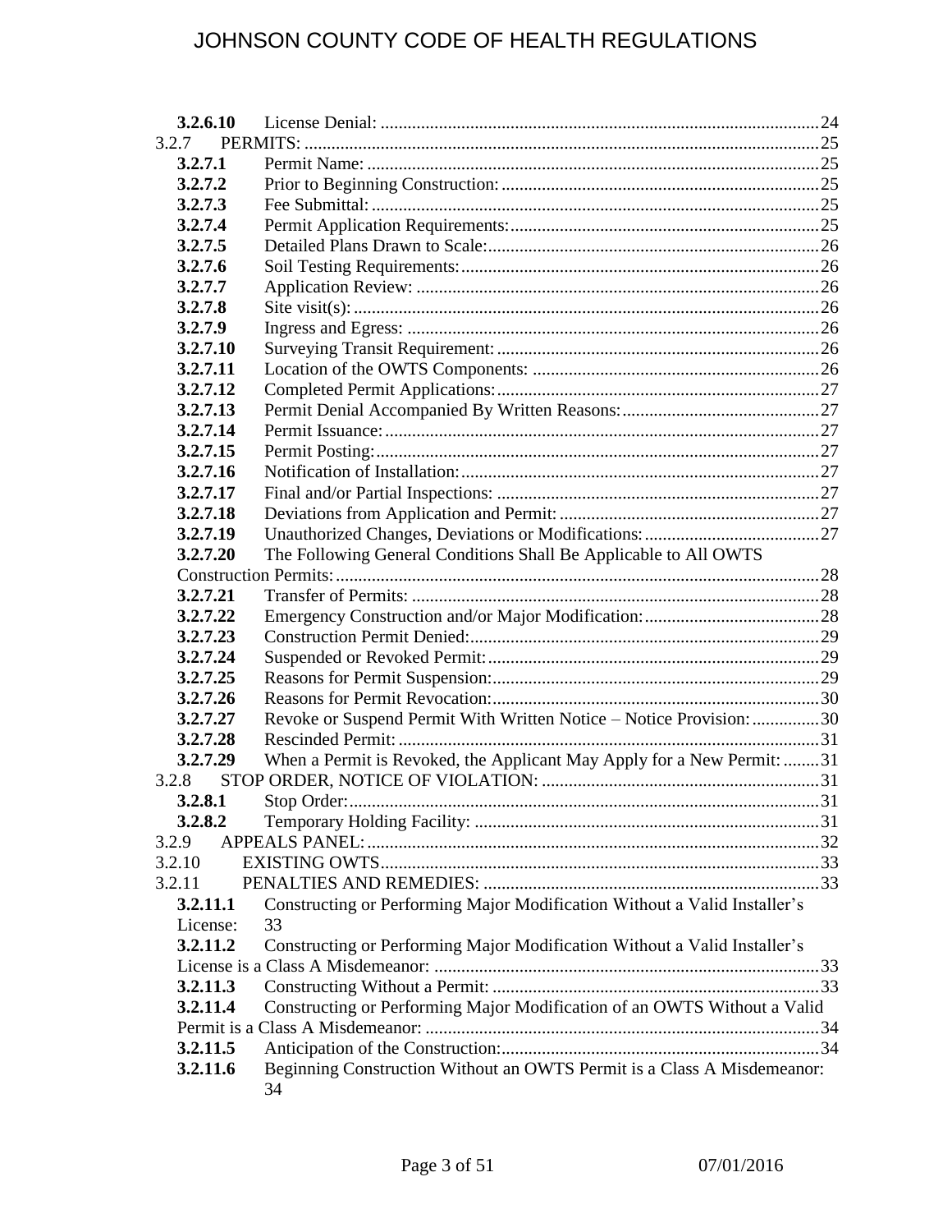**3.2.6.10** License Denial: ....................................................................................................24

3.2.7 PERMITS: ....................................................................................................................25

**3.2.7.1** Permit Name: ....................................................................................................25

**3.2.7.2** Prior to Beginning Construction: ......................................................................25

**3.2.7.3** Fee Submittal: ....................................................................................................25

**3.2.7.4** Permit Application Requirements: ....................................................................25

**3.2.7.5** Detailed Plans Drawn to Scale: .........................................................................26

**3.2.7.6** Soil Testing Requirements: ...............................................................................26

**3.2.7.7** Application Review: .........................................................................................26

**3.2.7.8** Site visit(s): .......................................................................................................26

**3.2.7.9** Ingress and Egress: ...........................................................................................26

**3.2.7.10** Surveying Transit Requirement: .......................................................................26

**3.2.7.11** Location of the OWTS Components: ...............................................................26

**3.2.7.12** Completed Permit Applications: .......................................................................27

**3.2.7.13** Permit Denial Accompanied By Written Reasons: ............................................27

**3.2.7.14** Permit Issuance: ................................................................................................27

**3.2.7.15** Permit Posting: ..................................................................................................27

**3.2.7.16** Notification of Installation: ...............................................................................27

**3.2.7.17** Final and/or Partial Inspections: .......................................................................27

**3.2.7.18** Deviations from Application and Permit: .........................................................27

**3.2.7.19** Unauthorized Changes, Deviations or Modifications: .......................................27

**3.2.7.20** The Following General Conditions Shall Be Applicable to All OWTS Construction Permits: ..........................................................................................................28

**3.2.7.21** Transfer of Permits: ..........................................................................................28

**3.2.7.22** Emergency Construction and/or Major Modification: .......................................28

**3.2.7.23** Construction Permit Denied: .............................................................................29

**3.2.7.24** Suspended or Revoked Permit: .........................................................................29

**3.2.7.25** Reasons for Permit Suspension: ........................................................................29

**3.2.7.26** Reasons for Permit Revocation: ........................................................................30

**3.2.7.27** Revoke or Suspend Permit With Written Notice – Notice Provision: ...............30

**3.2.7.28** Rescinded Permit: .............................................................................................31

**3.2.7.29** When a Permit is Revoked, the Applicant May Apply for a New Permit: ........31

3.2.8 STOP ORDER, NOTICE OF VIOLATION: .............................................................31

**3.2.8.1** Stop Order: ........................................................................................................31

**3.2.8.2** Temporary Holding Facility: ............................................................................31

3.2.9 APPEALS PANEL: ....................................................................................................32

3.2.10 EXISTING OWTS .................................................................................................33

3.2.11 PENALTIES AND REMEDIES: ..........................................................................33

**3.2.11.1** Constructing or Performing Major Modification Without a Valid Installer's License: 33

**3.2.11.2** Constructing or Performing Major Modification Without a Valid Installer's License is a Class A Misdemeanor: .....................................................................................33

**3.2.11.3** Constructing Without a Permit: ........................................................................33

**3.2.11.4** Constructing or Performing Major Modification of an OWTS Without a Valid Permit is a Class A Misdemeanor: .......................................................................................34

**3.2.11.5** Anticipation of the Construction: ......................................................................34

**3.2.11.6** Beginning Construction Without an OWTS Permit is a Class A Misdemeanor: 34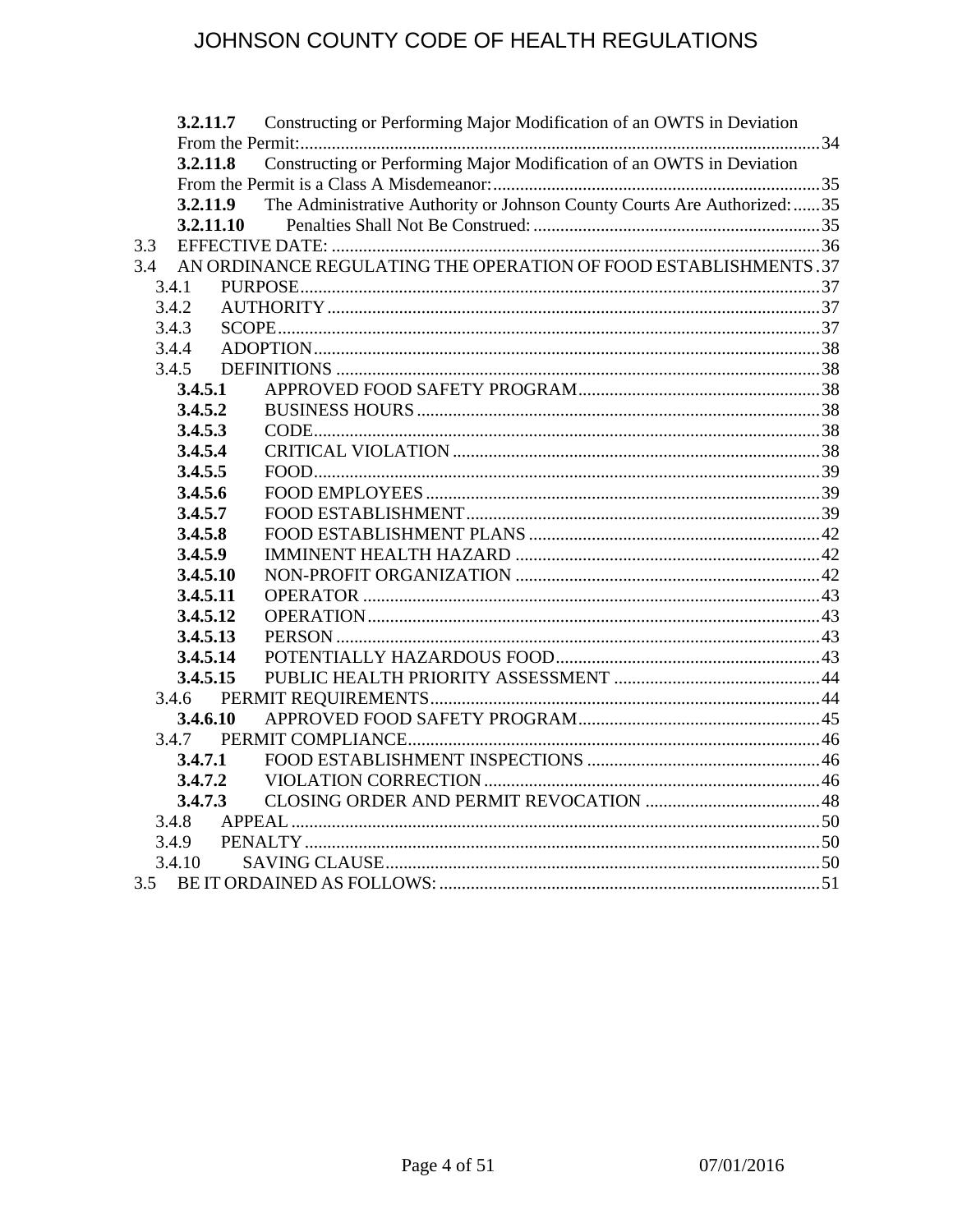**3.2.11.7** Constructing or Performing Major Modification of an OWTS in Deviation From the Permit: 34
**3.2.11.8** Constructing or Performing Major Modification of an OWTS in Deviation From the Permit is a Class A Misdemeanor: 35
**3.2.11.9** The Administrative Authority or Johnson County Courts Are Authorized: 35
**3.2.11.10** Penalties Shall Not Be Construed: 35

3.3 EFFECTIVE DATE: 36
3.4 AN ORDINANCE REGULATING THE OPERATION OF FOOD ESTABLISHMENTS 37
- 3.4.1 PURPOSE 37
- 3.4.2 AUTHORITY 37
- 3.4.3 SCOPE 37
- 3.4.4 ADOPTION 38
- 3.4.5 DEFINITIONS 38
  - **3.4.5.1** APPROVED FOOD SAFETY PROGRAM 38
  - **3.4.5.2** BUSINESS HOURS 38
  - **3.4.5.3** CODE 38
  - **3.4.5.4** CRITICAL VIOLATION 38
  - **3.4.5.5** FOOD 39
  - **3.4.5.6** FOOD EMPLOYEES 39
  - **3.4.5.7** FOOD ESTABLISHMENT 39
  - **3.4.5.8** FOOD ESTABLISHMENT PLANS 42
  - **3.4.5.9** IMMINENT HEALTH HAZARD 42
  - **3.4.5.10** NON-PROFIT ORGANIZATION 42
  - **3.4.5.11** OPERATOR 43
  - **3.4.5.12** OPERATION 43
  - **3.4.5.13** PERSON 43
  - **3.4.5.14** POTENTIALLY HAZARDOUS FOOD 43
  - **3.4.5.15** PUBLIC HEALTH PRIORITY ASSESSMENT 44
- 3.4.6 PERMIT REQUIREMENTS 44
  - **3.4.6.10** APPROVED FOOD SAFETY PROGRAM 45
- 3.4.7 PERMIT COMPLIANCE 46
  - **3.4.7.1** FOOD ESTABLISHMENT INSPECTIONS 46
  - **3.4.7.2** VIOLATION CORRECTION 46
  - **3.4.7.3** CLOSING ORDER AND PERMIT REVOCATION 48
- 3.4.8 APPEAL 50
- 3.4.9 PENALTY 50
- 3.4.10 SAVING CLAUSE 50

3.5 BE IT ORDAINED AS FOLLOWS: 51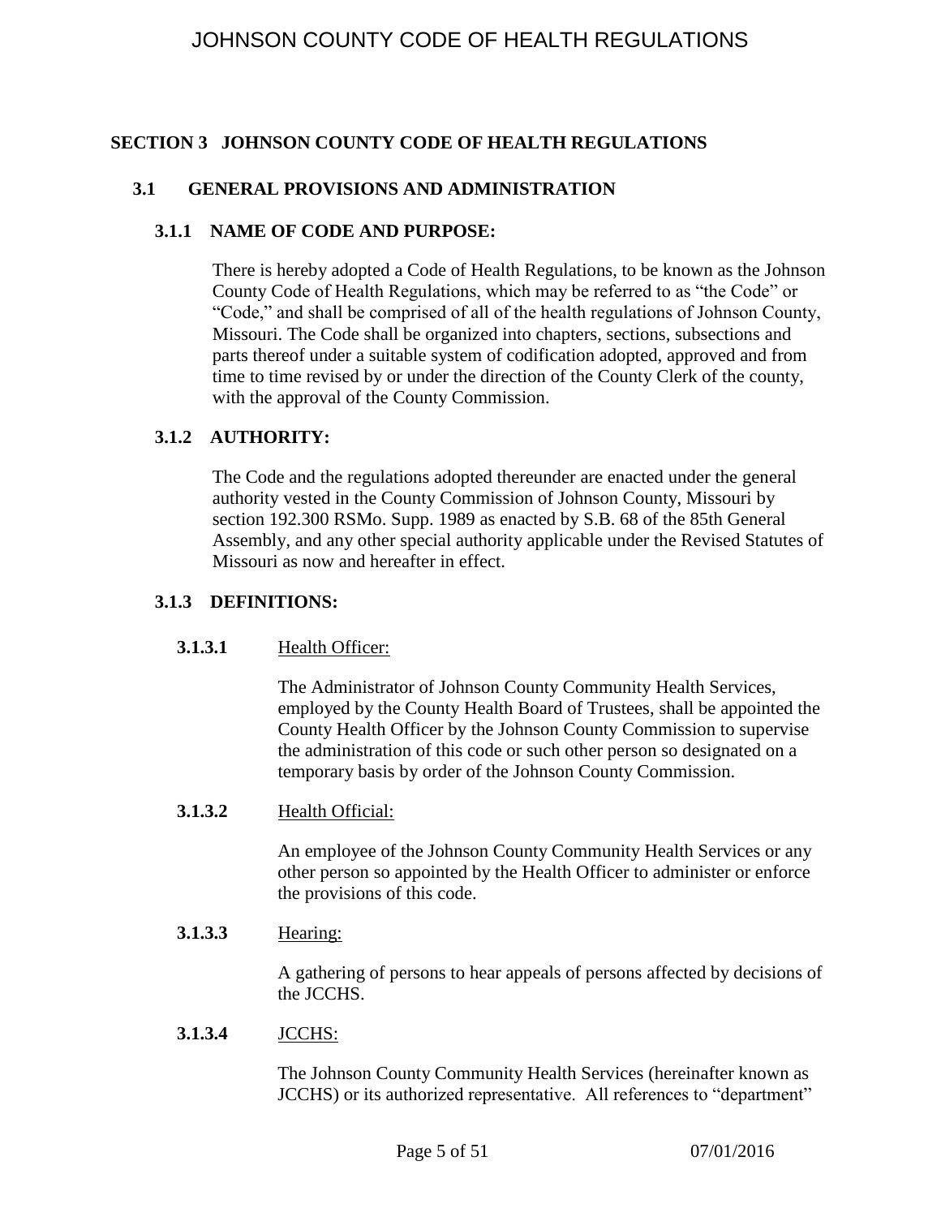## SECTION 3 JOHNSON COUNTY CODE OF HEALTH REGULATIONS

### 3.1 GENERAL PROVISIONS AND ADMINISTRATION

#### 3.1.1 NAME OF CODE AND PURPOSE:

There is hereby adopted a Code of Health Regulations, to be known as the Johnson County Code of Health Regulations, which may be referred to as "the Code" or "Code," and shall be comprised of all of the health regulations of Johnson County, Missouri. The Code shall be organized into chapters, sections, subsections and parts thereof under a suitable system of codification adopted, approved and from time to time revised by or under the direction of the County Clerk of the county, with the approval of the County Commission.

#### 3.1.2 AUTHORITY:

The Code and the regulations adopted thereunder are enacted under the general authority vested in the County Commission of Johnson County, Missouri by section 192.300 RSMo. Supp. 1989 as enacted by S.B. 68 of the 85th General Assembly, and any other special authority applicable under the Revised Statutes of Missouri as now and hereafter in effect.

#### 3.1.3 DEFINITIONS:

**3.1.3.1** Health Officer:

The Administrator of Johnson County Community Health Services, employed by the County Health Board of Trustees, shall be appointed the County Health Officer by the Johnson County Commission to supervise the administration of this code or such other person so designated on a temporary basis by order of the Johnson County Commission.

**3.1.3.2** Health Official:

An employee of the Johnson County Community Health Services or any other person so appointed by the Health Officer to administer or enforce the provisions of this code.

**3.1.3.3** Hearing:

A gathering of persons to hear appeals of persons affected by decisions of the JCCHS.

**3.1.3.4** JCCHS:

The Johnson County Community Health Services (hereinafter known as JCCHS) or its authorized representative. All references to "department"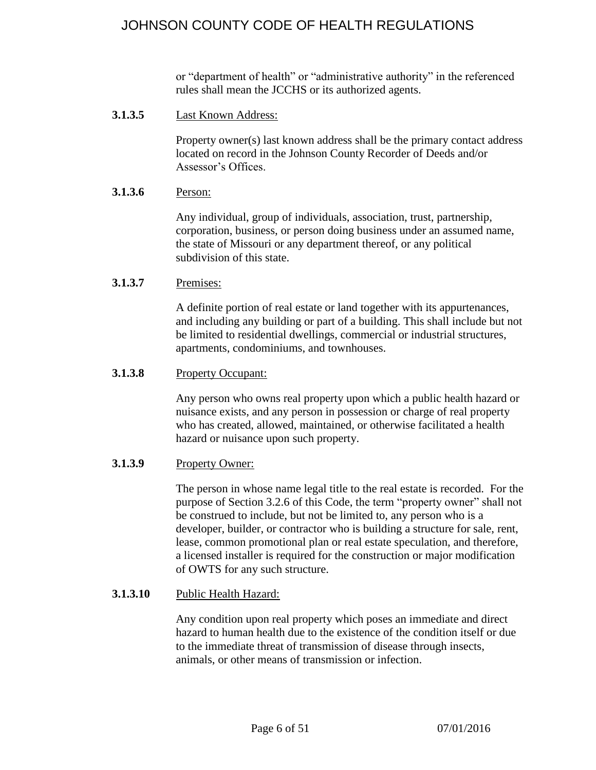or "department of health" or "administrative authority" in the referenced rules shall mean the JCCHS or its authorized agents.

**3.1.3.5** Last Known Address:

Property owner(s) last known address shall be the primary contact address located on record in the Johnson County Recorder of Deeds and/or Assessor's Offices.

**3.1.3.6** Person:

Any individual, group of individuals, association, trust, partnership, corporation, business, or person doing business under an assumed name, the state of Missouri or any department thereof, or any political subdivision of this state.

**3.1.3.7** Premises:

A definite portion of real estate or land together with its appurtenances, and including any building or part of a building. This shall include but not be limited to residential dwellings, commercial or industrial structures, apartments, condominiums, and townhouses.

**3.1.3.8** Property Occupant:

Any person who owns real property upon which a public health hazard or nuisance exists, and any person in possession or charge of real property who has created, allowed, maintained, or otherwise facilitated a health hazard or nuisance upon such property.

**3.1.3.9** Property Owner:

The person in whose name legal title to the real estate is recorded. For the purpose of Section 3.2.6 of this Code, the term "property owner" shall not be construed to include, but not be limited to, any person who is a developer, builder, or contractor who is building a structure for sale, rent, lease, common promotional plan or real estate speculation, and therefore, a licensed installer is required for the construction or major modification of OWTS for any such structure.

**3.1.3.10** Public Health Hazard:

Any condition upon real property which poses an immediate and direct hazard to human health due to the existence of the condition itself or due to the immediate threat of transmission of disease through insects, animals, or other means of transmission or infection.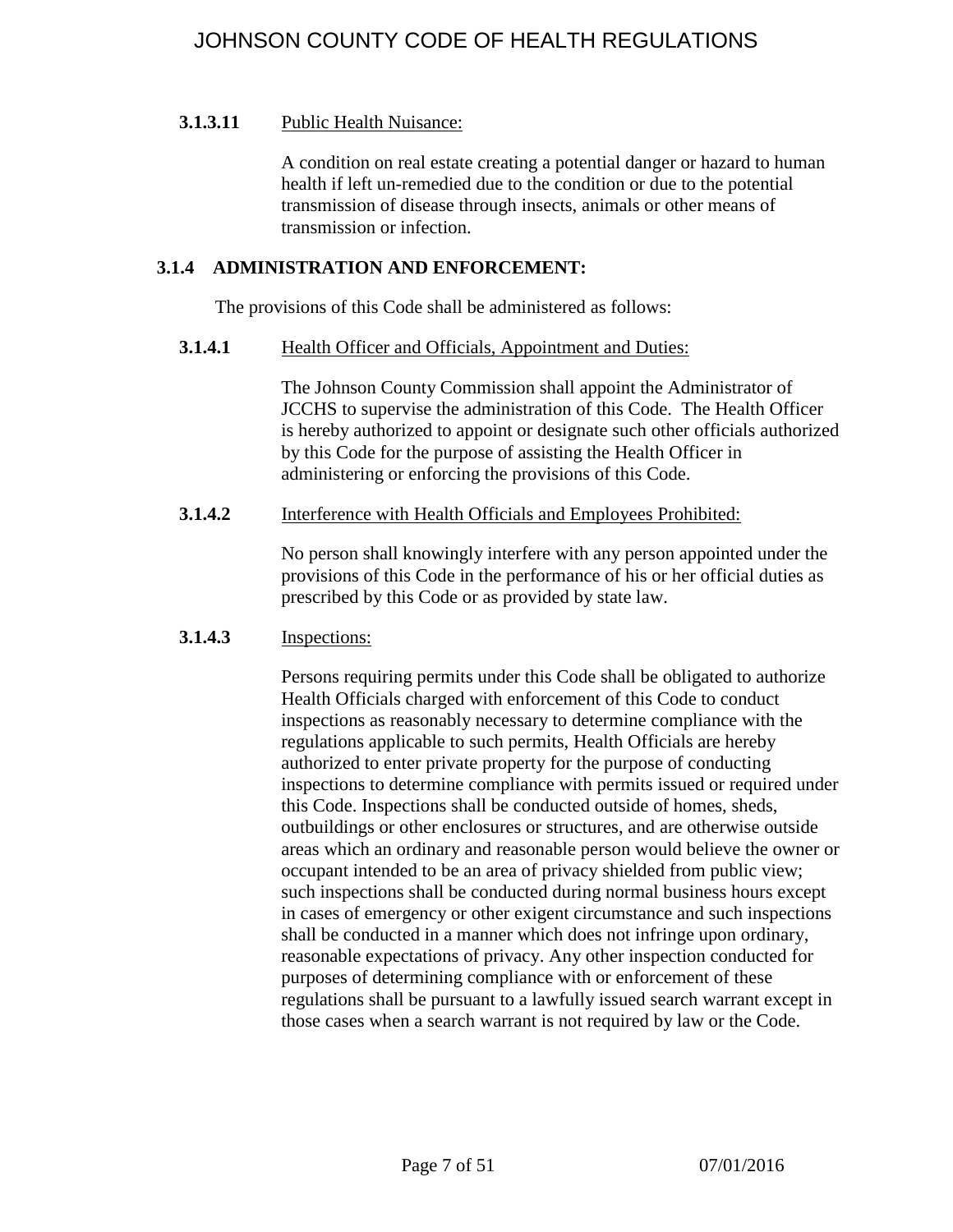**3.1.3.11** Public Health Nuisance:

A condition on real estate creating a potential danger or hazard to human health if left un-remedied due to the condition or due to the potential transmission of disease through insects, animals or other means of transmission or infection.

### 3.1.4 ADMINISTRATION AND ENFORCEMENT:

The provisions of this Code shall be administered as follows:

**3.1.4.1** Health Officer and Officials, Appointment and Duties:

The Johnson County Commission shall appoint the Administrator of JCCHS to supervise the administration of this Code. The Health Officer is hereby authorized to appoint or designate such other officials authorized by this Code for the purpose of assisting the Health Officer in administering or enforcing the provisions of this Code.

**3.1.4.2** Interference with Health Officials and Employees Prohibited:

No person shall knowingly interfere with any person appointed under the provisions of this Code in the performance of his or her official duties as prescribed by this Code or as provided by state law.

**3.1.4.3** Inspections:

Persons requiring permits under this Code shall be obligated to authorize Health Officials charged with enforcement of this Code to conduct inspections as reasonably necessary to determine compliance with the regulations applicable to such permits, Health Officials are hereby authorized to enter private property for the purpose of conducting inspections to determine compliance with permits issued or required under this Code. Inspections shall be conducted outside of homes, sheds, outbuildings or other enclosures or structures, and are otherwise outside areas which an ordinary and reasonable person would believe the owner or occupant intended to be an area of privacy shielded from public view; such inspections shall be conducted during normal business hours except in cases of emergency or other exigent circumstance and such inspections shall be conducted in a manner which does not infringe upon ordinary, reasonable expectations of privacy. Any other inspection conducted for purposes of determining compliance with or enforcement of these regulations shall be pursuant to a lawfully issued search warrant except in those cases when a search warrant is not required by law or the Code.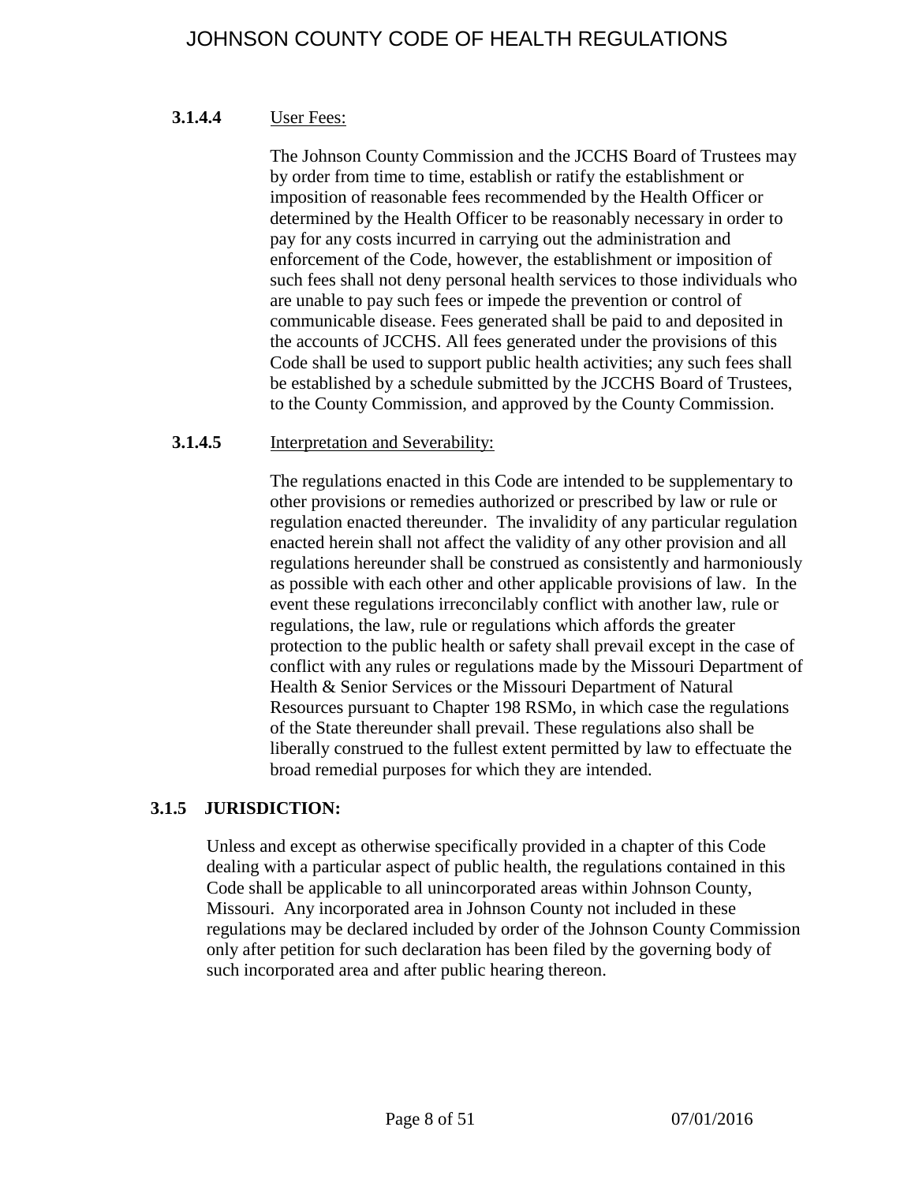#### **3.1.4.4** User Fees:

The Johnson County Commission and the JCCHS Board of Trustees may by order from time to time, establish or ratify the establishment or imposition of reasonable fees recommended by the Health Officer or determined by the Health Officer to be reasonably necessary in order to pay for any costs incurred in carrying out the administration and enforcement of the Code, however, the establishment or imposition of such fees shall not deny personal health services to those individuals who are unable to pay such fees or impede the prevention or control of communicable disease. Fees generated shall be paid to and deposited in the accounts of JCCHS. All fees generated under the provisions of this Code shall be used to support public health activities; any such fees shall be established by a schedule submitted by the JCCHS Board of Trustees, to the County Commission, and approved by the County Commission.

#### **3.1.4.5** Interpretation and Severability:

The regulations enacted in this Code are intended to be supplementary to other provisions or remedies authorized or prescribed by law or rule or regulation enacted thereunder. The invalidity of any particular regulation enacted herein shall not affect the validity of any other provision and all regulations hereunder shall be construed as consistently and harmoniously as possible with each other and other applicable provisions of law. In the event these regulations irreconcilably conflict with another law, rule or regulations, the law, rule or regulations which affords the greater protection to the public health or safety shall prevail except in the case of conflict with any rules or regulations made by the Missouri Department of Health & Senior Services or the Missouri Department of Natural Resources pursuant to Chapter 198 RSMo, in which case the regulations of the State thereunder shall prevail. These regulations also shall be liberally construed to the fullest extent permitted by law to effectuate the broad remedial purposes for which they are intended.

### **3.1.5 JURISDICTION:**

Unless and except as otherwise specifically provided in a chapter of this Code dealing with a particular aspect of public health, the regulations contained in this Code shall be applicable to all unincorporated areas within Johnson County, Missouri. Any incorporated area in Johnson County not included in these regulations may be declared included by order of the Johnson County Commission only after petition for such declaration has been filed by the governing body of such incorporated area and after public hearing thereon.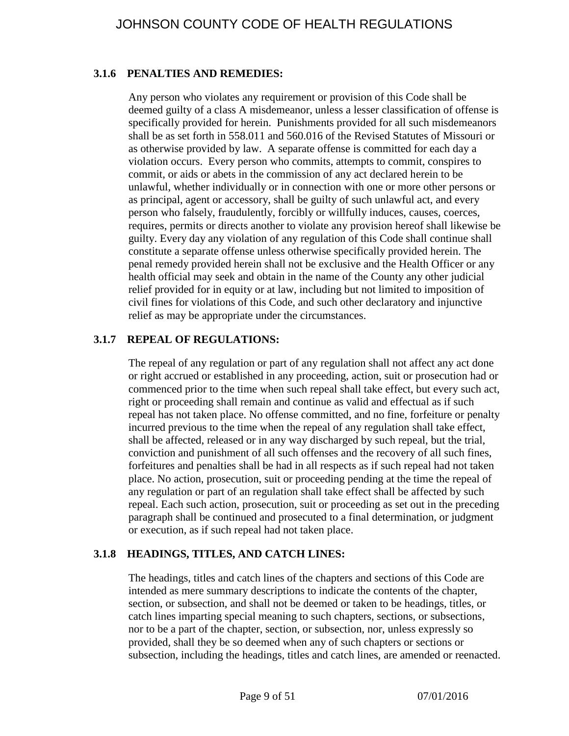### 3.1.6 PENALTIES AND REMEDIES:

Any person who violates any requirement or provision of this Code shall be deemed guilty of a class A misdemeanor, unless a lesser classification of offense is specifically provided for herein. Punishments provided for all such misdemeanors shall be as set forth in 558.011 and 560.016 of the Revised Statutes of Missouri or as otherwise provided by law. A separate offense is committed for each day a violation occurs. Every person who commits, attempts to commit, conspires to commit, or aids or abets in the commission of any act declared herein to be unlawful, whether individually or in connection with one or more other persons or as principal, agent or accessory, shall be guilty of such unlawful act, and every person who falsely, fraudulently, forcibly or willfully induces, causes, coerces, requires, permits or directs another to violate any provision hereof shall likewise be guilty. Every day any violation of any regulation of this Code shall continue shall constitute a separate offense unless otherwise specifically provided herein. The penal remedy provided herein shall not be exclusive and the Health Officer or any health official may seek and obtain in the name of the County any other judicial relief provided for in equity or at law, including but not limited to imposition of civil fines for violations of this Code, and such other declaratory and injunctive relief as may be appropriate under the circumstances.

### 3.1.7 REPEAL OF REGULATIONS:

The repeal of any regulation or part of any regulation shall not affect any act done or right accrued or established in any proceeding, action, suit or prosecution had or commenced prior to the time when such repeal shall take effect, but every such act, right or proceeding shall remain and continue as valid and effectual as if such repeal has not taken place. No offense committed, and no fine, forfeiture or penalty incurred previous to the time when the repeal of any regulation shall take effect, shall be affected, released or in any way discharged by such repeal, but the trial, conviction and punishment of all such offenses and the recovery of all such fines, forfeitures and penalties shall be had in all respects as if such repeal had not taken place. No action, prosecution, suit or proceeding pending at the time the repeal of any regulation or part of an regulation shall take effect shall be affected by such repeal. Each such action, prosecution, suit or proceeding as set out in the preceding paragraph shall be continued and prosecuted to a final determination, or judgment or execution, as if such repeal had not taken place.

### 3.1.8 HEADINGS, TITLES, AND CATCH LINES:

The headings, titles and catch lines of the chapters and sections of this Code are intended as mere summary descriptions to indicate the contents of the chapter, section, or subsection, and shall not be deemed or taken to be headings, titles, or catch lines imparting special meaning to such chapters, sections, or subsections, nor to be a part of the chapter, section, or subsection, nor, unless expressly so provided, shall they be so deemed when any of such chapters or sections or subsection, including the headings, titles and catch lines, are amended or reenacted.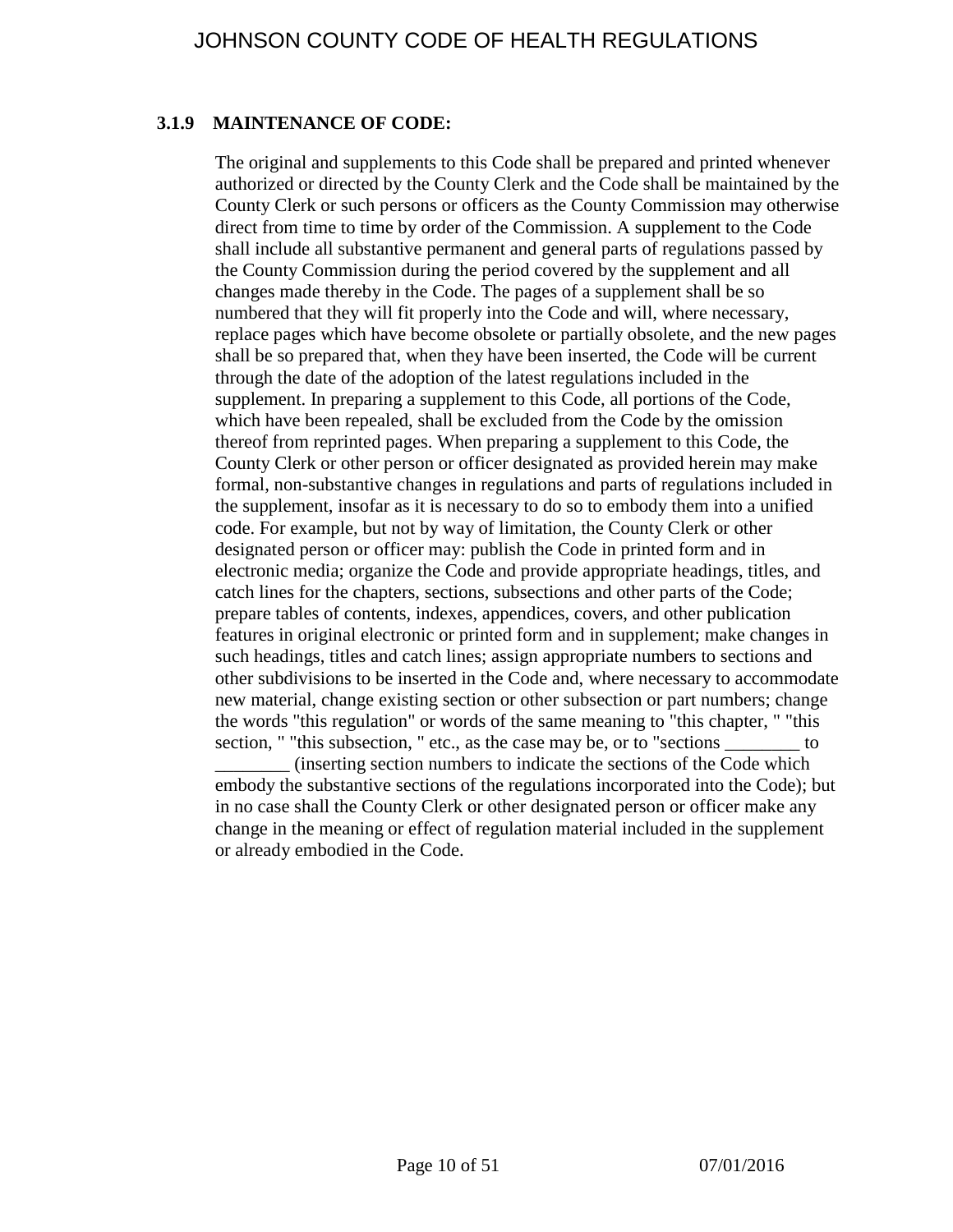### 3.1.9 MAINTENANCE OF CODE:

The original and supplements to this Code shall be prepared and printed whenever authorized or directed by the County Clerk and the Code shall be maintained by the County Clerk or such persons or officers as the County Commission may otherwise direct from time to time by order of the Commission. A supplement to the Code shall include all substantive permanent and general parts of regulations passed by the County Commission during the period covered by the supplement and all changes made thereby in the Code. The pages of a supplement shall be so numbered that they will fit properly into the Code and will, where necessary, replace pages which have become obsolete or partially obsolete, and the new pages shall be so prepared that, when they have been inserted, the Code will be current through the date of the adoption of the latest regulations included in the supplement. In preparing a supplement to this Code, all portions of the Code, which have been repealed, shall be excluded from the Code by the omission thereof from reprinted pages. When preparing a supplement to this Code, the County Clerk or other person or officer designated as provided herein may make formal, non-substantive changes in regulations and parts of regulations included in the supplement, insofar as it is necessary to do so to embody them into a unified code. For example, but not by way of limitation, the County Clerk or other designated person or officer may: publish the Code in printed form and in electronic media; organize the Code and provide appropriate headings, titles, and catch lines for the chapters, sections, subsections and other parts of the Code; prepare tables of contents, indexes, appendices, covers, and other publication features in original electronic or printed form and in supplement; make changes in such headings, titles and catch lines; assign appropriate numbers to sections and other subdivisions to be inserted in the Code and, where necessary to accommodate new material, change existing section or other subsection or part numbers; change the words "this regulation" or words of the same meaning to "this chapter, " "this section, " "this subsection, " etc., as the case may be, or to "sections ________ to ________ (inserting section numbers to indicate the sections of the Code which embody the substantive sections of the regulations incorporated into the Code); but in no case shall the County Clerk or other designated person or officer make any change in the meaning or effect of regulation material included in the supplement or already embodied in the Code.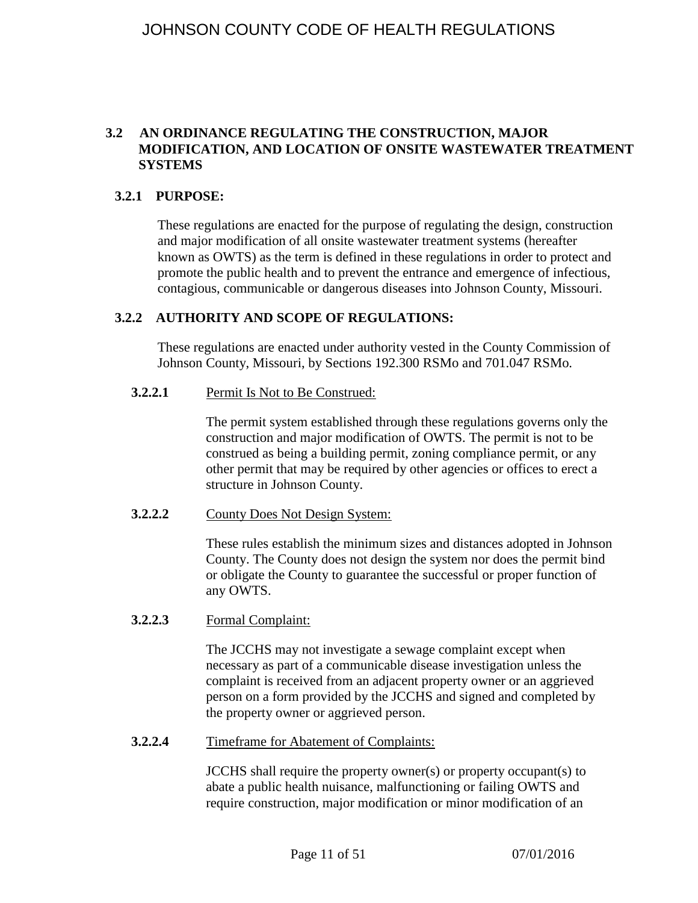## 3.2 AN ORDINANCE REGULATING THE CONSTRUCTION, MAJOR MODIFICATION, AND LOCATION OF ONSITE WASTEWATER TREATMENT SYSTEMS

### 3.2.1 PURPOSE:

These regulations are enacted for the purpose of regulating the design, construction and major modification of all onsite wastewater treatment systems (hereafter known as OWTS) as the term is defined in these regulations in order to protect and promote the public health and to prevent the entrance and emergence of infectious, contagious, communicable or dangerous diseases into Johnson County, Missouri.

### 3.2.2 AUTHORITY AND SCOPE OF REGULATIONS:

These regulations are enacted under authority vested in the County Commission of Johnson County, Missouri, by Sections 192.300 RSMo and 701.047 RSMo.

**3.2.2.1** Permit Is Not to Be Construed:

The permit system established through these regulations governs only the construction and major modification of OWTS. The permit is not to be construed as being a building permit, zoning compliance permit, or any other permit that may be required by other agencies or offices to erect a structure in Johnson County.

**3.2.2.2** County Does Not Design System:

These rules establish the minimum sizes and distances adopted in Johnson County. The County does not design the system nor does the permit bind or obligate the County to guarantee the successful or proper function of any OWTS.

**3.2.2.3** Formal Complaint:

The JCCHS may not investigate a sewage complaint except when necessary as part of a communicable disease investigation unless the complaint is received from an adjacent property owner or an aggrieved person on a form provided by the JCCHS and signed and completed by the property owner or aggrieved person.

**3.2.2.4** Timeframe for Abatement of Complaints:

JCCHS shall require the property owner(s) or property occupant(s) to abate a public health nuisance, malfunctioning or failing OWTS and require construction, major modification or minor modification of an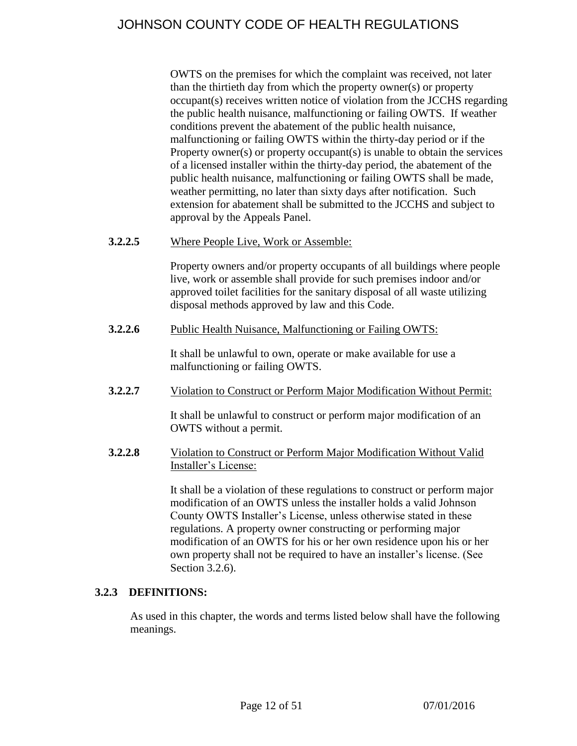OWTS on the premises for which the complaint was received, not later than the thirtieth day from which the property owner(s) or property occupant(s) receives written notice of violation from the JCCHS regarding the public health nuisance, malfunctioning or failing OWTS. If weather conditions prevent the abatement of the public health nuisance, malfunctioning or failing OWTS within the thirty-day period or if the Property owner(s) or property occupant(s) is unable to obtain the services of a licensed installer within the thirty-day period, the abatement of the public health nuisance, malfunctioning or failing OWTS shall be made, weather permitting, no later than sixty days after notification. Such extension for abatement shall be submitted to the JCCHS and subject to approval by the Appeals Panel.

**3.2.2.5** Where People Live, Work or Assemble:

Property owners and/or property occupants of all buildings where people live, work or assemble shall provide for such premises indoor and/or approved toilet facilities for the sanitary disposal of all waste utilizing disposal methods approved by law and this Code.

**3.2.2.6** Public Health Nuisance, Malfunctioning or Failing OWTS:

It shall be unlawful to own, operate or make available for use a malfunctioning or failing OWTS.

**3.2.2.7** Violation to Construct or Perform Major Modification Without Permit:

It shall be unlawful to construct or perform major modification of an OWTS without a permit.

**3.2.2.8** Violation to Construct or Perform Major Modification Without Valid Installer's License:

It shall be a violation of these regulations to construct or perform major modification of an OWTS unless the installer holds a valid Johnson County OWTS Installer's License, unless otherwise stated in these regulations. A property owner constructing or performing major modification of an OWTS for his or her own residence upon his or her own property shall not be required to have an installer's license. (See Section 3.2.6).

### 3.2.3 DEFINITIONS:

As used in this chapter, the words and terms listed below shall have the following meanings.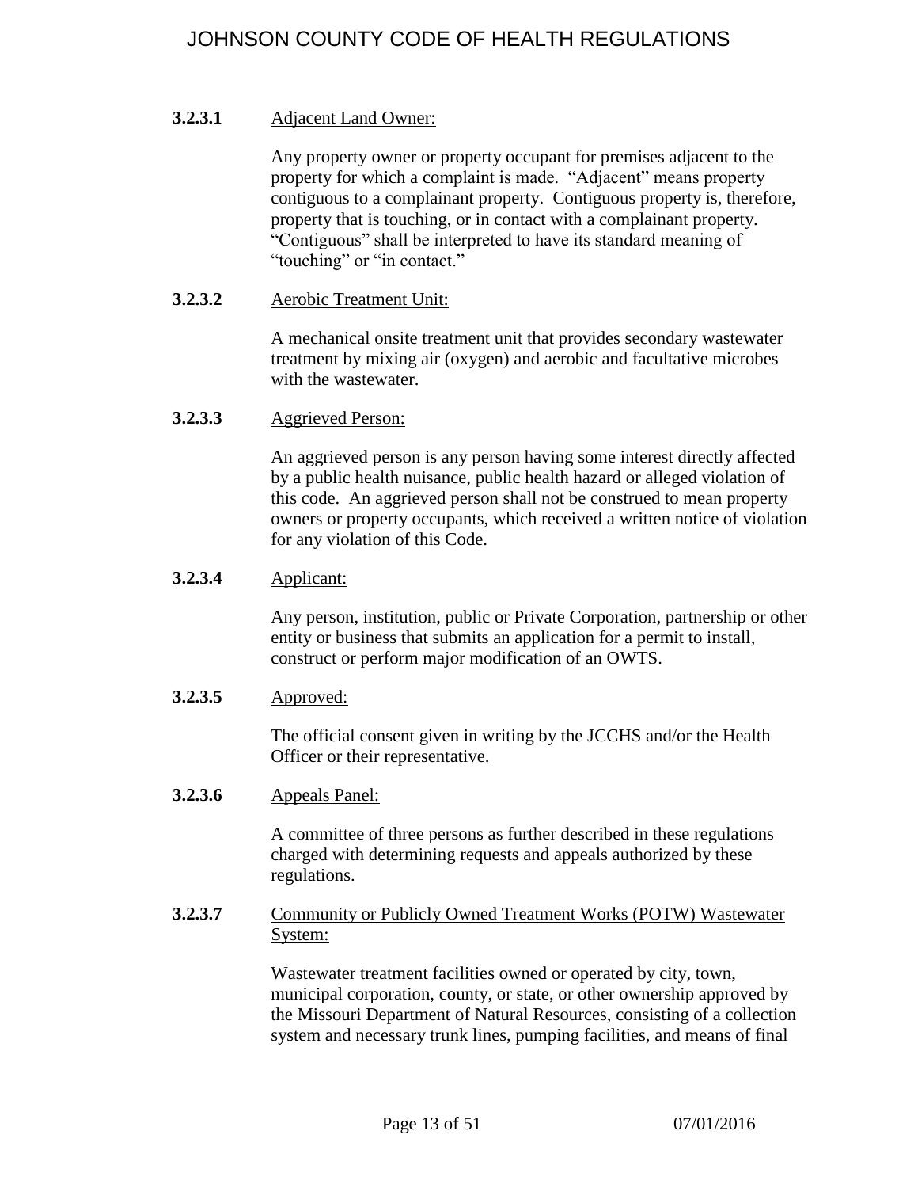**3.2.3.1** <u>Adjacent Land Owner:</u>

Any property owner or property occupant for premises adjacent to the property for which a complaint is made. "Adjacent" means property contiguous to a complainant property. Contiguous property is, therefore, property that is touching, or in contact with a complainant property. "Contiguous" shall be interpreted to have its standard meaning of "touching" or "in contact."

**3.2.3.2** <u>Aerobic Treatment Unit:</u>

A mechanical onsite treatment unit that provides secondary wastewater treatment by mixing air (oxygen) and aerobic and facultative microbes with the wastewater.

**3.2.3.3** <u>Aggrieved Person:</u>

An aggrieved person is any person having some interest directly affected by a public health nuisance, public health hazard or alleged violation of this code. An aggrieved person shall not be construed to mean property owners or property occupants, which received a written notice of violation for any violation of this Code.

**3.2.3.4** <u>Applicant:</u>

Any person, institution, public or Private Corporation, partnership or other entity or business that submits an application for a permit to install, construct or perform major modification of an OWTS.

**3.2.3.5** <u>Approved:</u>

The official consent given in writing by the JCCHS and/or the Health Officer or their representative.

**3.2.3.6** <u>Appeals Panel:</u>

A committee of three persons as further described in these regulations charged with determining requests and appeals authorized by these regulations.

**3.2.3.7** <u>Community or Publicly Owned Treatment Works (POTW) Wastewater System:</u>

Wastewater treatment facilities owned or operated by city, town, municipal corporation, county, or state, or other ownership approved by the Missouri Department of Natural Resources, consisting of a collection system and necessary trunk lines, pumping facilities, and means of final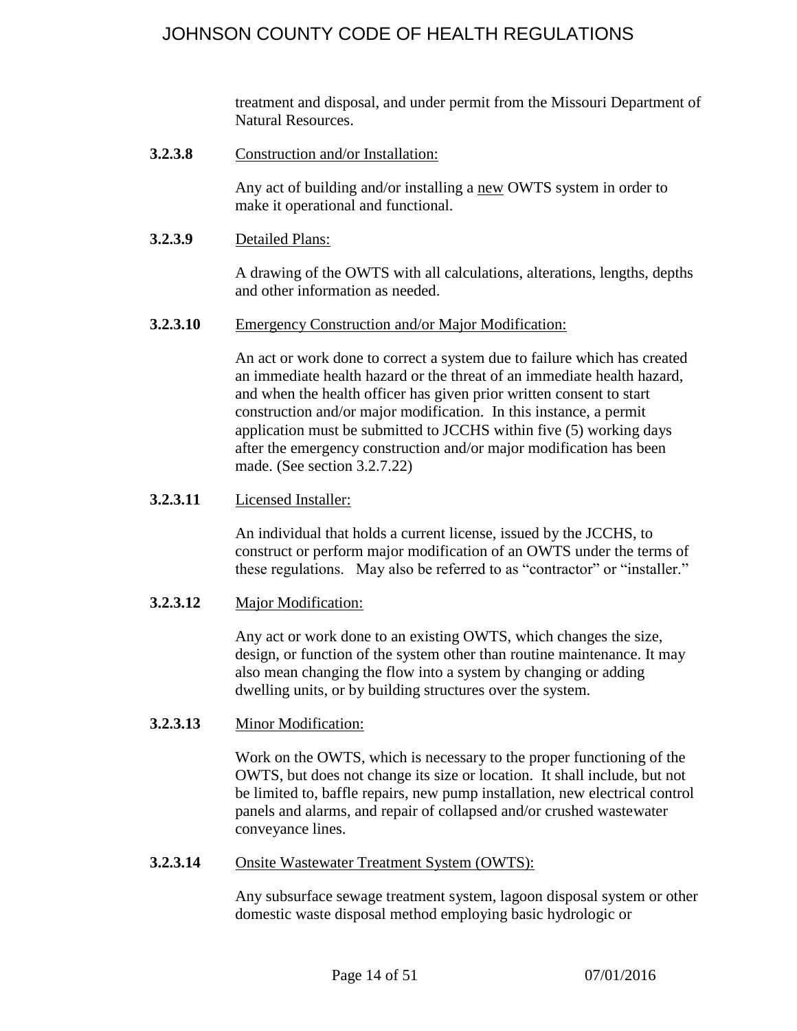treatment and disposal, and under permit from the Missouri Department of Natural Resources.

**3.2.3.8** Construction and/or Installation:

Any act of building and/or installing a new OWTS system in order to make it operational and functional.

**3.2.3.9** Detailed Plans:

A drawing of the OWTS with all calculations, alterations, lengths, depths and other information as needed.

**3.2.3.10** Emergency Construction and/or Major Modification:

An act or work done to correct a system due to failure which has created an immediate health hazard or the threat of an immediate health hazard, and when the health officer has given prior written consent to start construction and/or major modification. In this instance, a permit application must be submitted to JCCHS within five (5) working days after the emergency construction and/or major modification has been made. (See section 3.2.7.22)

**3.2.3.11** Licensed Installer:

An individual that holds a current license, issued by the JCCHS, to construct or perform major modification of an OWTS under the terms of these regulations. May also be referred to as "contractor" or "installer."

**3.2.3.12** Major Modification:

Any act or work done to an existing OWTS, which changes the size, design, or function of the system other than routine maintenance. It may also mean changing the flow into a system by changing or adding dwelling units, or by building structures over the system.

**3.2.3.13** Minor Modification:

Work on the OWTS, which is necessary to the proper functioning of the OWTS, but does not change its size or location. It shall include, but not be limited to, baffle repairs, new pump installation, new electrical control panels and alarms, and repair of collapsed and/or crushed wastewater conveyance lines.

**3.2.3.14** Onsite Wastewater Treatment System (OWTS):

Any subsurface sewage treatment system, lagoon disposal system or other domestic waste disposal method employing basic hydrologic or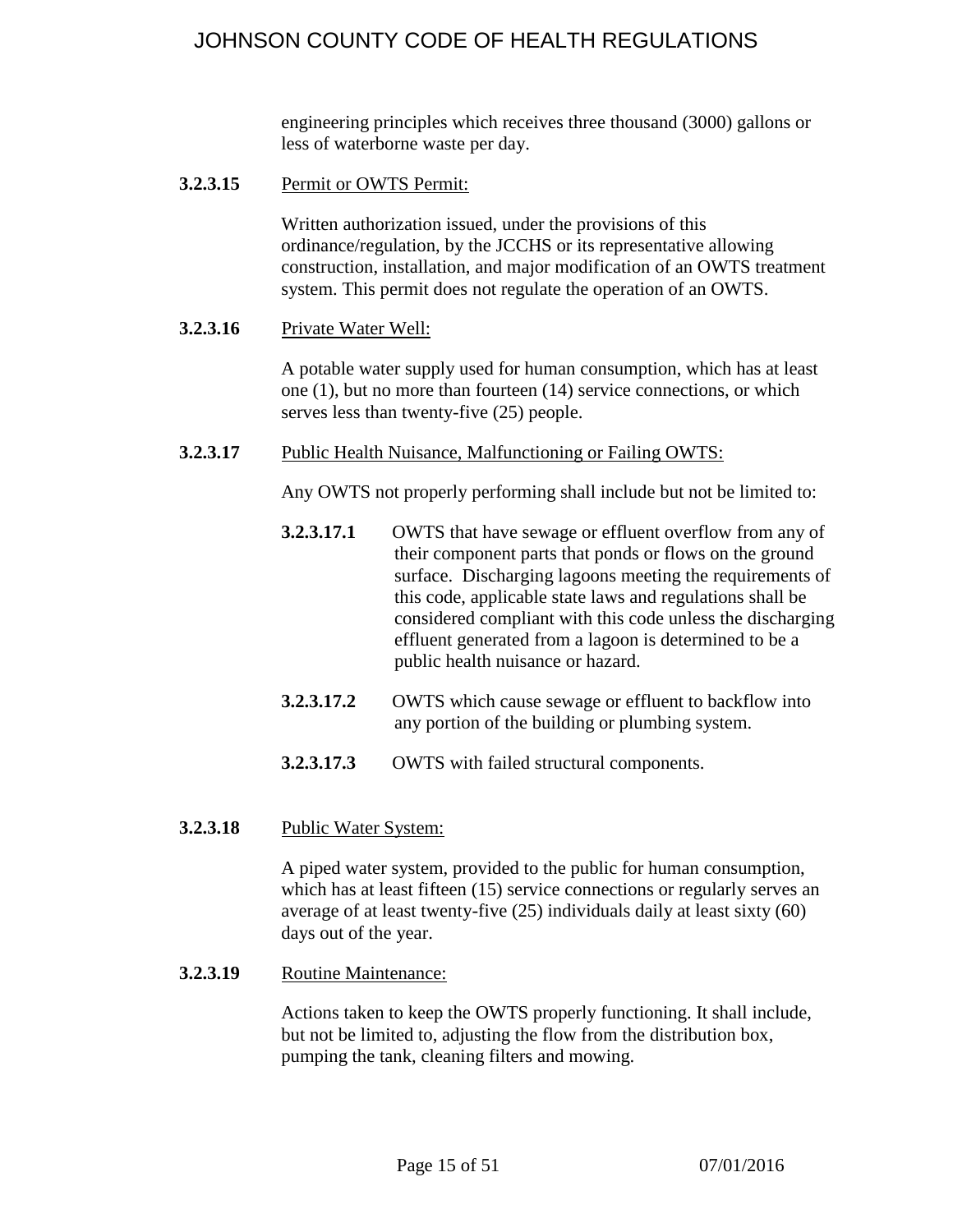engineering principles which receives three thousand (3000) gallons or less of waterborne waste per day.

**3.2.3.15** Permit or OWTS Permit:

Written authorization issued, under the provisions of this ordinance/regulation, by the JCCHS or its representative allowing construction, installation, and major modification of an OWTS treatment system. This permit does not regulate the operation of an OWTS.

**3.2.3.16** Private Water Well:

A potable water supply used for human consumption, which has at least one (1), but no more than fourteen (14) service connections, or which serves less than twenty-five (25) people.

**3.2.3.17** Public Health Nuisance, Malfunctioning or Failing OWTS:

Any OWTS not properly performing shall include but not be limited to:

**3.2.3.17.1** OWTS that have sewage or effluent overflow from any of their component parts that ponds or flows on the ground surface. Discharging lagoons meeting the requirements of this code, applicable state laws and regulations shall be considered compliant with this code unless the discharging effluent generated from a lagoon is determined to be a public health nuisance or hazard.

**3.2.3.17.2** OWTS which cause sewage or effluent to backflow into any portion of the building or plumbing system.

**3.2.3.17.3** OWTS with failed structural components.

**3.2.3.18** Public Water System:

A piped water system, provided to the public for human consumption, which has at least fifteen (15) service connections or regularly serves an average of at least twenty-five (25) individuals daily at least sixty (60) days out of the year.

**3.2.3.19** Routine Maintenance:

Actions taken to keep the OWTS properly functioning. It shall include, but not be limited to, adjusting the flow from the distribution box, pumping the tank, cleaning filters and mowing.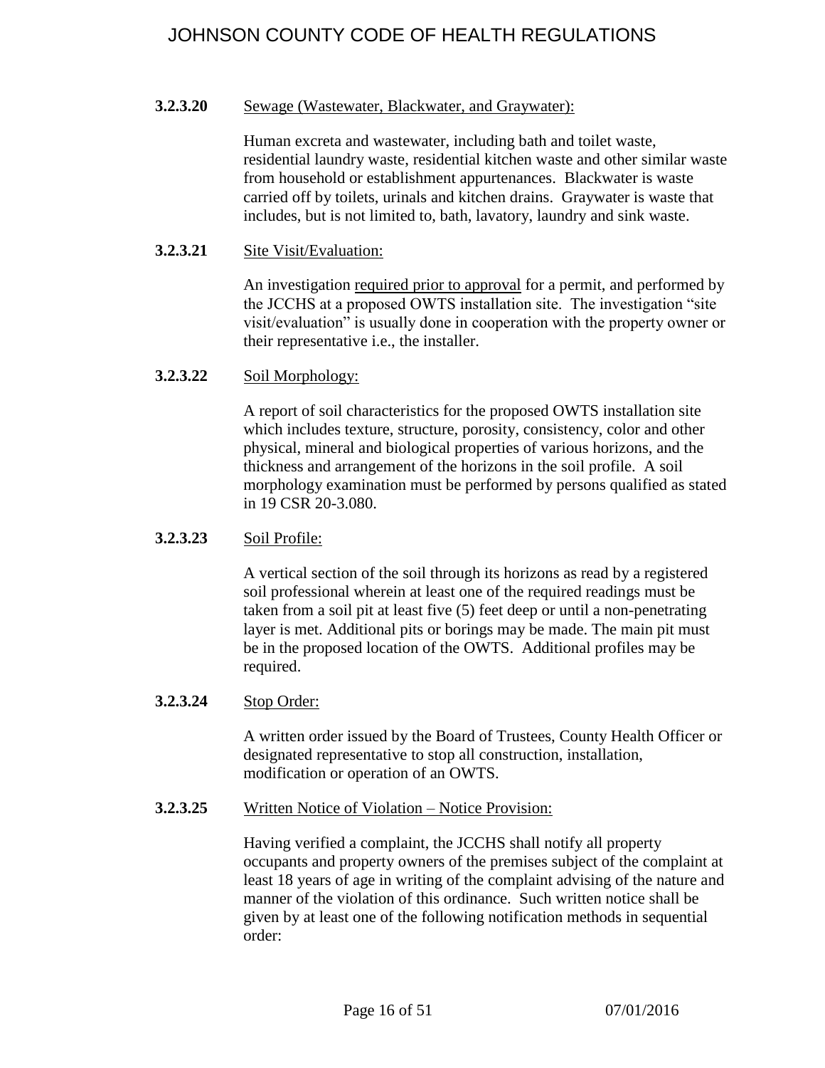**3.2.3.20** Sewage (Wastewater, Blackwater, and Graywater):

Human excreta and wastewater, including bath and toilet waste, residential laundry waste, residential kitchen waste and other similar waste from household or establishment appurtenances. Blackwater is waste carried off by toilets, urinals and kitchen drains. Graywater is waste that includes, but is not limited to, bath, lavatory, laundry and sink waste.

**3.2.3.21** Site Visit/Evaluation:

An investigation required prior to approval for a permit, and performed by the JCCHS at a proposed OWTS installation site. The investigation "site visit/evaluation" is usually done in cooperation with the property owner or their representative i.e., the installer.

**3.2.3.22** Soil Morphology:

A report of soil characteristics for the proposed OWTS installation site which includes texture, structure, porosity, consistency, color and other physical, mineral and biological properties of various horizons, and the thickness and arrangement of the horizons in the soil profile. A soil morphology examination must be performed by persons qualified as stated in 19 CSR 20-3.080.

**3.2.3.23** Soil Profile:

A vertical section of the soil through its horizons as read by a registered soil professional wherein at least one of the required readings must be taken from a soil pit at least five (5) feet deep or until a non-penetrating layer is met. Additional pits or borings may be made. The main pit must be in the proposed location of the OWTS. Additional profiles may be required.

**3.2.3.24** Stop Order:

A written order issued by the Board of Trustees, County Health Officer or designated representative to stop all construction, installation, modification or operation of an OWTS.

**3.2.3.25** Written Notice of Violation – Notice Provision:

Having verified a complaint, the JCCHS shall notify all property occupants and property owners of the premises subject of the complaint at least 18 years of age in writing of the complaint advising of the nature and manner of the violation of this ordinance. Such written notice shall be given by at least one of the following notification methods in sequential order: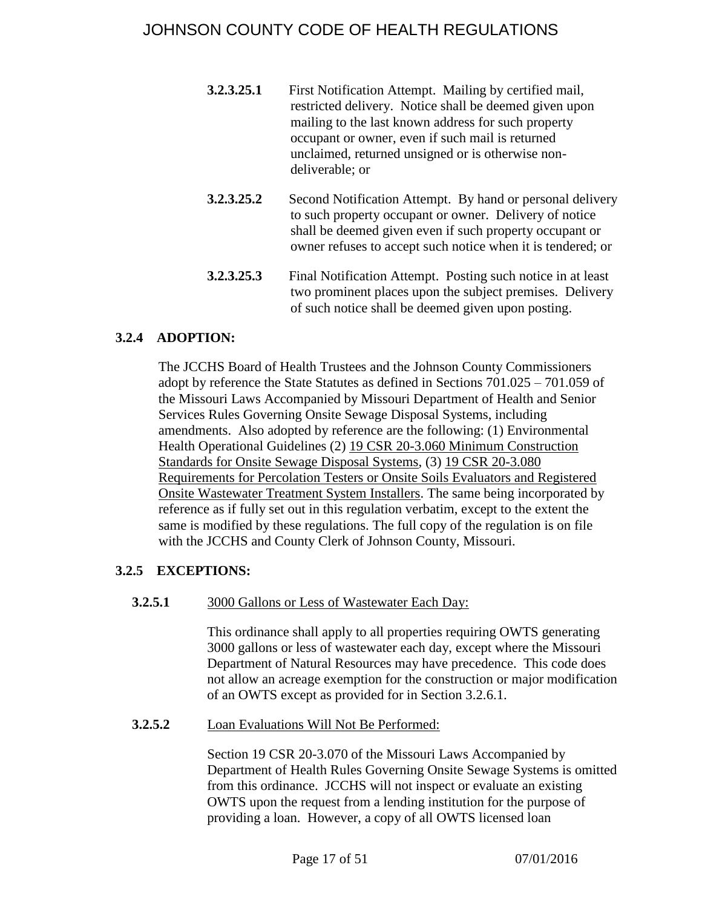**3.2.3.25.1** First Notification Attempt. Mailing by certified mail, restricted delivery. Notice shall be deemed given upon mailing to the last known address for such property occupant or owner, even if such mail is returned unclaimed, returned unsigned or is otherwise non-deliverable; or

**3.2.3.25.2** Second Notification Attempt. By hand or personal delivery to such property occupant or owner. Delivery of notice shall be deemed given even if such property occupant or owner refuses to accept such notice when it is tendered; or

**3.2.3.25.3** Final Notification Attempt. Posting such notice in at least two prominent places upon the subject premises. Delivery of such notice shall be deemed given upon posting.

### 3.2.4 ADOPTION:

The JCCHS Board of Health Trustees and the Johnson County Commissioners adopt by reference the State Statutes as defined in Sections 701.025 – 701.059 of the Missouri Laws Accompanied by Missouri Department of Health and Senior Services Rules Governing Onsite Sewage Disposal Systems, including amendments. Also adopted by reference are the following: (1) Environmental Health Operational Guidelines (2) 19 CSR 20-3.060 Minimum Construction Standards for Onsite Sewage Disposal Systems, (3) 19 CSR 20-3.080 Requirements for Percolation Testers or Onsite Soils Evaluators and Registered Onsite Wastewater Treatment System Installers. The same being incorporated by reference as if fully set out in this regulation verbatim, except to the extent the same is modified by these regulations. The full copy of the regulation is on file with the JCCHS and County Clerk of Johnson County, Missouri.

### 3.2.5 EXCEPTIONS:

**3.2.5.1** 3000 Gallons or Less of Wastewater Each Day:

This ordinance shall apply to all properties requiring OWTS generating 3000 gallons or less of wastewater each day, except where the Missouri Department of Natural Resources may have precedence. This code does not allow an acreage exemption for the construction or major modification of an OWTS except as provided for in Section 3.2.6.1.

**3.2.5.2** Loan Evaluations Will Not Be Performed:

Section 19 CSR 20-3.070 of the Missouri Laws Accompanied by Department of Health Rules Governing Onsite Sewage Systems is omitted from this ordinance. JCCHS will not inspect or evaluate an existing OWTS upon the request from a lending institution for the purpose of providing a loan. However, a copy of all OWTS licensed loan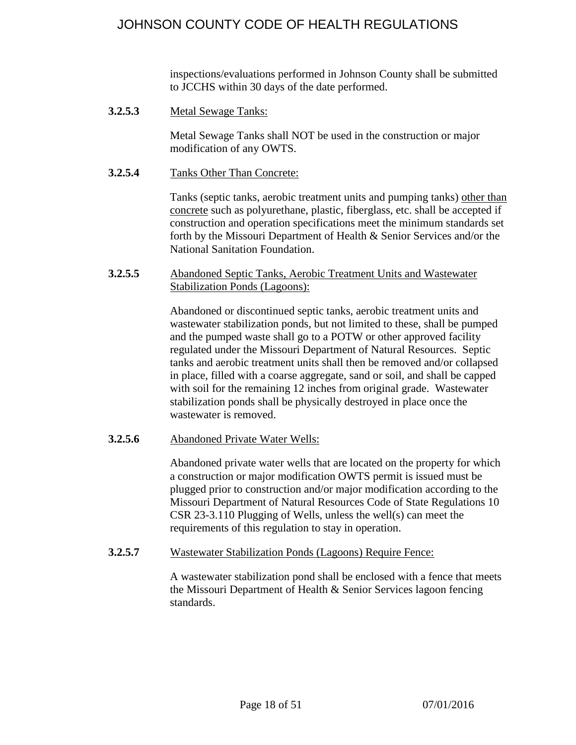inspections/evaluations performed in Johnson County shall be submitted to JCCHS within 30 days of the date performed.

**3.2.5.3** Metal Sewage Tanks:

Metal Sewage Tanks shall NOT be used in the construction or major modification of any OWTS.

**3.2.5.4** Tanks Other Than Concrete:

Tanks (septic tanks, aerobic treatment units and pumping tanks) other than concrete such as polyurethane, plastic, fiberglass, etc. shall be accepted if construction and operation specifications meet the minimum standards set forth by the Missouri Department of Health & Senior Services and/or the National Sanitation Foundation.

**3.2.5.5** Abandoned Septic Tanks, Aerobic Treatment Units and Wastewater Stabilization Ponds (Lagoons):

Abandoned or discontinued septic tanks, aerobic treatment units and wastewater stabilization ponds, but not limited to these, shall be pumped and the pumped waste shall go to a POTW or other approved facility regulated under the Missouri Department of Natural Resources. Septic tanks and aerobic treatment units shall then be removed and/or collapsed in place, filled with a coarse aggregate, sand or soil, and shall be capped with soil for the remaining 12 inches from original grade. Wastewater stabilization ponds shall be physically destroyed in place once the wastewater is removed.

**3.2.5.6** Abandoned Private Water Wells:

Abandoned private water wells that are located on the property for which a construction or major modification OWTS permit is issued must be plugged prior to construction and/or major modification according to the Missouri Department of Natural Resources Code of State Regulations 10 CSR 23-3.110 Plugging of Wells, unless the well(s) can meet the requirements of this regulation to stay in operation.

**3.2.5.7** Wastewater Stabilization Ponds (Lagoons) Require Fence:

A wastewater stabilization pond shall be enclosed with a fence that meets the Missouri Department of Health & Senior Services lagoon fencing standards.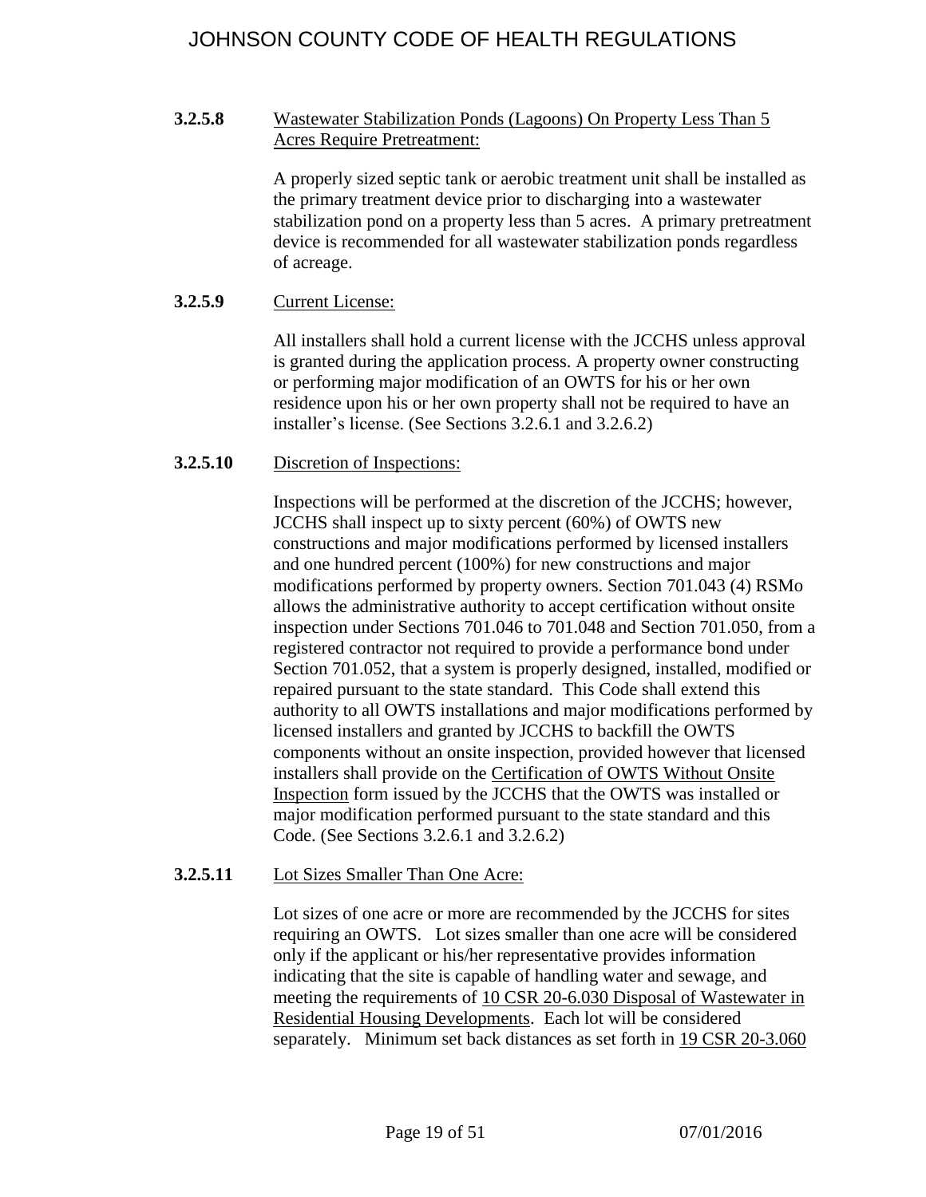**3.2.5.8** Wastewater Stabilization Ponds (Lagoons) On Property Less Than 5 Acres Require Pretreatment:

A properly sized septic tank or aerobic treatment unit shall be installed as the primary treatment device prior to discharging into a wastewater stabilization pond on a property less than 5 acres. A primary pretreatment device is recommended for all wastewater stabilization ponds regardless of acreage.

**3.2.5.9** Current License:

All installers shall hold a current license with the JCCHS unless approval is granted during the application process. A property owner constructing or performing major modification of an OWTS for his or her own residence upon his or her own property shall not be required to have an installer's license. (See Sections 3.2.6.1 and 3.2.6.2)

**3.2.5.10** Discretion of Inspections:

Inspections will be performed at the discretion of the JCCHS; however, JCCHS shall inspect up to sixty percent (60%) of OWTS new constructions and major modifications performed by licensed installers and one hundred percent (100%) for new constructions and major modifications performed by property owners. Section 701.043 (4) RSMo allows the administrative authority to accept certification without onsite inspection under Sections 701.046 to 701.048 and Section 701.050, from a registered contractor not required to provide a performance bond under Section 701.052, that a system is properly designed, installed, modified or repaired pursuant to the state standard. This Code shall extend this authority to all OWTS installations and major modifications performed by licensed installers and granted by JCCHS to backfill the OWTS components without an onsite inspection, provided however that licensed installers shall provide on the Certification of OWTS Without Onsite Inspection form issued by the JCCHS that the OWTS was installed or major modification performed pursuant to the state standard and this Code. (See Sections 3.2.6.1 and 3.2.6.2)

**3.2.5.11** Lot Sizes Smaller Than One Acre:

Lot sizes of one acre or more are recommended by the JCCHS for sites requiring an OWTS. Lot sizes smaller than one acre will be considered only if the applicant or his/her representative provides information indicating that the site is capable of handling water and sewage, and meeting the requirements of 10 CSR 20-6.030 Disposal of Wastewater in Residential Housing Developments. Each lot will be considered separately. Minimum set back distances as set forth in 19 CSR 20-3.060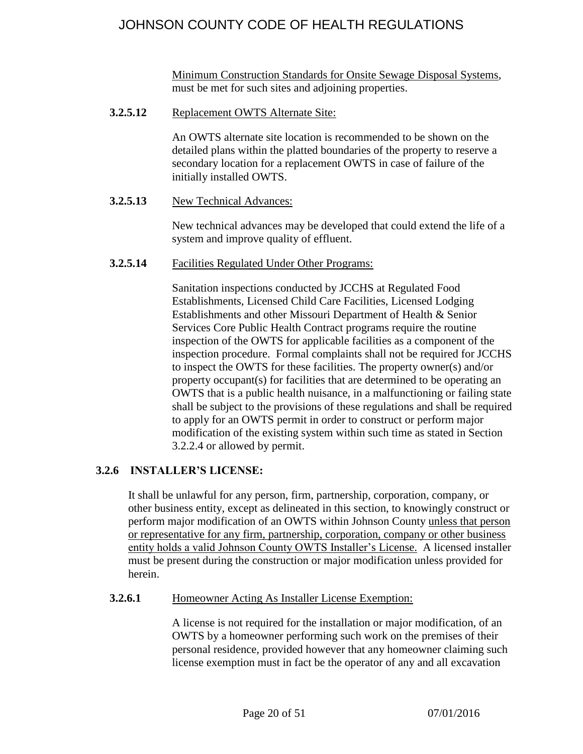Minimum Construction Standards for Onsite Sewage Disposal Systems, must be met for such sites and adjoining properties.

**3.2.5.12** Replacement OWTS Alternate Site:

An OWTS alternate site location is recommended to be shown on the detailed plans within the platted boundaries of the property to reserve a secondary location for a replacement OWTS in case of failure of the initially installed OWTS.

**3.2.5.13** New Technical Advances:

New technical advances may be developed that could extend the life of a system and improve quality of effluent.

**3.2.5.14** Facilities Regulated Under Other Programs:

Sanitation inspections conducted by JCCHS at Regulated Food Establishments, Licensed Child Care Facilities, Licensed Lodging Establishments and other Missouri Department of Health & Senior Services Core Public Health Contract programs require the routine inspection of the OWTS for applicable facilities as a component of the inspection procedure. Formal complaints shall not be required for JCCHS to inspect the OWTS for these facilities. The property owner(s) and/or property occupant(s) for facilities that are determined to be operating an OWTS that is a public health nuisance, in a malfunctioning or failing state shall be subject to the provisions of these regulations and shall be required to apply for an OWTS permit in order to construct or perform major modification of the existing system within such time as stated in Section 3.2.2.4 or allowed by permit.

## 3.2.6 INSTALLER'S LICENSE:

It shall be unlawful for any person, firm, partnership, corporation, company, or other business entity, except as delineated in this section, to knowingly construct or perform major modification of an OWTS within Johnson County unless that person or representative for any firm, partnership, corporation, company or other business entity holds a valid Johnson County OWTS Installer's License. A licensed installer must be present during the construction or major modification unless provided for herein.

**3.2.6.1** Homeowner Acting As Installer License Exemption:

A license is not required for the installation or major modification, of an OWTS by a homeowner performing such work on the premises of their personal residence, provided however that any homeowner claiming such license exemption must in fact be the operator of any and all excavation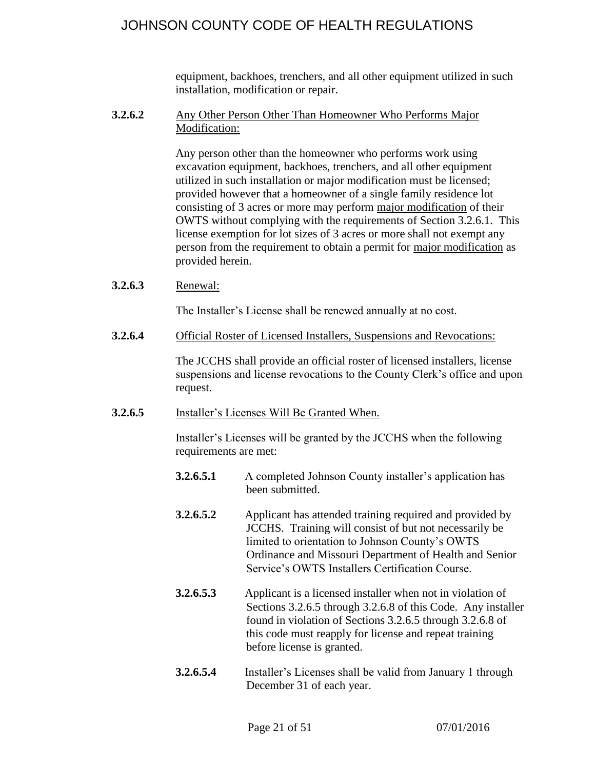equipment, backhoes, trenchers, and all other equipment utilized in such installation, modification or repair.

**3.2.6.2** Any Other Person Other Than Homeowner Who Performs Major Modification:

Any person other than the homeowner who performs work using excavation equipment, backhoes, trenchers, and all other equipment utilized in such installation or major modification must be licensed; provided however that a homeowner of a single family residence lot consisting of 3 acres or more may perform major modification of their OWTS without complying with the requirements of Section 3.2.6.1. This license exemption for lot sizes of 3 acres or more shall not exempt any person from the requirement to obtain a permit for major modification as provided herein.

**3.2.6.3** Renewal:

The Installer's License shall be renewed annually at no cost.

**3.2.6.4** Official Roster of Licensed Installers, Suspensions and Revocations:

The JCCHS shall provide an official roster of licensed installers, license suspensions and license revocations to the County Clerk's office and upon request.

**3.2.6.5** Installer's Licenses Will Be Granted When.

Installer's Licenses will be granted by the JCCHS when the following requirements are met:

**3.2.6.5.1** A completed Johnson County installer's application has been submitted.

**3.2.6.5.2** Applicant has attended training required and provided by JCCHS. Training will consist of but not necessarily be limited to orientation to Johnson County's OWTS Ordinance and Missouri Department of Health and Senior Service's OWTS Installers Certification Course.

**3.2.6.5.3** Applicant is a licensed installer when not in violation of Sections 3.2.6.5 through 3.2.6.8 of this Code. Any installer found in violation of Sections 3.2.6.5 through 3.2.6.8 of this code must reapply for license and repeat training before license is granted.

**3.2.6.5.4** Installer's Licenses shall be valid from January 1 through December 31 of each year.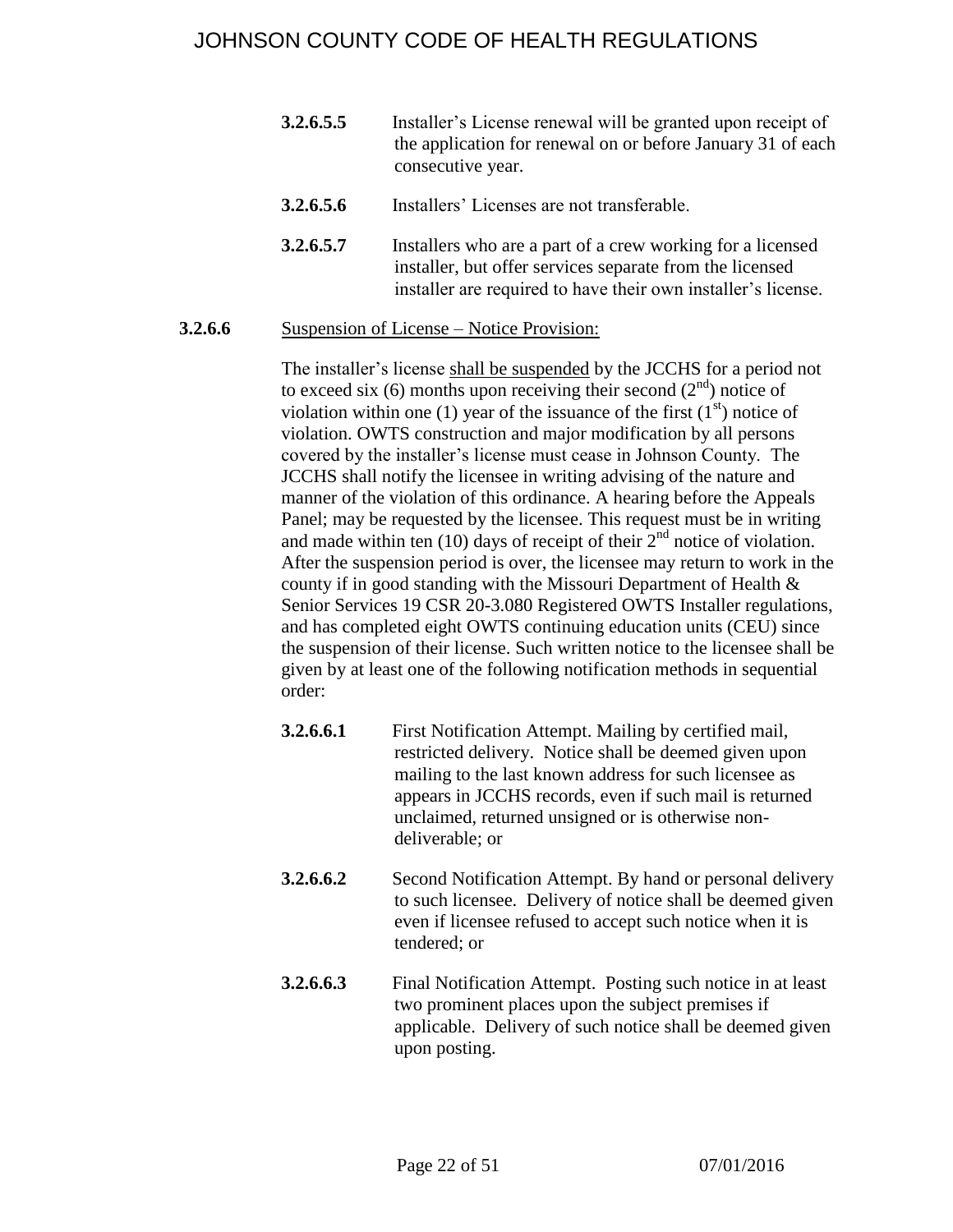**3.2.6.5.5** Installer's License renewal will be granted upon receipt of the application for renewal on or before January 31 of each consecutive year.

**3.2.6.5.6** Installers' Licenses are not transferable.

**3.2.6.5.7** Installers who are a part of a crew working for a licensed installer, but offer services separate from the licensed installer are required to have their own installer's license.

**3.2.6.6** Suspension of License – Notice Provision:

The installer's license shall be suspended by the JCCHS for a period not to exceed six (6) months upon receiving their second ($2^{nd}$) notice of violation within one (1) year of the issuance of the first ($1^{st}$) notice of violation. OWTS construction and major modification by all persons covered by the installer's license must cease in Johnson County. The JCCHS shall notify the licensee in writing advising of the nature and manner of the violation of this ordinance. A hearing before the Appeals Panel; may be requested by the licensee. This request must be in writing and made within ten (10) days of receipt of their $2^{nd}$ notice of violation. After the suspension period is over, the licensee may return to work in the county if in good standing with the Missouri Department of Health & Senior Services 19 CSR 20-3.080 Registered OWTS Installer regulations, and has completed eight OWTS continuing education units (CEU) since the suspension of their license. Such written notice to the licensee shall be given by at least one of the following notification methods in sequential order:

**3.2.6.6.1** First Notification Attempt. Mailing by certified mail, restricted delivery. Notice shall be deemed given upon mailing to the last known address for such licensee as appears in JCCHS records, even if such mail is returned unclaimed, returned unsigned or is otherwise non-deliverable; or

**3.2.6.6.2** Second Notification Attempt. By hand or personal delivery to such licensee. Delivery of notice shall be deemed given even if licensee refused to accept such notice when it is tendered; or

**3.2.6.6.3** Final Notification Attempt. Posting such notice in at least two prominent places upon the subject premises if applicable. Delivery of such notice shall be deemed given upon posting.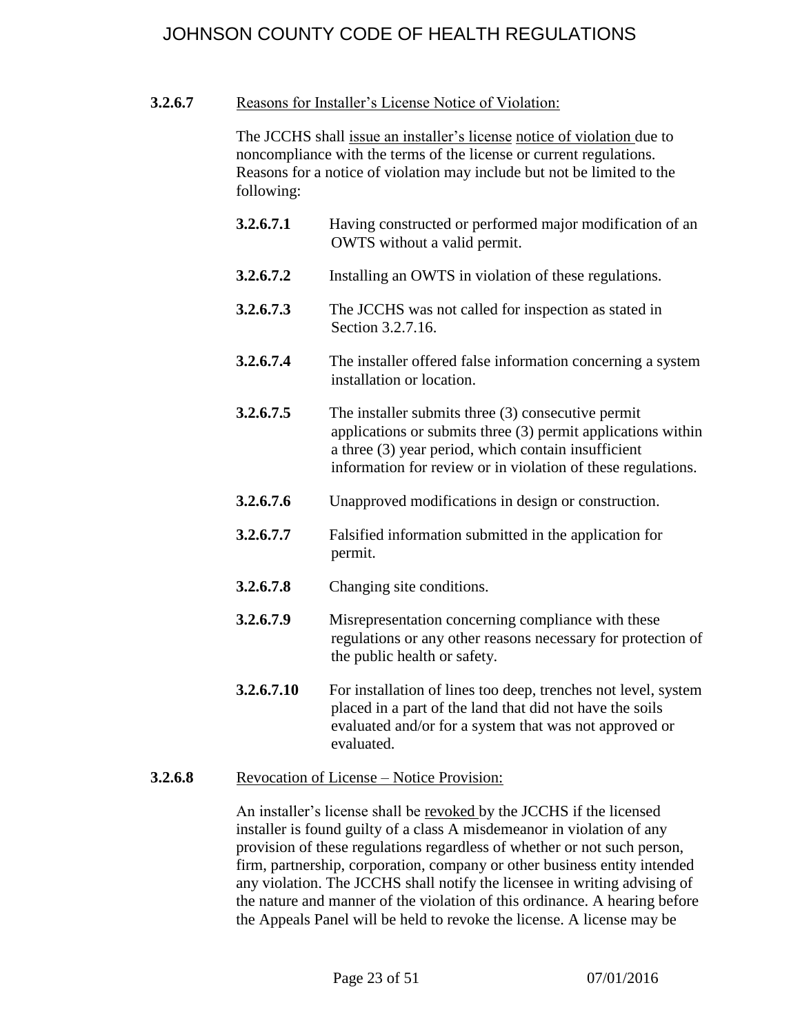**3.2.6.7** Reasons for Installer's License Notice of Violation:

The JCCHS shall issue an installer's license notice of violation due to noncompliance with the terms of the license or current regulations. Reasons for a notice of violation may include but not be limited to the following:

**3.2.6.7.1** Having constructed or performed major modification of an OWTS without a valid permit.

**3.2.6.7.2** Installing an OWTS in violation of these regulations.

**3.2.6.7.3** The JCCHS was not called for inspection as stated in Section 3.2.7.16.

**3.2.6.7.4** The installer offered false information concerning a system installation or location.

**3.2.6.7.5** The installer submits three (3) consecutive permit applications or submits three (3) permit applications within a three (3) year period, which contain insufficient information for review or in violation of these regulations.

**3.2.6.7.6** Unapproved modifications in design or construction.

**3.2.6.7.7** Falsified information submitted in the application for permit.

**3.2.6.7.8** Changing site conditions.

**3.2.6.7.9** Misrepresentation concerning compliance with these regulations or any other reasons necessary for protection of the public health or safety.

**3.2.6.7.10** For installation of lines too deep, trenches not level, system placed in a part of the land that did not have the soils evaluated and/or for a system that was not approved or evaluated.

**3.2.6.8** Revocation of License – Notice Provision:

An installer's license shall be revoked by the JCCHS if the licensed installer is found guilty of a class A misdemeanor in violation of any provision of these regulations regardless of whether or not such person, firm, partnership, corporation, company or other business entity intended any violation. The JCCHS shall notify the licensee in writing advising of the nature and manner of the violation of this ordinance. A hearing before the Appeals Panel will be held to revoke the license. A license may be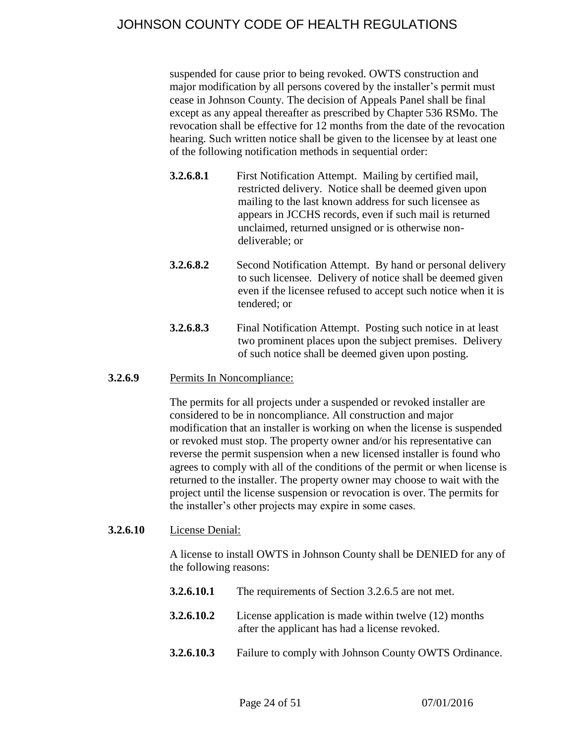suspended for cause prior to being revoked. OWTS construction and major modification by all persons covered by the installer's permit must cease in Johnson County. The decision of Appeals Panel shall be final except as any appeal thereafter as prescribed by Chapter 536 RSMo. The revocation shall be effective for 12 months from the date of the revocation hearing. Such written notice shall be given to the licensee by at least one of the following notification methods in sequential order:

**3.2.6.8.1** First Notification Attempt. Mailing by certified mail, restricted delivery. Notice shall be deemed given upon mailing to the last known address for such licensee as appears in JCCHS records, even if such mail is returned unclaimed, returned unsigned or is otherwise non-deliverable; or

**3.2.6.8.2** Second Notification Attempt. By hand or personal delivery to such licensee. Delivery of notice shall be deemed given even if the licensee refused to accept such notice when it is tendered; or

**3.2.6.8.3** Final Notification Attempt. Posting such notice in at least two prominent places upon the subject premises. Delivery of such notice shall be deemed given upon posting.

**3.2.6.9** Permits In Noncompliance:

The permits for all projects under a suspended or revoked installer are considered to be in noncompliance. All construction and major modification that an installer is working on when the license is suspended or revoked must stop. The property owner and/or his representative can reverse the permit suspension when a new licensed installer is found who agrees to comply with all of the conditions of the permit or when license is returned to the installer. The property owner may choose to wait with the project until the license suspension or revocation is over. The permits for the installer's other projects may expire in some cases.

**3.2.6.10** License Denial:

A license to install OWTS in Johnson County shall be DENIED for any of the following reasons:

**3.2.6.10.1** The requirements of Section 3.2.6.5 are not met.

**3.2.6.10.2** License application is made within twelve (12) months after the applicant has had a license revoked.

**3.2.6.10.3** Failure to comply with Johnson County OWTS Ordinance.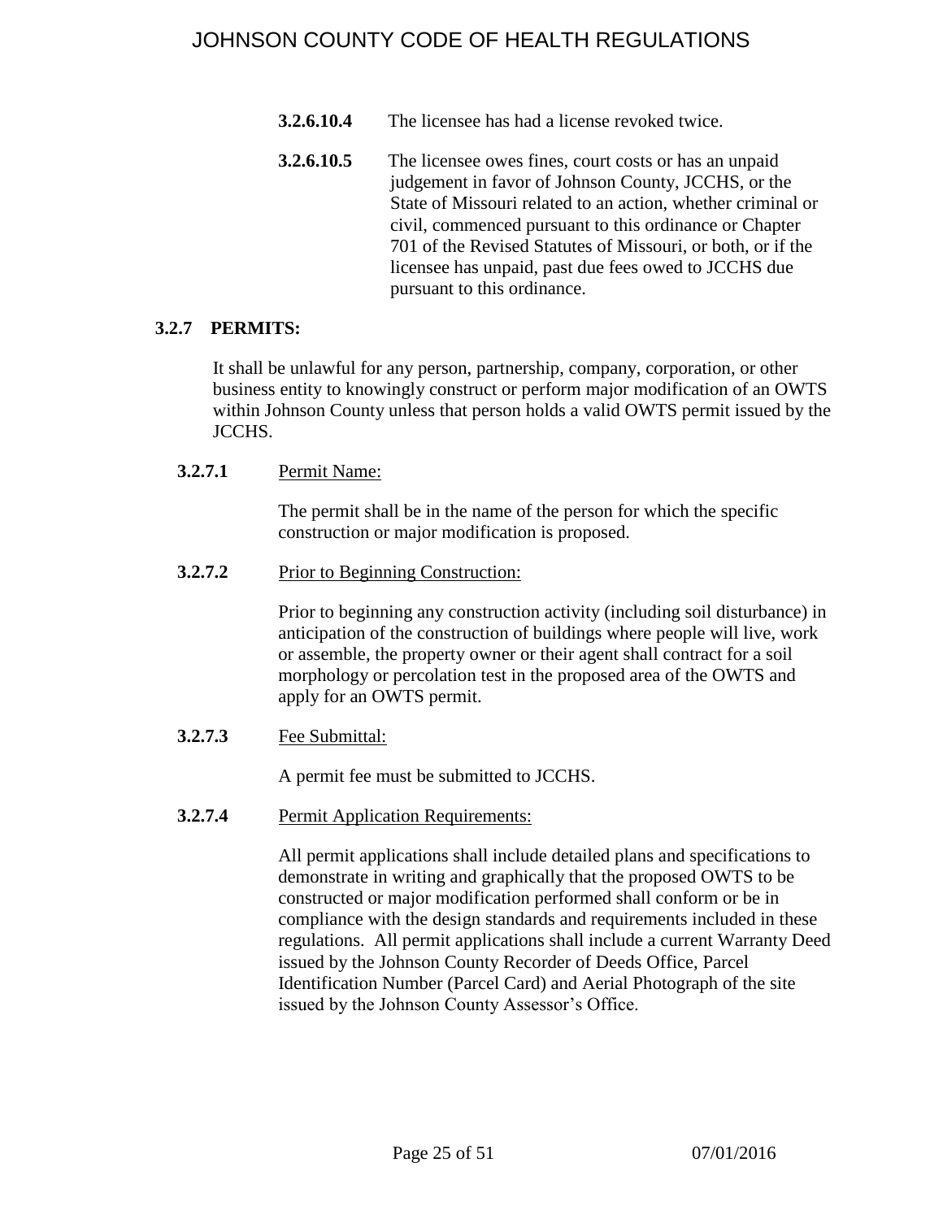**3.2.6.10.4** The licensee has had a license revoked twice.

**3.2.6.10.5** The licensee owes fines, court costs or has an unpaid judgement in favor of Johnson County, JCCHS, or the State of Missouri related to an action, whether criminal or civil, commenced pursuant to this ordinance or Chapter 701 of the Revised Statutes of Missouri, or both, or if the licensee has unpaid, past due fees owed to JCCHS due pursuant to this ordinance.

### 3.2.7 PERMITS:

It shall be unlawful for any person, partnership, company, corporation, or other business entity to knowingly construct or perform major modification of an OWTS within Johnson County unless that person holds a valid OWTS permit issued by the JCCHS.

**3.2.7.1** Permit Name:

The permit shall be in the name of the person for which the specific construction or major modification is proposed.

**3.2.7.2** Prior to Beginning Construction:

Prior to beginning any construction activity (including soil disturbance) in anticipation of the construction of buildings where people will live, work or assemble, the property owner or their agent shall contract for a soil morphology or percolation test in the proposed area of the OWTS and apply for an OWTS permit.

**3.2.7.3** Fee Submittal:

A permit fee must be submitted to JCCHS.

**3.2.7.4** Permit Application Requirements:

All permit applications shall include detailed plans and specifications to demonstrate in writing and graphically that the proposed OWTS to be constructed or major modification performed shall conform or be in compliance with the design standards and requirements included in these regulations. All permit applications shall include a current Warranty Deed issued by the Johnson County Recorder of Deeds Office, Parcel Identification Number (Parcel Card) and Aerial Photograph of the site issued by the Johnson County Assessor's Office.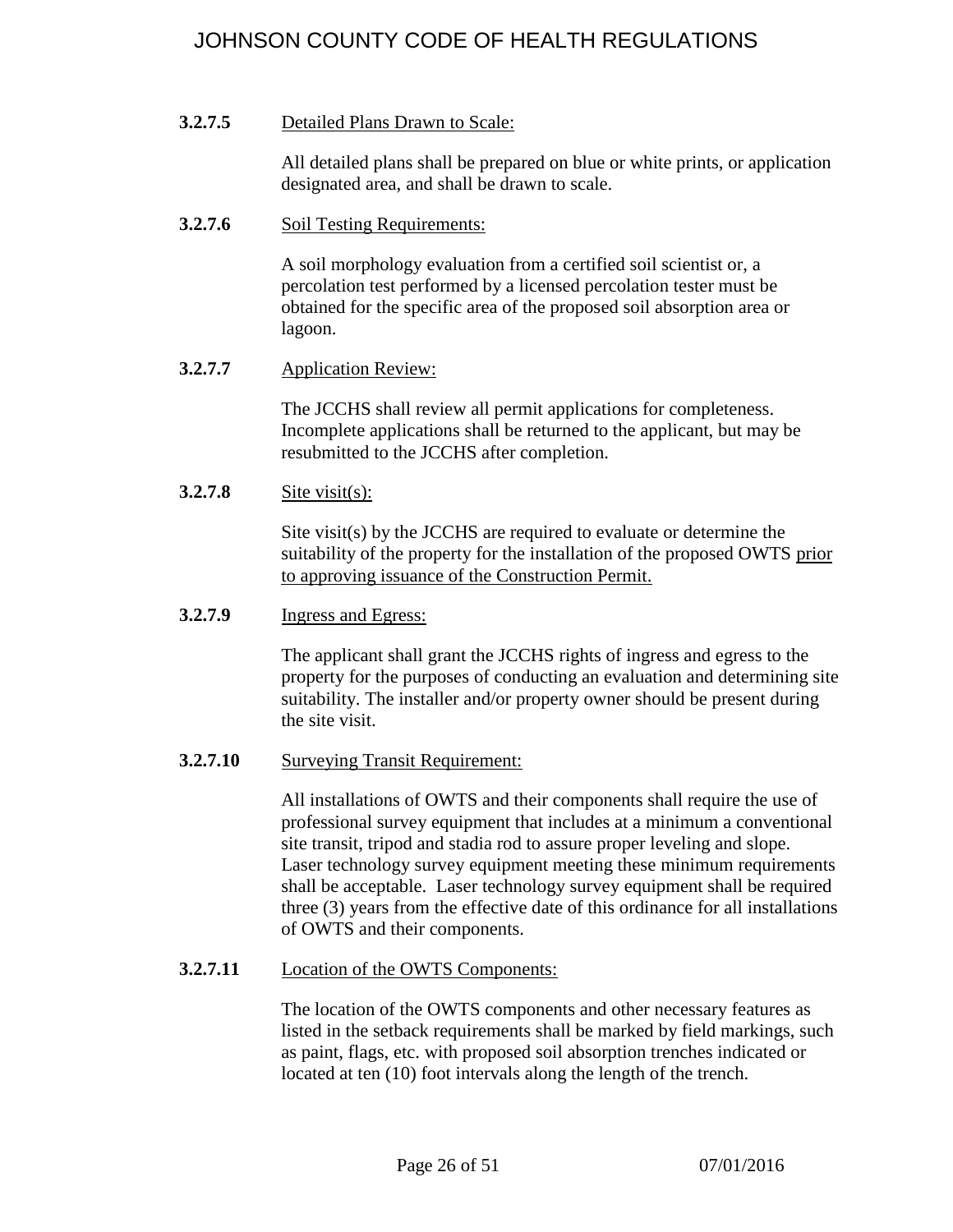**3.2.7.5** Detailed Plans Drawn to Scale:

All detailed plans shall be prepared on blue or white prints, or application designated area, and shall be drawn to scale.

**3.2.7.6** Soil Testing Requirements:

A soil morphology evaluation from a certified soil scientist or, a percolation test performed by a licensed percolation tester must be obtained for the specific area of the proposed soil absorption area or lagoon.

**3.2.7.7** Application Review:

The JCCHS shall review all permit applications for completeness. Incomplete applications shall be returned to the applicant, but may be resubmitted to the JCCHS after completion.

**3.2.7.8** Site visit(s):

Site visit(s) by the JCCHS are required to evaluate or determine the suitability of the property for the installation of the proposed OWTS prior to approving issuance of the Construction Permit.

**3.2.7.9** Ingress and Egress:

The applicant shall grant the JCCHS rights of ingress and egress to the property for the purposes of conducting an evaluation and determining site suitability. The installer and/or property owner should be present during the site visit.

**3.2.7.10** Surveying Transit Requirement:

All installations of OWTS and their components shall require the use of professional survey equipment that includes at a minimum a conventional site transit, tripod and stadia rod to assure proper leveling and slope. Laser technology survey equipment meeting these minimum requirements shall be acceptable. Laser technology survey equipment shall be required three (3) years from the effective date of this ordinance for all installations of OWTS and their components.

**3.2.7.11** Location of the OWTS Components:

The location of the OWTS components and other necessary features as listed in the setback requirements shall be marked by field markings, such as paint, flags, etc. with proposed soil absorption trenches indicated or located at ten (10) foot intervals along the length of the trench.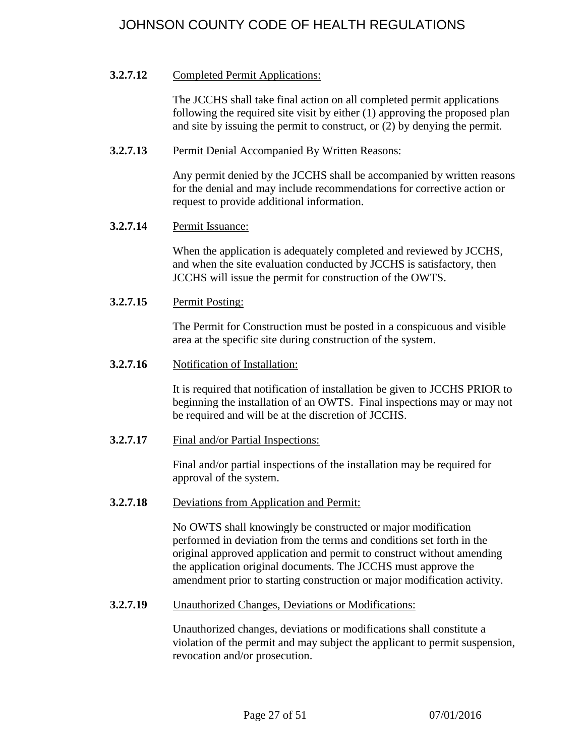**3.2.7.12** <u>Completed Permit Applications:</u>

The JCCHS shall take final action on all completed permit applications following the required site visit by either (1) approving the proposed plan and site by issuing the permit to construct, or (2) by denying the permit.

**3.2.7.13** <u>Permit Denial Accompanied By Written Reasons:</u>

Any permit denied by the JCCHS shall be accompanied by written reasons for the denial and may include recommendations for corrective action or request to provide additional information.

**3.2.7.14** <u>Permit Issuance:</u>

When the application is adequately completed and reviewed by JCCHS, and when the site evaluation conducted by JCCHS is satisfactory, then JCCHS will issue the permit for construction of the OWTS.

**3.2.7.15** <u>Permit Posting:</u>

The Permit for Construction must be posted in a conspicuous and visible area at the specific site during construction of the system.

**3.2.7.16** <u>Notification of Installation:</u>

It is required that notification of installation be given to JCCHS PRIOR to beginning the installation of an OWTS. Final inspections may or may not be required and will be at the discretion of JCCHS.

**3.2.7.17** <u>Final and/or Partial Inspections:</u>

Final and/or partial inspections of the installation may be required for approval of the system.

**3.2.7.18** <u>Deviations from Application and Permit:</u>

No OWTS shall knowingly be constructed or major modification performed in deviation from the terms and conditions set forth in the original approved application and permit to construct without amending the application original documents. The JCCHS must approve the amendment prior to starting construction or major modification activity.

**3.2.7.19** <u>Unauthorized Changes, Deviations or Modifications:</u>

Unauthorized changes, deviations or modifications shall constitute a violation of the permit and may subject the applicant to permit suspension, revocation and/or prosecution.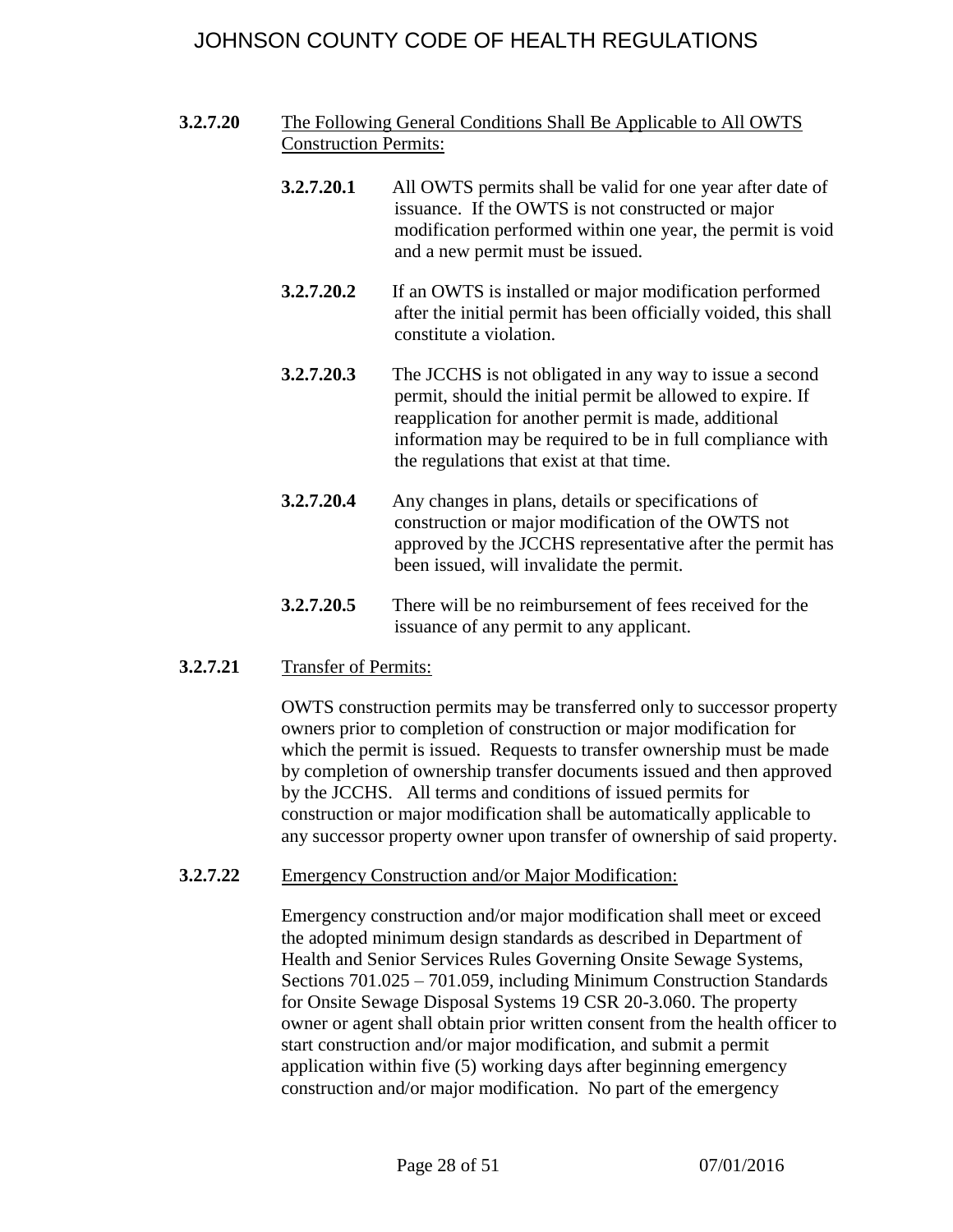**3.2.7.20** <u>The Following General Conditions Shall Be Applicable to All OWTS Construction Permits:</u>

**3.2.7.20.1** All OWTS permits shall be valid for one year after date of issuance. If the OWTS is not constructed or major modification performed within one year, the permit is void and a new permit must be issued.

**3.2.7.20.2** If an OWTS is installed or major modification performed after the initial permit has been officially voided, this shall constitute a violation.

**3.2.7.20.3** The JCCHS is not obligated in any way to issue a second permit, should the initial permit be allowed to expire. If reapplication for another permit is made, additional information may be required to be in full compliance with the regulations that exist at that time.

**3.2.7.20.4** Any changes in plans, details or specifications of construction or major modification of the OWTS not approved by the JCCHS representative after the permit has been issued, will invalidate the permit.

**3.2.7.20.5** There will be no reimbursement of fees received for the issuance of any permit to any applicant.

**3.2.7.21** <u>Transfer of Permits:</u>

OWTS construction permits may be transferred only to successor property owners prior to completion of construction or major modification for which the permit is issued. Requests to transfer ownership must be made by completion of ownership transfer documents issued and then approved by the JCCHS. All terms and conditions of issued permits for construction or major modification shall be automatically applicable to any successor property owner upon transfer of ownership of said property.

**3.2.7.22** <u>Emergency Construction and/or Major Modification:</u>

Emergency construction and/or major modification shall meet or exceed the adopted minimum design standards as described in Department of Health and Senior Services Rules Governing Onsite Sewage Systems, Sections 701.025 – 701.059, including Minimum Construction Standards for Onsite Sewage Disposal Systems 19 CSR 20-3.060. The property owner or agent shall obtain prior written consent from the health officer to start construction and/or major modification, and submit a permit application within five (5) working days after beginning emergency construction and/or major modification. No part of the emergency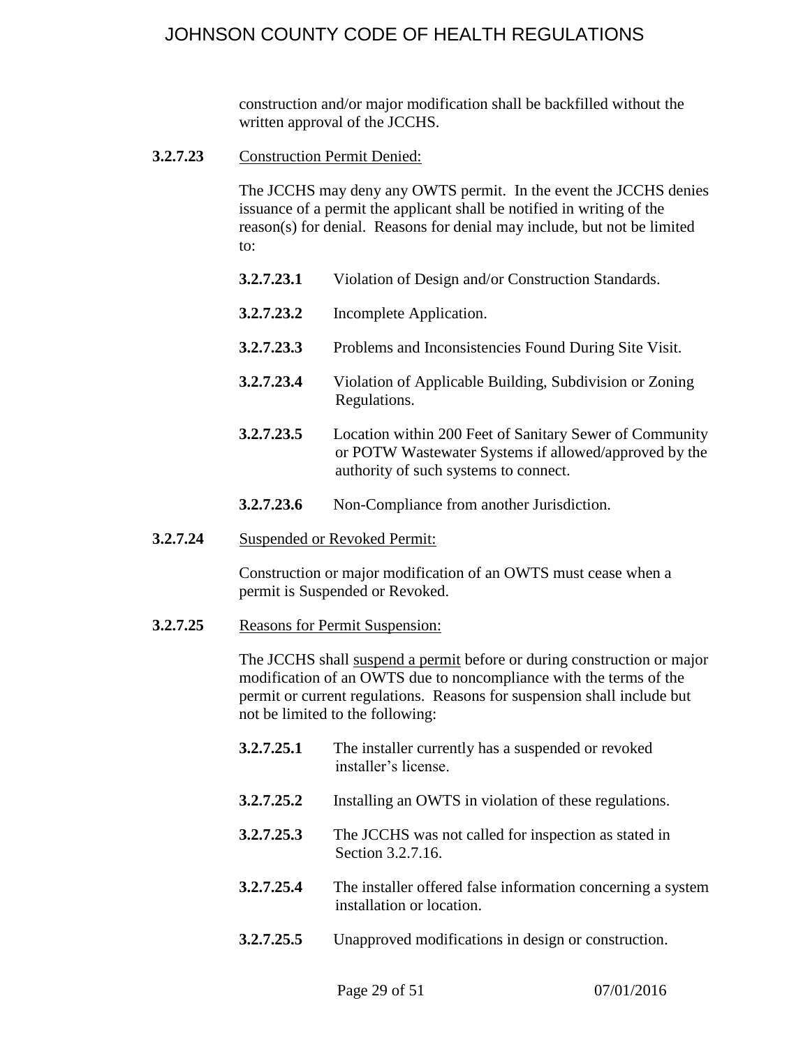construction and/or major modification shall be backfilled without the written approval of the JCCHS.

**3.2.7.23** Construction Permit Denied:

The JCCHS may deny any OWTS permit. In the event the JCCHS denies issuance of a permit the applicant shall be notified in writing of the reason(s) for denial. Reasons for denial may include, but not be limited to:

**3.2.7.23.1** Violation of Design and/or Construction Standards.

**3.2.7.23.2** Incomplete Application.

**3.2.7.23.3** Problems and Inconsistencies Found During Site Visit.

**3.2.7.23.4** Violation of Applicable Building, Subdivision or Zoning Regulations.

**3.2.7.23.5** Location within 200 Feet of Sanitary Sewer of Community or POTW Wastewater Systems if allowed/approved by the authority of such systems to connect.

**3.2.7.23.6** Non-Compliance from another Jurisdiction.

**3.2.7.24** Suspended or Revoked Permit:

Construction or major modification of an OWTS must cease when a permit is Suspended or Revoked.

**3.2.7.25** Reasons for Permit Suspension:

The JCCHS shall suspend a permit before or during construction or major modification of an OWTS due to noncompliance with the terms of the permit or current regulations. Reasons for suspension shall include but not be limited to the following:

**3.2.7.25.1** The installer currently has a suspended or revoked installer's license.

**3.2.7.25.2** Installing an OWTS in violation of these regulations.

**3.2.7.25.3** The JCCHS was not called for inspection as stated in Section 3.2.7.16.

**3.2.7.25.4** The installer offered false information concerning a system installation or location.

**3.2.7.25.5** Unapproved modifications in design or construction.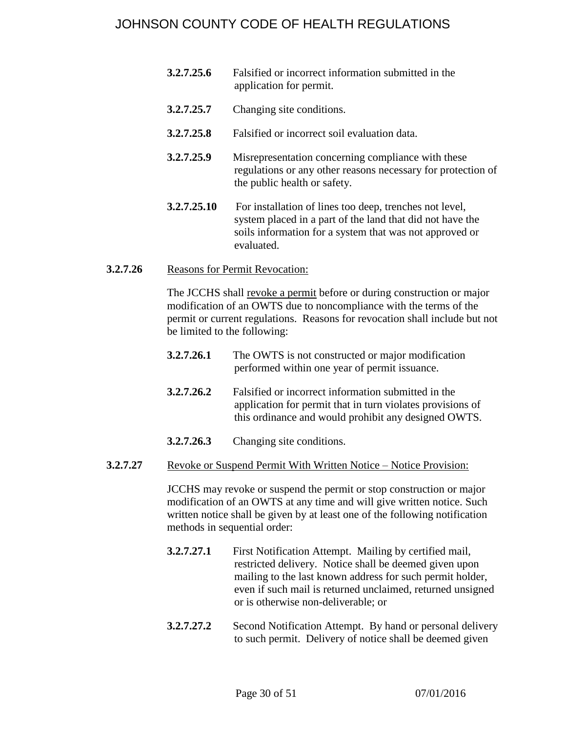**3.2.7.25.6** Falsified or incorrect information submitted in the application for permit.

**3.2.7.25.7** Changing site conditions.

**3.2.7.25.8** Falsified or incorrect soil evaluation data.

**3.2.7.25.9** Misrepresentation concerning compliance with these regulations or any other reasons necessary for protection of the public health or safety.

**3.2.7.25.10** For installation of lines too deep, trenches not level, system placed in a part of the land that did not have the soils information for a system that was not approved or evaluated.

**3.2.7.26** Reasons for Permit Revocation:

The JCCHS shall revoke a permit before or during construction or major modification of an OWTS due to noncompliance with the terms of the permit or current regulations. Reasons for revocation shall include but not be limited to the following:

**3.2.7.26.1** The OWTS is not constructed or major modification performed within one year of permit issuance.

**3.2.7.26.2** Falsified or incorrect information submitted in the application for permit that in turn violates provisions of this ordinance and would prohibit any designed OWTS.

**3.2.7.26.3** Changing site conditions.

**3.2.7.27** Revoke or Suspend Permit With Written Notice – Notice Provision:

JCCHS may revoke or suspend the permit or stop construction or major modification of an OWTS at any time and will give written notice. Such written notice shall be given by at least one of the following notification methods in sequential order:

**3.2.7.27.1** First Notification Attempt. Mailing by certified mail, restricted delivery. Notice shall be deemed given upon mailing to the last known address for such permit holder, even if such mail is returned unclaimed, returned unsigned or is otherwise non-deliverable; or

**3.2.7.27.2** Second Notification Attempt. By hand or personal delivery to such permit. Delivery of notice shall be deemed given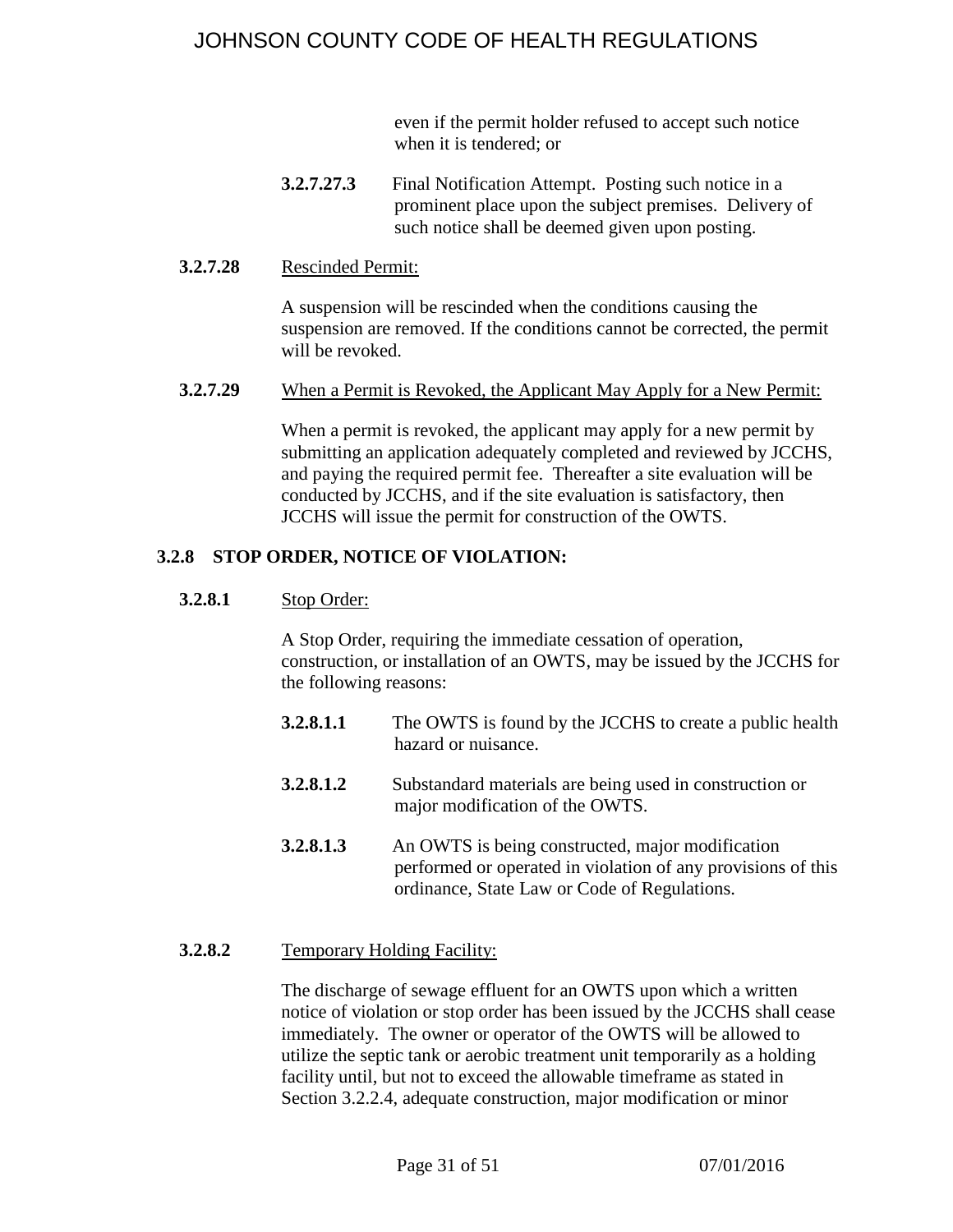even if the permit holder refused to accept such notice when it is tendered; or

**3.2.7.27.3** Final Notification Attempt. Posting such notice in a prominent place upon the subject premises. Delivery of such notice shall be deemed given upon posting.

**3.2.7.28** Rescinded Permit:

A suspension will be rescinded when the conditions causing the suspension are removed. If the conditions cannot be corrected, the permit will be revoked.

**3.2.7.29** When a Permit is Revoked, the Applicant May Apply for a New Permit:

When a permit is revoked, the applicant may apply for a new permit by submitting an application adequately completed and reviewed by JCCHS, and paying the required permit fee. Thereafter a site evaluation will be conducted by JCCHS, and if the site evaluation is satisfactory, then JCCHS will issue the permit for construction of the OWTS.

### 3.2.8 STOP ORDER, NOTICE OF VIOLATION:

**3.2.8.1** Stop Order:

A Stop Order, requiring the immediate cessation of operation, construction, or installation of an OWTS, may be issued by the JCCHS for the following reasons:

**3.2.8.1.1** The OWTS is found by the JCCHS to create a public health hazard or nuisance.

**3.2.8.1.2** Substandard materials are being used in construction or major modification of the OWTS.

**3.2.8.1.3** An OWTS is being constructed, major modification performed or operated in violation of any provisions of this ordinance, State Law or Code of Regulations.

**3.2.8.2** Temporary Holding Facility:

The discharge of sewage effluent for an OWTS upon which a written notice of violation or stop order has been issued by the JCCHS shall cease immediately. The owner or operator of the OWTS will be allowed to utilize the septic tank or aerobic treatment unit temporarily as a holding facility until, but not to exceed the allowable timeframe as stated in Section 3.2.2.4, adequate construction, major modification or minor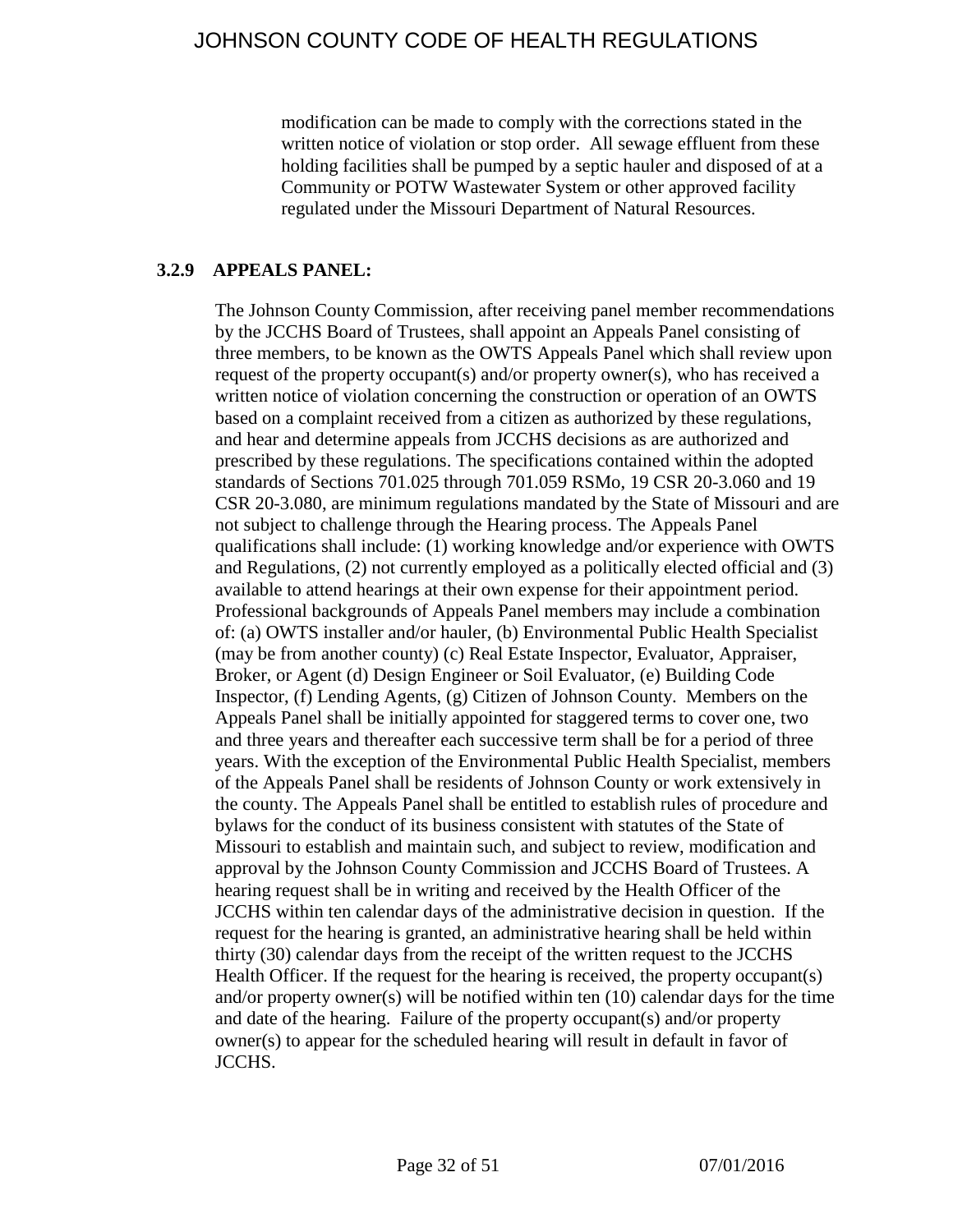modification can be made to comply with the corrections stated in the written notice of violation or stop order. All sewage effluent from these holding facilities shall be pumped by a septic hauler and disposed of at a Community or POTW Wastewater System or other approved facility regulated under the Missouri Department of Natural Resources.

### 3.2.9 APPEALS PANEL:

The Johnson County Commission, after receiving panel member recommendations by the JCCHS Board of Trustees, shall appoint an Appeals Panel consisting of three members, to be known as the OWTS Appeals Panel which shall review upon request of the property occupant(s) and/or property owner(s), who has received a written notice of violation concerning the construction or operation of an OWTS based on a complaint received from a citizen as authorized by these regulations, and hear and determine appeals from JCCHS decisions as are authorized and prescribed by these regulations. The specifications contained within the adopted standards of Sections 701.025 through 701.059 RSMo, 19 CSR 20-3.060 and 19 CSR 20-3.080, are minimum regulations mandated by the State of Missouri and are not subject to challenge through the Hearing process. The Appeals Panel qualifications shall include: (1) working knowledge and/or experience with OWTS and Regulations, (2) not currently employed as a politically elected official and (3) available to attend hearings at their own expense for their appointment period. Professional backgrounds of Appeals Panel members may include a combination of: (a) OWTS installer and/or hauler, (b) Environmental Public Health Specialist (may be from another county) (c) Real Estate Inspector, Evaluator, Appraiser, Broker, or Agent (d) Design Engineer or Soil Evaluator, (e) Building Code Inspector, (f) Lending Agents, (g) Citizen of Johnson County. Members on the Appeals Panel shall be initially appointed for staggered terms to cover one, two and three years and thereafter each successive term shall be for a period of three years. With the exception of the Environmental Public Health Specialist, members of the Appeals Panel shall be residents of Johnson County or work extensively in the county. The Appeals Panel shall be entitled to establish rules of procedure and bylaws for the conduct of its business consistent with statutes of the State of Missouri to establish and maintain such, and subject to review, modification and approval by the Johnson County Commission and JCCHS Board of Trustees. A hearing request shall be in writing and received by the Health Officer of the JCCHS within ten calendar days of the administrative decision in question. If the request for the hearing is granted, an administrative hearing shall be held within thirty (30) calendar days from the receipt of the written request to the JCCHS Health Officer. If the request for the hearing is received, the property occupant(s) and/or property owner(s) will be notified within ten (10) calendar days for the time and date of the hearing. Failure of the property occupant(s) and/or property owner(s) to appear for the scheduled hearing will result in default in favor of JCCHS.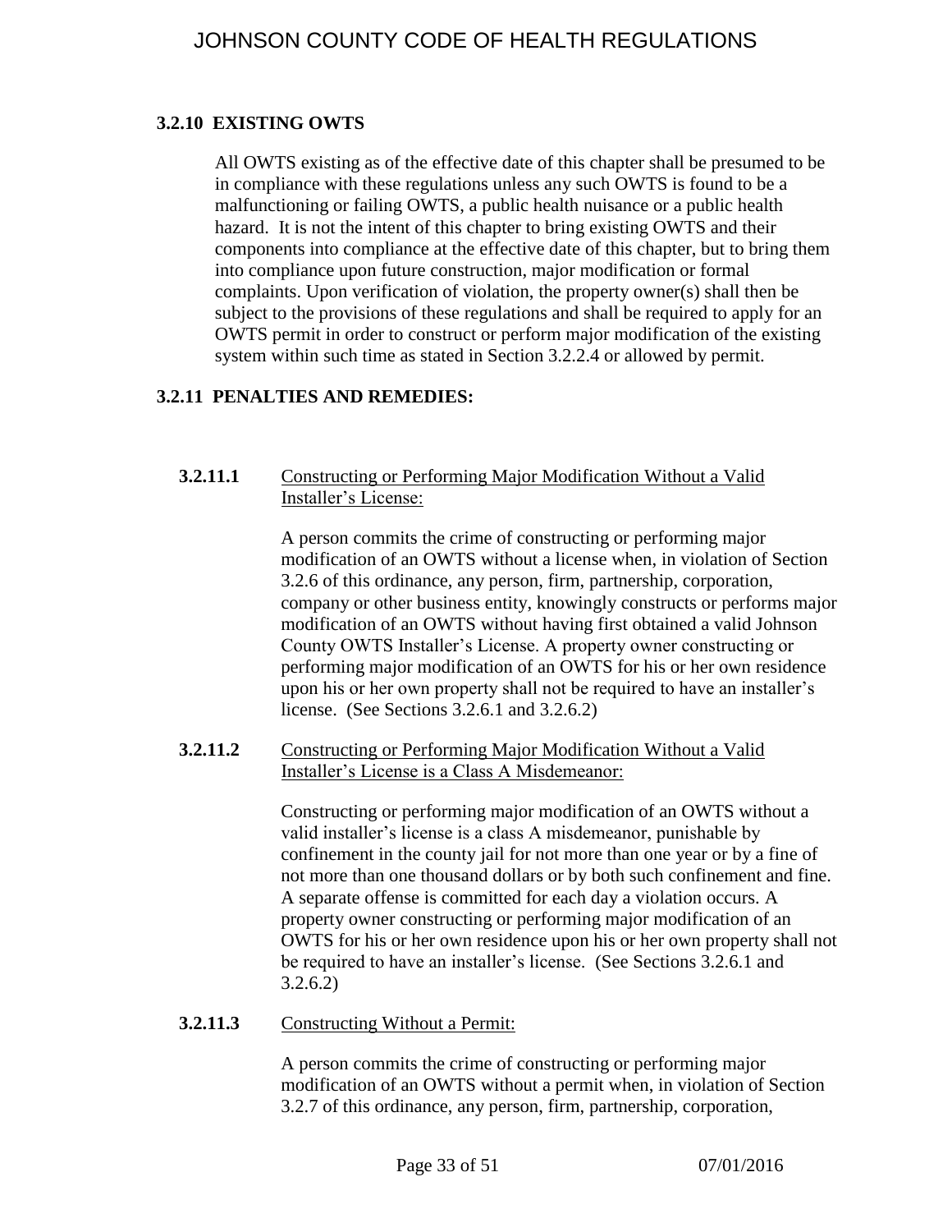### 3.2.10 EXISTING OWTS

All OWTS existing as of the effective date of this chapter shall be presumed to be in compliance with these regulations unless any such OWTS is found to be a malfunctioning or failing OWTS, a public health nuisance or a public health hazard. It is not the intent of this chapter to bring existing OWTS and their components into compliance at the effective date of this chapter, but to bring them into compliance upon future construction, major modification or formal complaints. Upon verification of violation, the property owner(s) shall then be subject to the provisions of these regulations and shall be required to apply for an OWTS permit in order to construct or perform major modification of the existing system within such time as stated in Section 3.2.2.4 or allowed by permit.

### 3.2.11 PENALTIES AND REMEDIES:

**3.2.11.1** Constructing or Performing Major Modification Without a Valid Installer's License:

A person commits the crime of constructing or performing major modification of an OWTS without a license when, in violation of Section 3.2.6 of this ordinance, any person, firm, partnership, corporation, company or other business entity, knowingly constructs or performs major modification of an OWTS without having first obtained a valid Johnson County OWTS Installer's License. A property owner constructing or performing major modification of an OWTS for his or her own residence upon his or her own property shall not be required to have an installer's license. (See Sections 3.2.6.1 and 3.2.6.2)

**3.2.11.2** Constructing or Performing Major Modification Without a Valid Installer's License is a Class A Misdemeanor:

Constructing or performing major modification of an OWTS without a valid installer's license is a class A misdemeanor, punishable by confinement in the county jail for not more than one year or by a fine of not more than one thousand dollars or by both such confinement and fine. A separate offense is committed for each day a violation occurs. A property owner constructing or performing major modification of an OWTS for his or her own residence upon his or her own property shall not be required to have an installer's license. (See Sections 3.2.6.1 and 3.2.6.2)

**3.2.11.3** Constructing Without a Permit:

A person commits the crime of constructing or performing major modification of an OWTS without a permit when, in violation of Section 3.2.7 of this ordinance, any person, firm, partnership, corporation,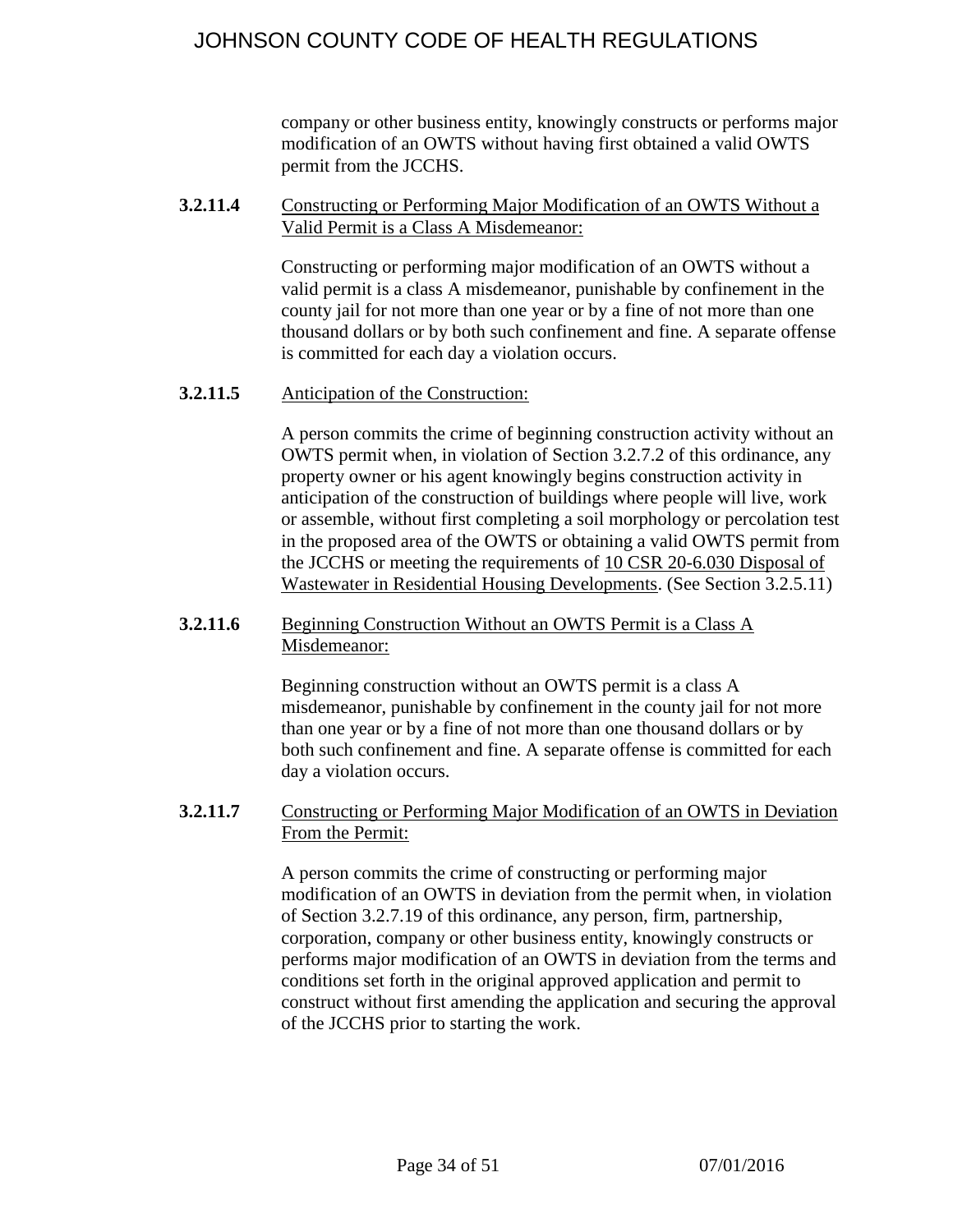company or other business entity, knowingly constructs or performs major modification of an OWTS without having first obtained a valid OWTS permit from the JCCHS.

**3.2.11.4** Constructing or Performing Major Modification of an OWTS Without a Valid Permit is a Class A Misdemeanor:

Constructing or performing major modification of an OWTS without a valid permit is a class A misdemeanor, punishable by confinement in the county jail for not more than one year or by a fine of not more than one thousand dollars or by both such confinement and fine. A separate offense is committed for each day a violation occurs.

**3.2.11.5** Anticipation of the Construction:

A person commits the crime of beginning construction activity without an OWTS permit when, in violation of Section 3.2.7.2 of this ordinance, any property owner or his agent knowingly begins construction activity in anticipation of the construction of buildings where people will live, work or assemble, without first completing a soil morphology or percolation test in the proposed area of the OWTS or obtaining a valid OWTS permit from the JCCHS or meeting the requirements of 10 CSR 20-6.030 Disposal of Wastewater in Residential Housing Developments. (See Section 3.2.5.11)

**3.2.11.6** Beginning Construction Without an OWTS Permit is a Class A Misdemeanor:

Beginning construction without an OWTS permit is a class A misdemeanor, punishable by confinement in the county jail for not more than one year or by a fine of not more than one thousand dollars or by both such confinement and fine. A separate offense is committed for each day a violation occurs.

**3.2.11.7** Constructing or Performing Major Modification of an OWTS in Deviation From the Permit:

A person commits the crime of constructing or performing major modification of an OWTS in deviation from the permit when, in violation of Section 3.2.7.19 of this ordinance, any person, firm, partnership, corporation, company or other business entity, knowingly constructs or performs major modification of an OWTS in deviation from the terms and conditions set forth in the original approved application and permit to construct without first amending the application and securing the approval of the JCCHS prior to starting the work.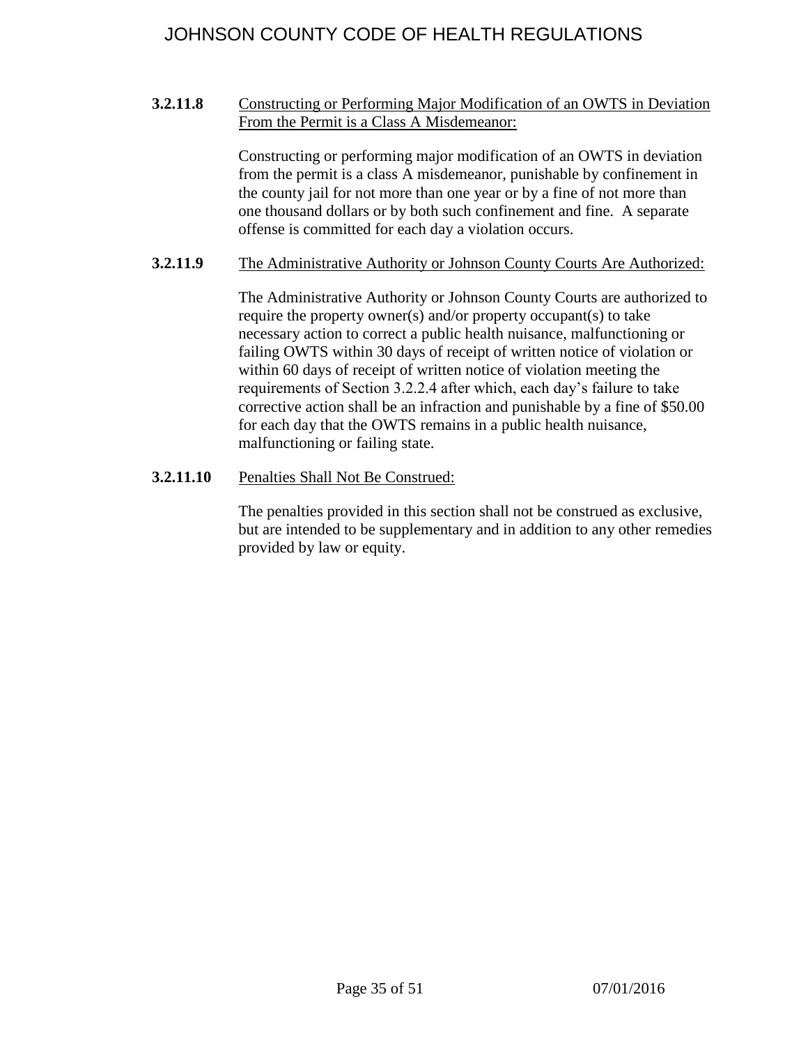**3.2.11.8** Constructing or Performing Major Modification of an OWTS in Deviation From the Permit is a Class A Misdemeanor:

Constructing or performing major modification of an OWTS in deviation from the permit is a class A misdemeanor, punishable by confinement in the county jail for not more than one year or by a fine of not more than one thousand dollars or by both such confinement and fine. A separate offense is committed for each day a violation occurs.

**3.2.11.9** The Administrative Authority or Johnson County Courts Are Authorized:

The Administrative Authority or Johnson County Courts are authorized to require the property owner(s) and/or property occupant(s) to take necessary action to correct a public health nuisance, malfunctioning or failing OWTS within 30 days of receipt of written notice of violation or within 60 days of receipt of written notice of violation meeting the requirements of Section 3.2.2.4 after which, each day's failure to take corrective action shall be an infraction and punishable by a fine of $50.00 for each day that the OWTS remains in a public health nuisance, malfunctioning or failing state.

**3.2.11.10** Penalties Shall Not Be Construed:

The penalties provided in this section shall not be construed as exclusive, but are intended to be supplementary and in addition to any other remedies provided by law or equity.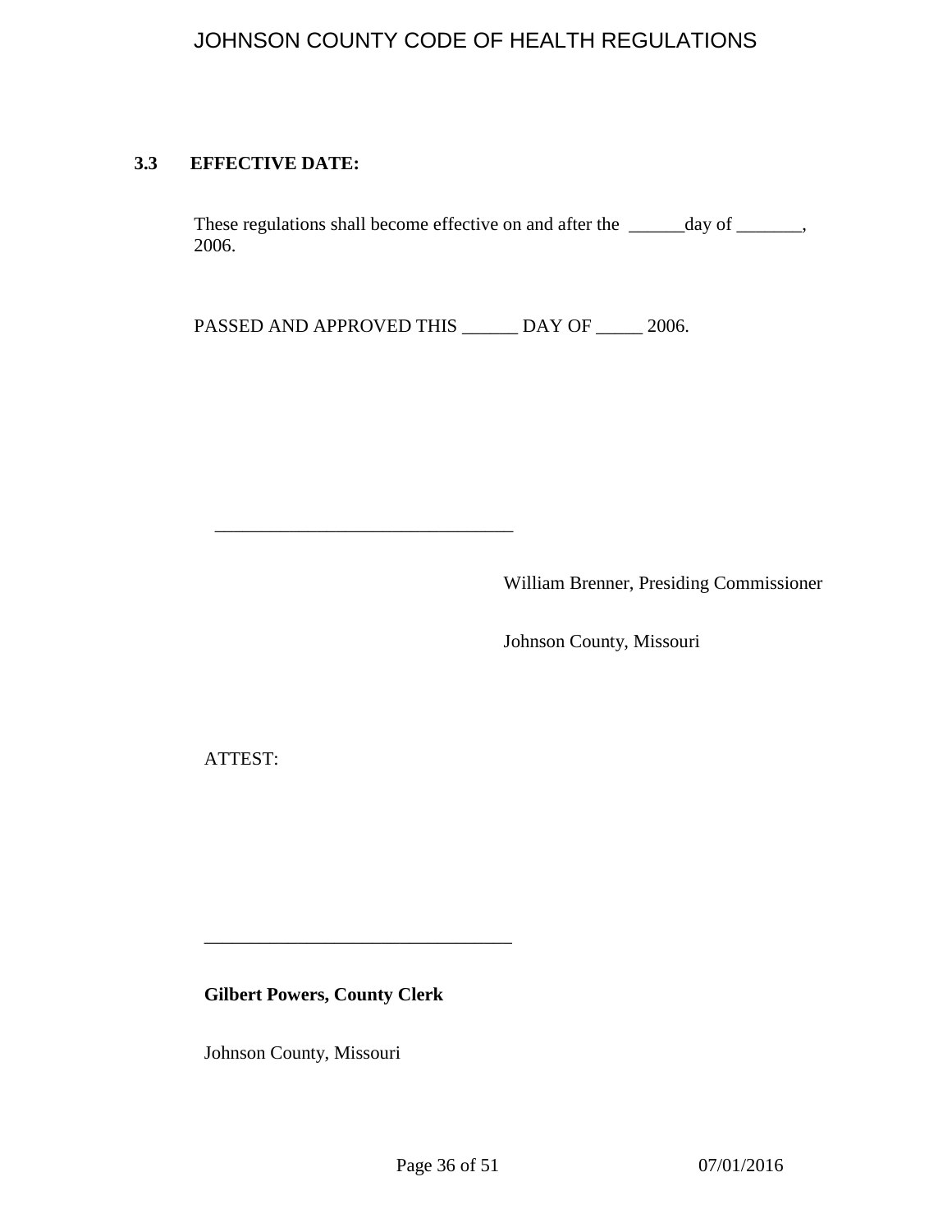### 3.3 EFFECTIVE DATE:

These regulations shall become effective on and after the ______day of _______, 2006.

PASSED AND APPROVED THIS ______ DAY OF _____ 2006.

________________________________

William Brenner, Presiding Commissioner

Johnson County, Missouri

ATTEST:

________________________________

**Gilbert Powers, County Clerk**

Johnson County, Missouri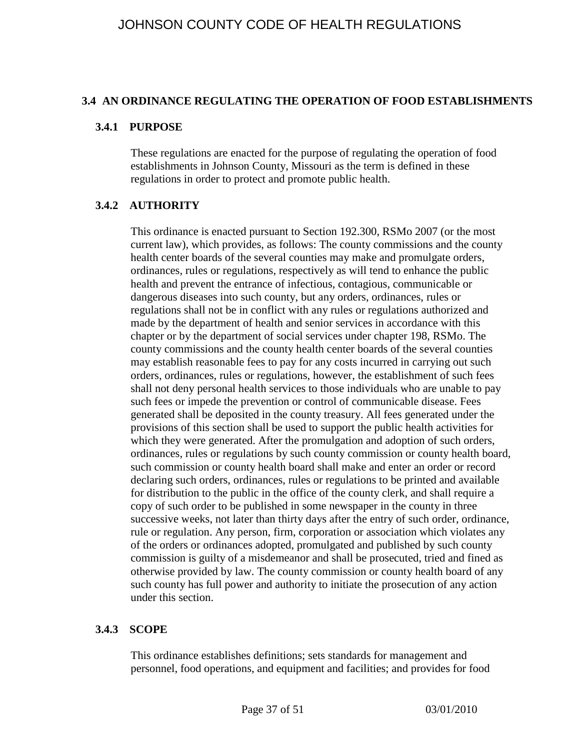## 3.4 AN ORDINANCE REGULATING THE OPERATION OF FOOD ESTABLISHMENTS

### 3.4.1 PURPOSE

These regulations are enacted for the purpose of regulating the operation of food establishments in Johnson County, Missouri as the term is defined in these regulations in order to protect and promote public health.

### 3.4.2 AUTHORITY

This ordinance is enacted pursuant to Section 192.300, RSMo 2007 (or the most current law), which provides, as follows: The county commissions and the county health center boards of the several counties may make and promulgate orders, ordinances, rules or regulations, respectively as will tend to enhance the public health and prevent the entrance of infectious, contagious, communicable or dangerous diseases into such county, but any orders, ordinances, rules or regulations shall not be in conflict with any rules or regulations authorized and made by the department of health and senior services in accordance with this chapter or by the department of social services under chapter 198, RSMo. The county commissions and the county health center boards of the several counties may establish reasonable fees to pay for any costs incurred in carrying out such orders, ordinances, rules or regulations, however, the establishment of such fees shall not deny personal health services to those individuals who are unable to pay such fees or impede the prevention or control of communicable disease. Fees generated shall be deposited in the county treasury. All fees generated under the provisions of this section shall be used to support the public health activities for which they were generated. After the promulgation and adoption of such orders, ordinances, rules or regulations by such county commission or county health board, such commission or county health board shall make and enter an order or record declaring such orders, ordinances, rules or regulations to be printed and available for distribution to the public in the office of the county clerk, and shall require a copy of such order to be published in some newspaper in the county in three successive weeks, not later than thirty days after the entry of such order, ordinance, rule or regulation. Any person, firm, corporation or association which violates any of the orders or ordinances adopted, promulgated and published by such county commission is guilty of a misdemeanor and shall be prosecuted, tried and fined as otherwise provided by law. The county commission or county health board of any such county has full power and authority to initiate the prosecution of any action under this section.

### 3.4.3 SCOPE

This ordinance establishes definitions; sets standards for management and personnel, food operations, and equipment and facilities; and provides for food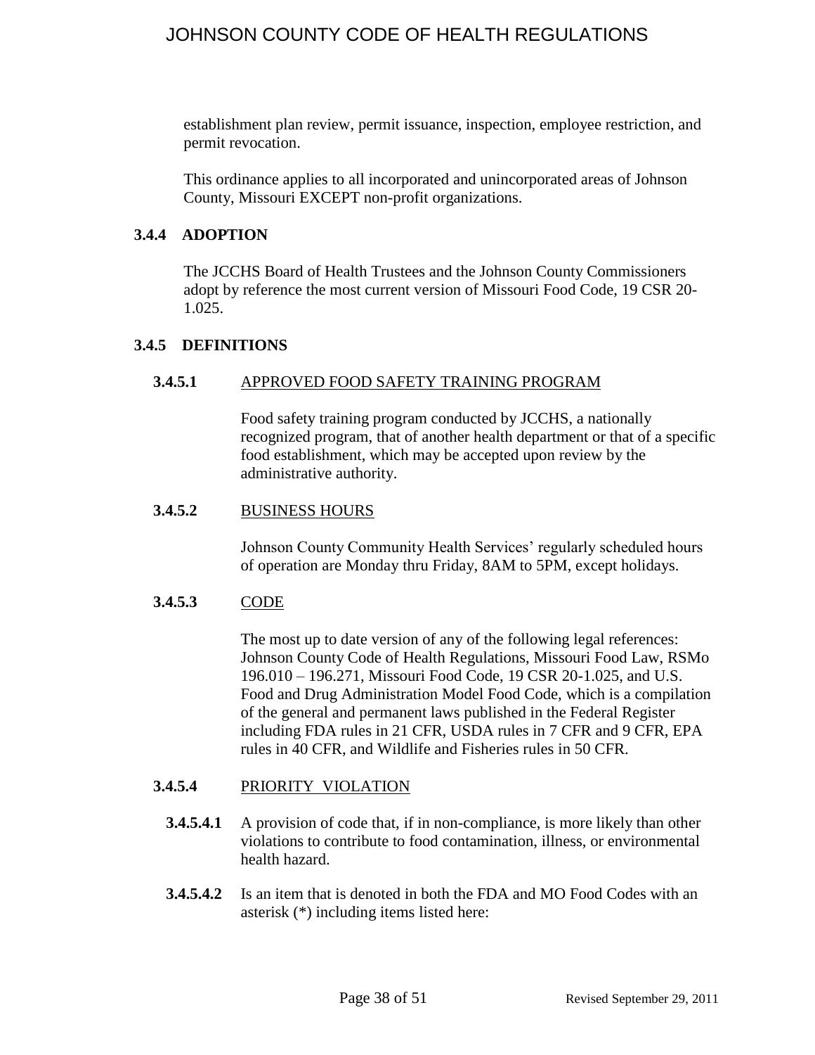establishment plan review, permit issuance, inspection, employee restriction, and permit revocation.

This ordinance applies to all incorporated and unincorporated areas of Johnson County, Missouri EXCEPT non-profit organizations.

### 3.4.4 ADOPTION

The JCCHS Board of Health Trustees and the Johnson County Commissioners adopt by reference the most current version of Missouri Food Code, 19 CSR 20-1.025.

### 3.4.5 DEFINITIONS

#### 3.4.5.1 APPROVED FOOD SAFETY TRAINING PROGRAM

Food safety training program conducted by JCCHS, a nationally recognized program, that of another health department or that of a specific food establishment, which may be accepted upon review by the administrative authority.

#### 3.4.5.2 BUSINESS HOURS

Johnson County Community Health Services' regularly scheduled hours of operation are Monday thru Friday, 8AM to 5PM, except holidays.

#### 3.4.5.3 CODE

The most up to date version of any of the following legal references: Johnson County Code of Health Regulations, Missouri Food Law, RSMo 196.010 – 196.271, Missouri Food Code, 19 CSR 20-1.025, and U.S. Food and Drug Administration Model Food Code, which is a compilation of the general and permanent laws published in the Federal Register including FDA rules in 21 CFR, USDA rules in 7 CFR and 9 CFR, EPA rules in 40 CFR, and Wildlife and Fisheries rules in 50 CFR.

#### 3.4.5.4 PRIORITY VIOLATION

**3.4.5.4.1** A provision of code that, if in non-compliance, is more likely than other violations to contribute to food contamination, illness, or environmental health hazard.

**3.4.5.4.2** Is an item that is denoted in both the FDA and MO Food Codes with an asterisk (*) including items listed here: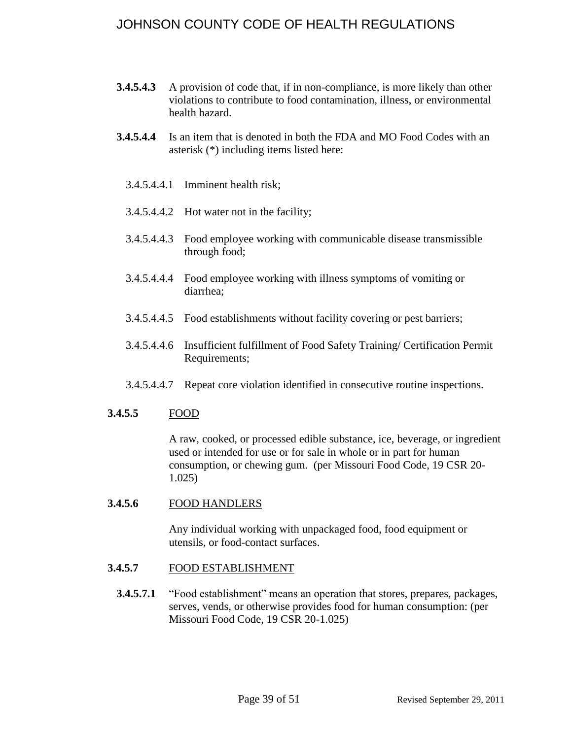**3.4.5.4.3** A provision of code that, if in non-compliance, is more likely than other violations to contribute to food contamination, illness, or environmental health hazard.

**3.4.5.4.4** Is an item that is denoted in both the FDA and MO Food Codes with an asterisk (*) including items listed here:

3.4.5.4.4.1 Imminent health risk;

3.4.5.4.4.2 Hot water not in the facility;

3.4.5.4.4.3 Food employee working with communicable disease transmissible through food;

3.4.5.4.4.4 Food employee working with illness symptoms of vomiting or diarrhea;

3.4.5.4.4.5 Food establishments without facility covering or pest barriers;

3.4.5.4.4.6 Insufficient fulfillment of Food Safety Training/ Certification Permit Requirements;

3.4.5.4.4.7 Repeat core violation identified in consecutive routine inspections.

**3.4.5.5** <u>FOOD</u>

A raw, cooked, or processed edible substance, ice, beverage, or ingredient used or intended for use or for sale in whole or in part for human consumption, or chewing gum. (per Missouri Food Code, 19 CSR 20-1.025)

**3.4.5.6** <u>FOOD HANDLERS</u>

Any individual working with unpackaged food, food equipment or utensils, or food-contact surfaces.

**3.4.5.7** <u>FOOD ESTABLISHMENT</u>

**3.4.5.7.1** "Food establishment" means an operation that stores, prepares, packages, serves, vends, or otherwise provides food for human consumption: (per Missouri Food Code, 19 CSR 20-1.025)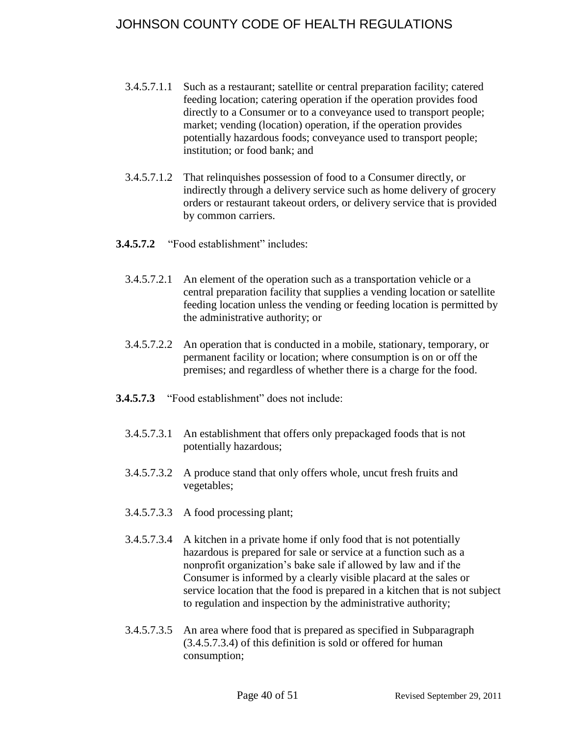3.4.5.7.1.1 Such as a restaurant; satellite or central preparation facility; catered feeding location; catering operation if the operation provides food directly to a Consumer or to a conveyance used to transport people; market; vending (location) operation, if the operation provides potentially hazardous foods; conveyance used to transport people; institution; or food bank; and

3.4.5.7.1.2 That relinquishes possession of food to a Consumer directly, or indirectly through a delivery service such as home delivery of grocery orders or restaurant takeout orders, or delivery service that is provided by common carriers.

**3.4.5.7.2** "Food establishment" includes:

3.4.5.7.2.1 An element of the operation such as a transportation vehicle or a central preparation facility that supplies a vending location or satellite feeding location unless the vending or feeding location is permitted by the administrative authority; or

3.4.5.7.2.2 An operation that is conducted in a mobile, stationary, temporary, or permanent facility or location; where consumption is on or off the premises; and regardless of whether there is a charge for the food.

**3.4.5.7.3** "Food establishment" does not include:

3.4.5.7.3.1 An establishment that offers only prepackaged foods that is not potentially hazardous;

3.4.5.7.3.2 A produce stand that only offers whole, uncut fresh fruits and vegetables;

3.4.5.7.3.3 A food processing plant;

3.4.5.7.3.4 A kitchen in a private home if only food that is not potentially hazardous is prepared for sale or service at a function such as a nonprofit organization's bake sale if allowed by law and if the Consumer is informed by a clearly visible placard at the sales or service location that the food is prepared in a kitchen that is not subject to regulation and inspection by the administrative authority;

3.4.5.7.3.5 An area where food that is prepared as specified in Subparagraph (3.4.5.7.3.4) of this definition is sold or offered for human consumption;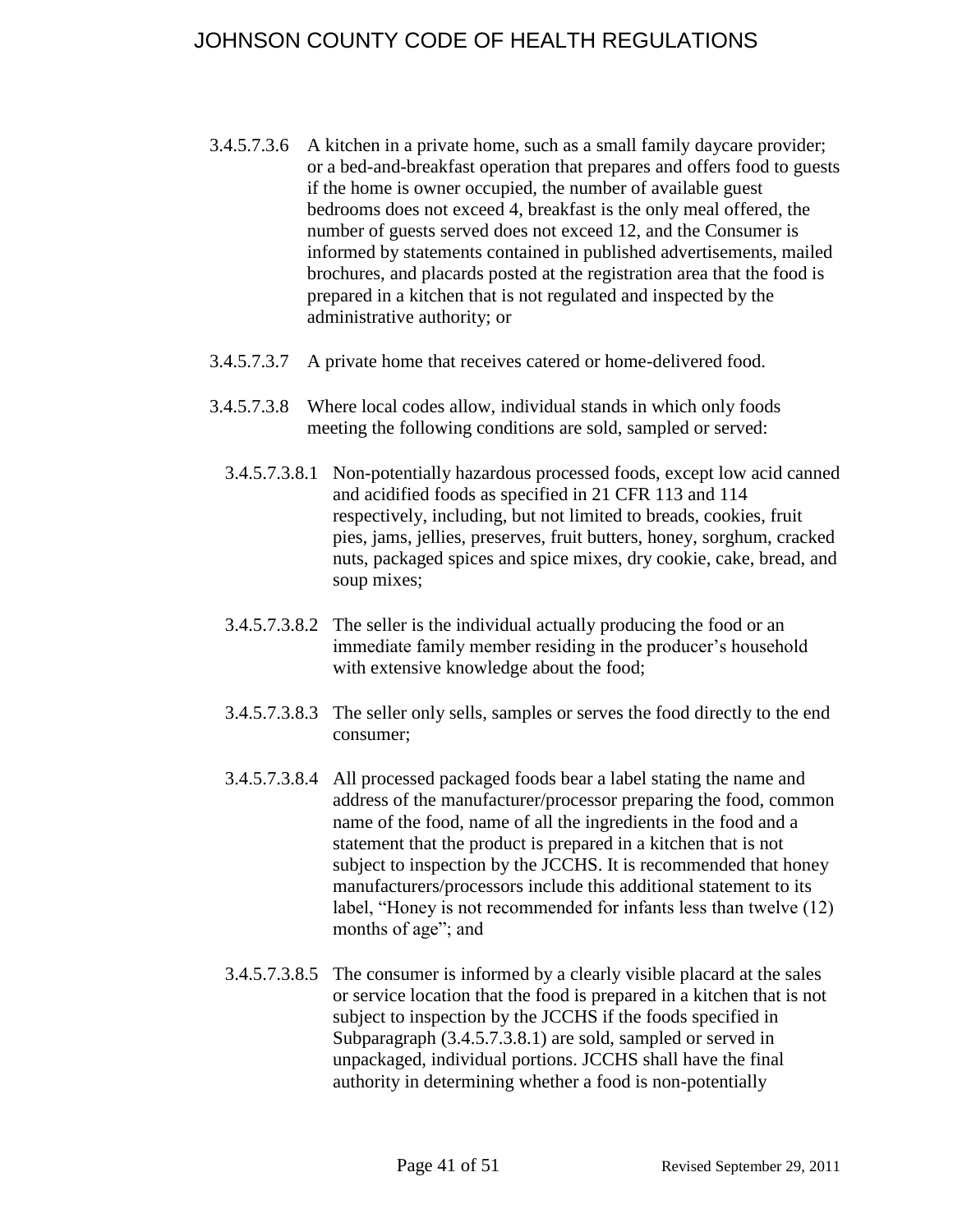3.4.5.7.3.6 A kitchen in a private home, such as a small family daycare provider; or a bed-and-breakfast operation that prepares and offers food to guests if the home is owner occupied, the number of available guest bedrooms does not exceed 4, breakfast is the only meal offered, the number of guests served does not exceed 12, and the Consumer is informed by statements contained in published advertisements, mailed brochures, and placards posted at the registration area that the food is prepared in a kitchen that is not regulated and inspected by the administrative authority; or

3.4.5.7.3.7 A private home that receives catered or home-delivered food.

3.4.5.7.3.8 Where local codes allow, individual stands in which only foods meeting the following conditions are sold, sampled or served:

3.4.5.7.3.8.1 Non-potentially hazardous processed foods, except low acid canned and acidified foods as specified in 21 CFR 113 and 114 respectively, including, but not limited to breads, cookies, fruit pies, jams, jellies, preserves, fruit butters, honey, sorghum, cracked nuts, packaged spices and spice mixes, dry cookie, cake, bread, and soup mixes;

3.4.5.7.3.8.2 The seller is the individual actually producing the food or an immediate family member residing in the producer's household with extensive knowledge about the food;

3.4.5.7.3.8.3 The seller only sells, samples or serves the food directly to the end consumer;

3.4.5.7.3.8.4 All processed packaged foods bear a label stating the name and address of the manufacturer/processor preparing the food, common name of the food, name of all the ingredients in the food and a statement that the product is prepared in a kitchen that is not subject to inspection by the JCCHS. It is recommended that honey manufacturers/processors include this additional statement to its label, "Honey is not recommended for infants less than twelve (12) months of age"; and

3.4.5.7.3.8.5 The consumer is informed by a clearly visible placard at the sales or service location that the food is prepared in a kitchen that is not subject to inspection by the JCCHS if the foods specified in Subparagraph (3.4.5.7.3.8.1) are sold, sampled or served in unpackaged, individual portions. JCCHS shall have the final authority in determining whether a food is non-potentially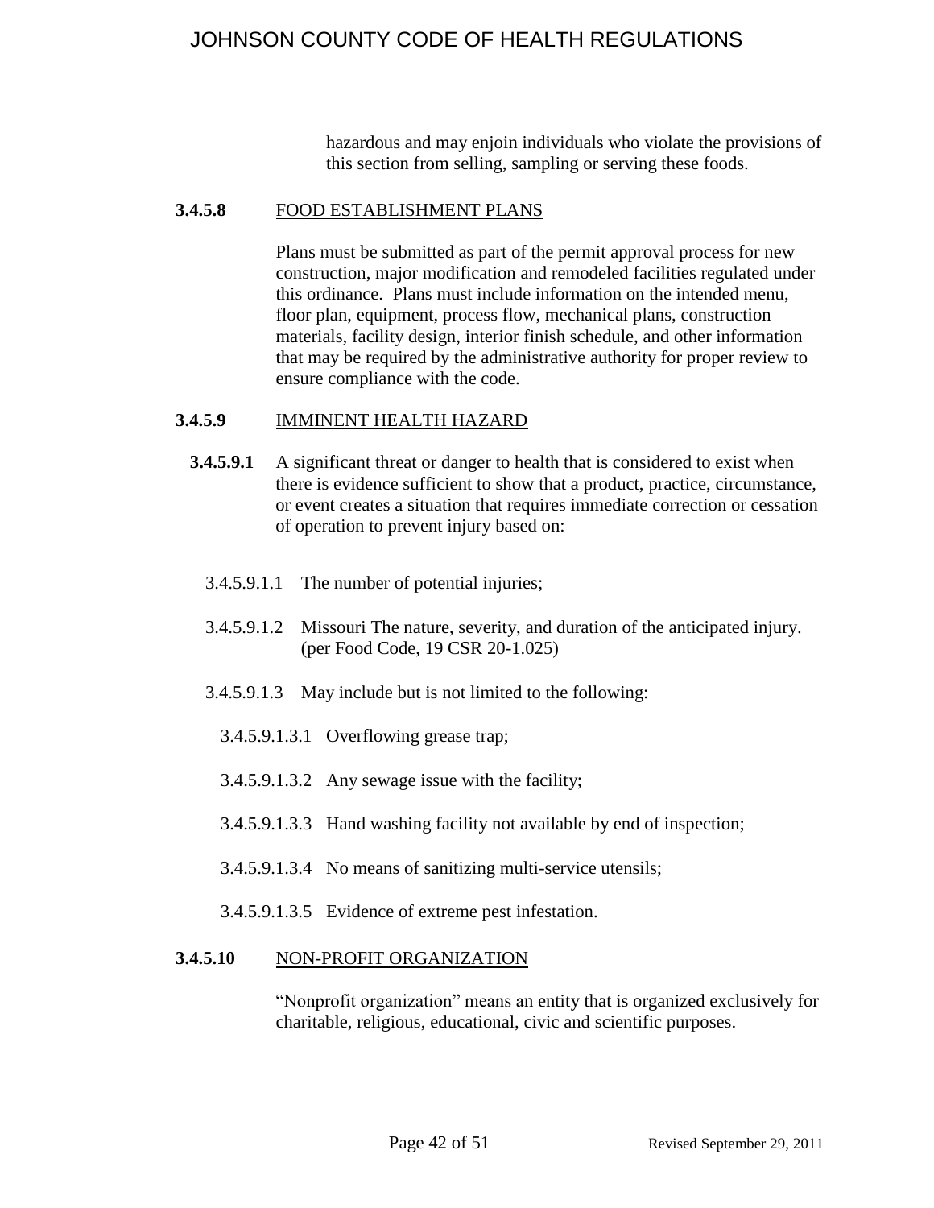hazardous and may enjoin individuals who violate the provisions of this section from selling, sampling or serving these foods.

**3.4.5.8** FOOD ESTABLISHMENT PLANS

Plans must be submitted as part of the permit approval process for new construction, major modification and remodeled facilities regulated under this ordinance. Plans must include information on the intended menu, floor plan, equipment, process flow, mechanical plans, construction materials, facility design, interior finish schedule, and other information that may be required by the administrative authority for proper review to ensure compliance with the code.

**3.4.5.9** IMMINENT HEALTH HAZARD

**3.4.5.9.1** A significant threat or danger to health that is considered to exist when there is evidence sufficient to show that a product, practice, circumstance, or event creates a situation that requires immediate correction or cessation of operation to prevent injury based on:

3.4.5.9.1.1 The number of potential injuries;

3.4.5.9.1.2 Missouri The nature, severity, and duration of the anticipated injury. (per Food Code, 19 CSR 20-1.025)

3.4.5.9.1.3 May include but is not limited to the following:

3.4.5.9.1.3.1 Overflowing grease trap;

3.4.5.9.1.3.2 Any sewage issue with the facility;

3.4.5.9.1.3.3 Hand washing facility not available by end of inspection;

3.4.5.9.1.3.4 No means of sanitizing multi-service utensils;

3.4.5.9.1.3.5 Evidence of extreme pest infestation.

**3.4.5.10** NON-PROFIT ORGANIZATION

"Nonprofit organization" means an entity that is organized exclusively for charitable, religious, educational, civic and scientific purposes.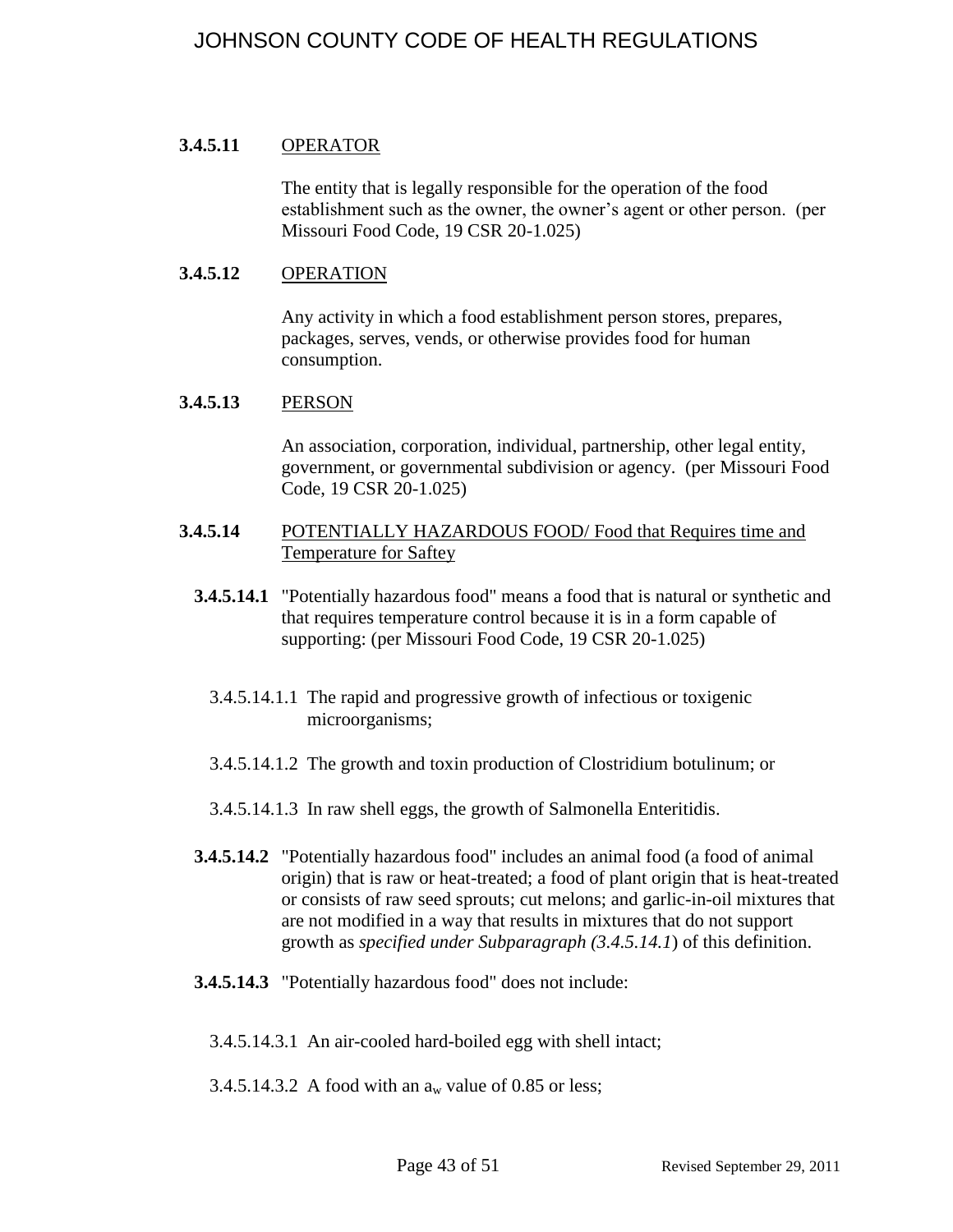### 3.4.5.11 OPERATOR

The entity that is legally responsible for the operation of the food establishment such as the owner, the owner's agent or other person. (per Missouri Food Code, 19 CSR 20-1.025)

### 3.4.5.12 OPERATION

Any activity in which a food establishment person stores, prepares, packages, serves, vends, or otherwise provides food for human consumption.

### 3.4.5.13 PERSON

An association, corporation, individual, partnership, other legal entity, government, or governmental subdivision or agency. (per Missouri Food Code, 19 CSR 20-1.025)

### 3.4.5.14 POTENTIALLY HAZARDOUS FOOD/ Food that Requires time and Temperature for Saftey

**3.4.5.14.1** "Potentially hazardous food" means a food that is natural or synthetic and that requires temperature control because it is in a form capable of supporting: (per Missouri Food Code, 19 CSR 20-1.025)

3.4.5.14.1.1 The rapid and progressive growth of infectious or toxigenic microorganisms;

3.4.5.14.1.2 The growth and toxin production of Clostridium botulinum; or

3.4.5.14.1.3 In raw shell eggs, the growth of Salmonella Enteritidis.

**3.4.5.14.2** "Potentially hazardous food" includes an animal food (a food of animal origin) that is raw or heat-treated; a food of plant origin that is heat-treated or consists of raw seed sprouts; cut melons; and garlic-in-oil mixtures that are not modified in a way that results in mixtures that do not support growth as *specified under Subparagraph (3.4.5.14.1*) of this definition.

**3.4.5.14.3** "Potentially hazardous food" does not include:

3.4.5.14.3.1 An air-cooled hard-boiled egg with shell intact;

3.4.5.14.3.2 A food with an $a_w$ value of 0.85 or less;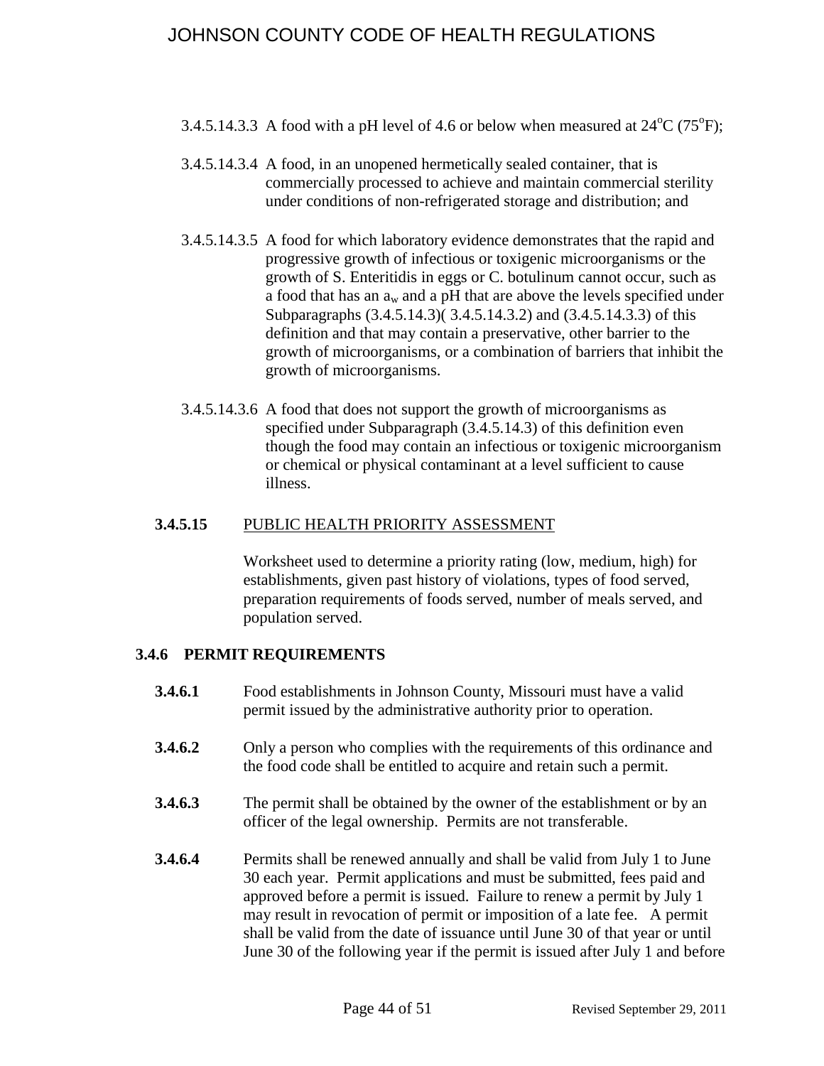3.4.5.14.3.3 A food with a pH level of 4.6 or below when measured at 24°C (75°F);

3.4.5.14.3.4 A food, in an unopened hermetically sealed container, that is commercially processed to achieve and maintain commercial sterility under conditions of non-refrigerated storage and distribution; and

3.4.5.14.3.5 A food for which laboratory evidence demonstrates that the rapid and progressive growth of infectious or toxigenic microorganisms or the growth of S. Enteritidis in eggs or C. botulinum cannot occur, such as a food that has an $a_w$ and a pH that are above the levels specified under Subparagraphs (3.4.5.14.3)( 3.4.5.14.3.2) and (3.4.5.14.3.3) of this definition and that may contain a preservative, other barrier to the growth of microorganisms, or a combination of barriers that inhibit the growth of microorganisms.

3.4.5.14.3.6 A food that does not support the growth of microorganisms as specified under Subparagraph (3.4.5.14.3) of this definition even though the food may contain an infectious or toxigenic microorganism or chemical or physical contaminant at a level sufficient to cause illness.

**3.4.5.15** PUBLIC HEALTH PRIORITY ASSESSMENT

Worksheet used to determine a priority rating (low, medium, high) for establishments, given past history of violations, types of food served, preparation requirements of foods served, number of meals served, and population served.

### 3.4.6 PERMIT REQUIREMENTS

**3.4.6.1** Food establishments in Johnson County, Missouri must have a valid permit issued by the administrative authority prior to operation.

**3.4.6.2** Only a person who complies with the requirements of this ordinance and the food code shall be entitled to acquire and retain such a permit.

**3.4.6.3** The permit shall be obtained by the owner of the establishment or by an officer of the legal ownership. Permits are not transferable.

**3.4.6.4** Permits shall be renewed annually and shall be valid from July 1 to June 30 each year. Permit applications and must be submitted, fees paid and approved before a permit is issued. Failure to renew a permit by July 1 may result in revocation of permit or imposition of a late fee. A permit shall be valid from the date of issuance until June 30 of that year or until June 30 of the following year if the permit is issued after July 1 and before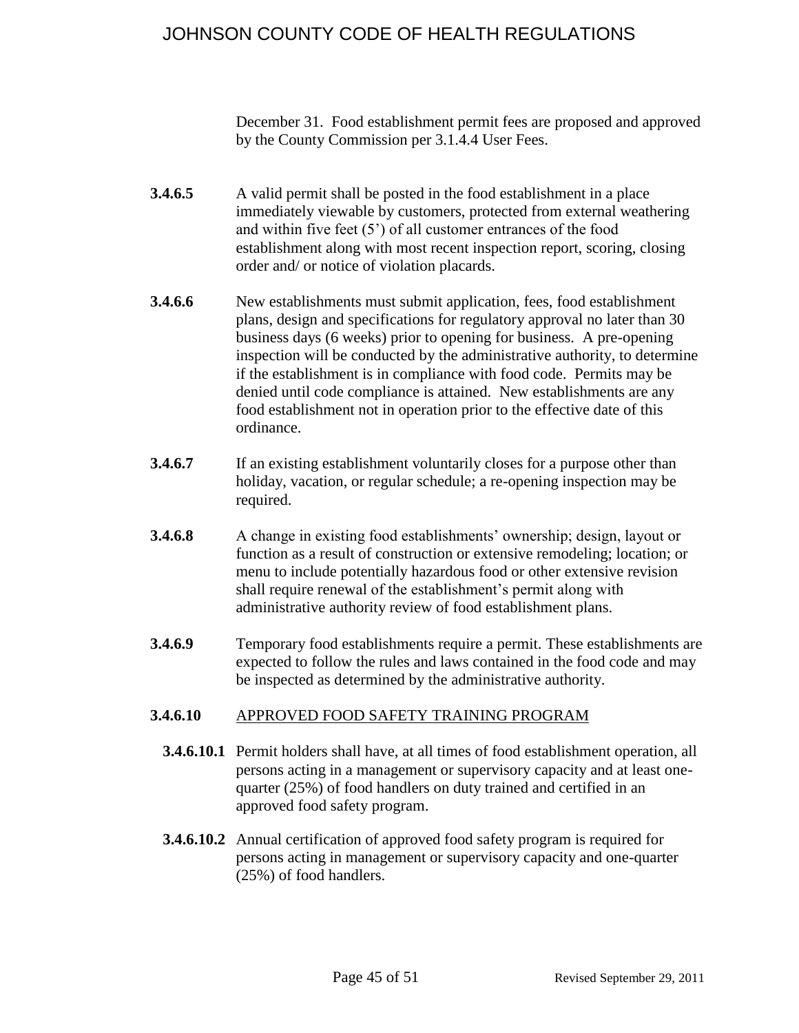December 31. Food establishment permit fees are proposed and approved by the County Commission per 3.1.4.4 User Fees.

**3.4.6.5** A valid permit shall be posted in the food establishment in a place immediately viewable by customers, protected from external weathering and within five feet (5') of all customer entrances of the food establishment along with most recent inspection report, scoring, closing order and/ or notice of violation placards.

**3.4.6.6** New establishments must submit application, fees, food establishment plans, design and specifications for regulatory approval no later than 30 business days (6 weeks) prior to opening for business. A pre-opening inspection will be conducted by the administrative authority, to determine if the establishment is in compliance with food code. Permits may be denied until code compliance is attained. New establishments are any food establishment not in operation prior to the effective date of this ordinance.

**3.4.6.7** If an existing establishment voluntarily closes for a purpose other than holiday, vacation, or regular schedule; a re-opening inspection may be required.

**3.4.6.8** A change in existing food establishments' ownership; design, layout or function as a result of construction or extensive remodeling; location; or menu to include potentially hazardous food or other extensive revision shall require renewal of the establishment's permit along with administrative authority review of food establishment plans.

**3.4.6.9** Temporary food establishments require a permit. These establishments are expected to follow the rules and laws contained in the food code and may be inspected as determined by the administrative authority.

**3.4.6.10** <u>APPROVED FOOD SAFETY TRAINING PROGRAM</u>

**3.4.6.10.1** Permit holders shall have, at all times of food establishment operation, all persons acting in a management or supervisory capacity and at least one-quarter (25%) of food handlers on duty trained and certified in an approved food safety program.

**3.4.6.10.2** Annual certification of approved food safety program is required for persons acting in management or supervisory capacity and one-quarter (25%) of food handlers.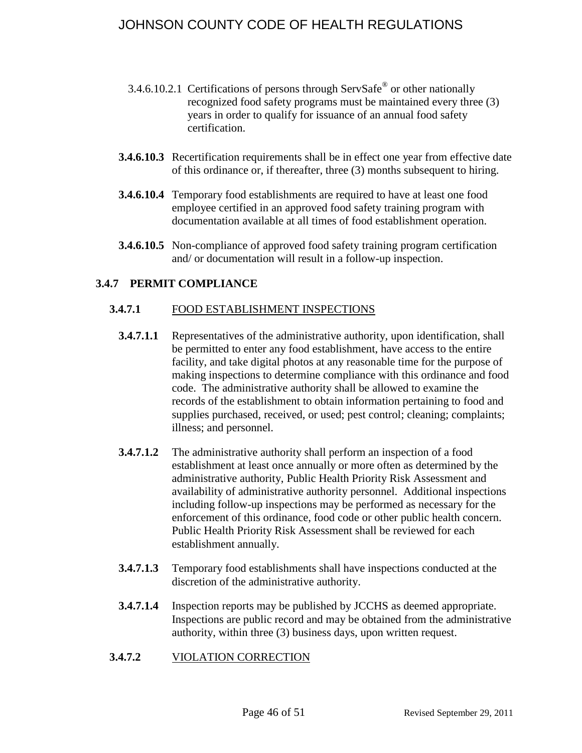3.4.6.10.2.1 Certifications of persons through ServSafe® or other nationally recognized food safety programs must be maintained every three (3) years in order to qualify for issuance of an annual food safety certification.

**3.4.6.10.3** Recertification requirements shall be in effect one year from effective date of this ordinance or, if thereafter, three (3) months subsequent to hiring.

**3.4.6.10.4** Temporary food establishments are required to have at least one food employee certified in an approved food safety training program with documentation available at all times of food establishment operation.

**3.4.6.10.5** Non-compliance of approved food safety training program certification and/ or documentation will result in a follow-up inspection.

**3.4.7 PERMIT COMPLIANCE**

**3.4.7.1** FOOD ESTABLISHMENT INSPECTIONS

**3.4.7.1.1** Representatives of the administrative authority, upon identification, shall be permitted to enter any food establishment, have access to the entire facility, and take digital photos at any reasonable time for the purpose of making inspections to determine compliance with this ordinance and food code. The administrative authority shall be allowed to examine the records of the establishment to obtain information pertaining to food and supplies purchased, received, or used; pest control; cleaning; complaints; illness; and personnel.

**3.4.7.1.2** The administrative authority shall perform an inspection of a food establishment at least once annually or more often as determined by the administrative authority, Public Health Priority Risk Assessment and availability of administrative authority personnel. Additional inspections including follow-up inspections may be performed as necessary for the enforcement of this ordinance, food code or other public health concern. Public Health Priority Risk Assessment shall be reviewed for each establishment annually.

**3.4.7.1.3** Temporary food establishments shall have inspections conducted at the discretion of the administrative authority.

**3.4.7.1.4** Inspection reports may be published by JCCHS as deemed appropriate. Inspections are public record and may be obtained from the administrative authority, within three (3) business days, upon written request.

**3.4.7.2** VIOLATION CORRECTION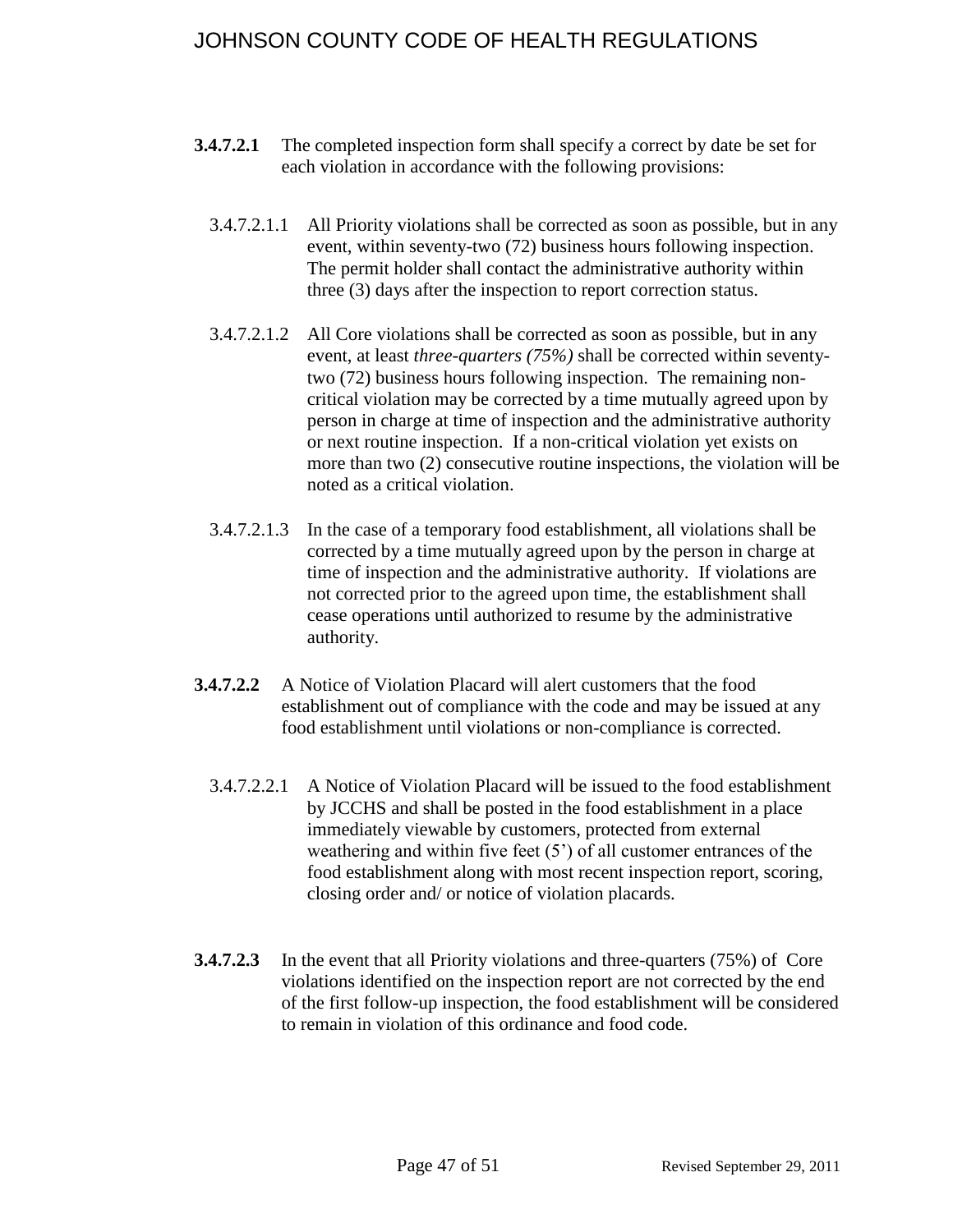**3.4.7.2.1** The completed inspection form shall specify a correct by date be set for each violation in accordance with the following provisions:

3.4.7.2.1.1 All Priority violations shall be corrected as soon as possible, but in any event, within seventy-two (72) business hours following inspection. The permit holder shall contact the administrative authority within three (3) days after the inspection to report correction status.

3.4.7.2.1.2 All Core violations shall be corrected as soon as possible, but in any event, at least *three-quarters (75%)* shall be corrected within seventy-two (72) business hours following inspection. The remaining non-critical violation may be corrected by a time mutually agreed upon by person in charge at time of inspection and the administrative authority or next routine inspection. If a non-critical violation yet exists on more than two (2) consecutive routine inspections, the violation will be noted as a critical violation.

3.4.7.2.1.3 In the case of a temporary food establishment, all violations shall be corrected by a time mutually agreed upon by the person in charge at time of inspection and the administrative authority. If violations are not corrected prior to the agreed upon time, the establishment shall cease operations until authorized to resume by the administrative authority.

**3.4.7.2.2** A Notice of Violation Placard will alert customers that the food establishment out of compliance with the code and may be issued at any food establishment until violations or non-compliance is corrected.

3.4.7.2.2.1 A Notice of Violation Placard will be issued to the food establishment by JCCHS and shall be posted in the food establishment in a place immediately viewable by customers, protected from external weathering and within five feet (5') of all customer entrances of the food establishment along with most recent inspection report, scoring, closing order and/ or notice of violation placards.

**3.4.7.2.3** In the event that all Priority violations and three-quarters (75%) of Core violations identified on the inspection report are not corrected by the end of the first follow-up inspection, the food establishment will be considered to remain in violation of this ordinance and food code.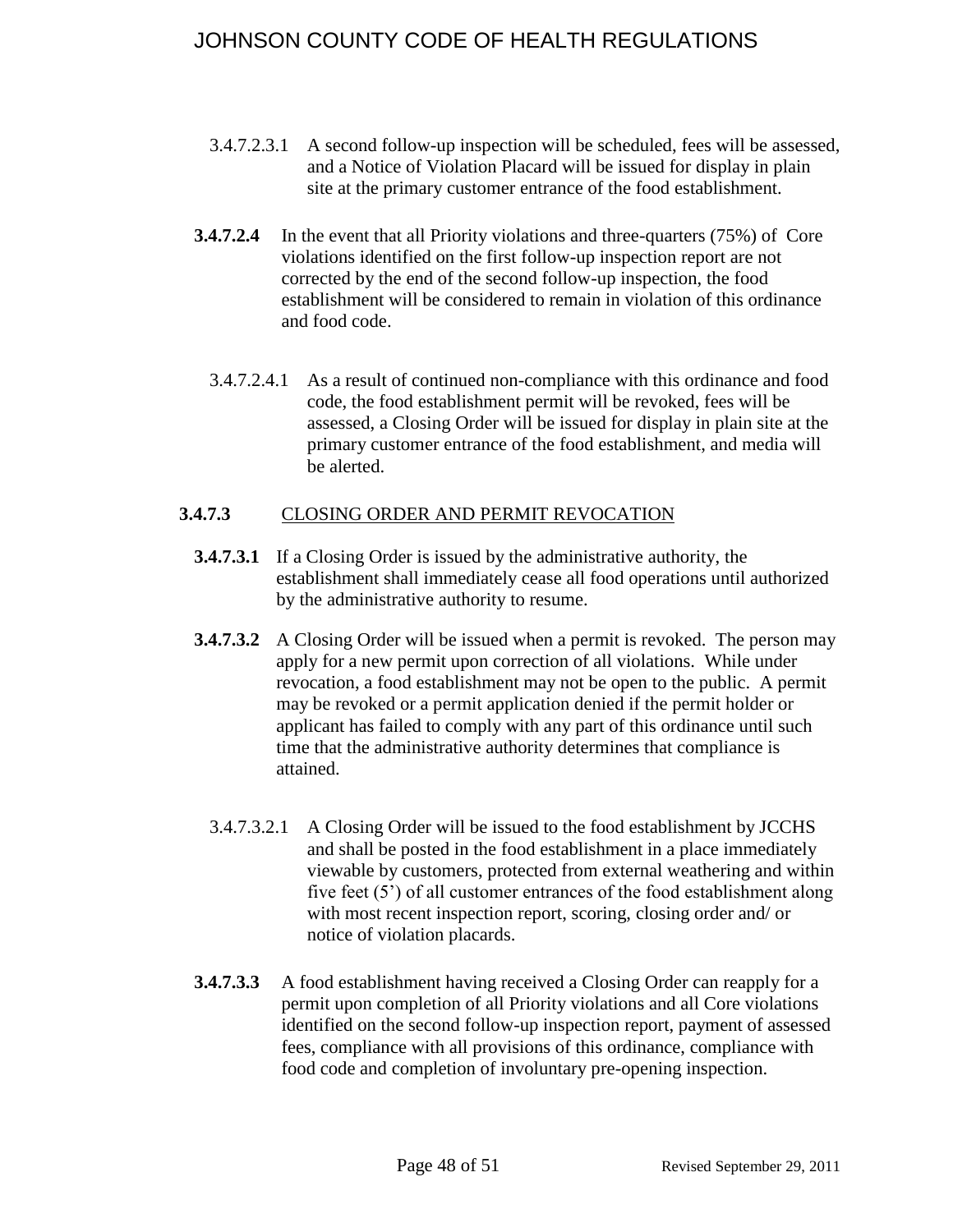3.4.7.2.3.1 A second follow-up inspection will be scheduled, fees will be assessed, and a Notice of Violation Placard will be issued for display in plain site at the primary customer entrance of the food establishment.

**3.4.7.2.4** In the event that all Priority violations and three-quarters (75%) of Core violations identified on the first follow-up inspection report are not corrected by the end of the second follow-up inspection, the food establishment will be considered to remain in violation of this ordinance and food code.

3.4.7.2.4.1 As a result of continued non-compliance with this ordinance and food code, the food establishment permit will be revoked, fees will be assessed, a Closing Order will be issued for display in plain site at the primary customer entrance of the food establishment, and media will be alerted.

**3.4.7.3** CLOSING ORDER AND PERMIT REVOCATION

**3.4.7.3.1** If a Closing Order is issued by the administrative authority, the establishment shall immediately cease all food operations until authorized by the administrative authority to resume.

**3.4.7.3.2** A Closing Order will be issued when a permit is revoked. The person may apply for a new permit upon correction of all violations. While under revocation, a food establishment may not be open to the public. A permit may be revoked or a permit application denied if the permit holder or applicant has failed to comply with any part of this ordinance until such time that the administrative authority determines that compliance is attained.

3.4.7.3.2.1 A Closing Order will be issued to the food establishment by JCCHS and shall be posted in the food establishment in a place immediately viewable by customers, protected from external weathering and within five feet (5') of all customer entrances of the food establishment along with most recent inspection report, scoring, closing order and/ or notice of violation placards.

**3.4.7.3.3** A food establishment having received a Closing Order can reapply for a permit upon completion of all Priority violations and all Core violations identified on the second follow-up inspection report, payment of assessed fees, compliance with all provisions of this ordinance, compliance with food code and completion of involuntary pre-opening inspection.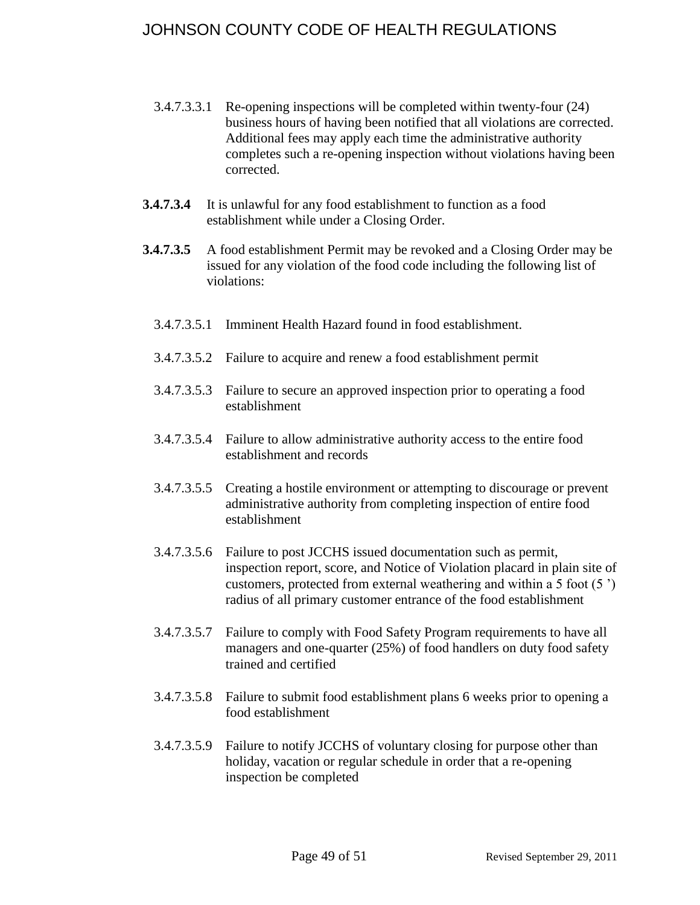3.4.7.3.3.1 Re-opening inspections will be completed within twenty-four (24) business hours of having been notified that all violations are corrected. Additional fees may apply each time the administrative authority completes such a re-opening inspection without violations having been corrected.

**3.4.7.3.4** It is unlawful for any food establishment to function as a food establishment while under a Closing Order.

**3.4.7.3.5** A food establishment Permit may be revoked and a Closing Order may be issued for any violation of the food code including the following list of violations:

3.4.7.3.5.1 Imminent Health Hazard found in food establishment.

3.4.7.3.5.2 Failure to acquire and renew a food establishment permit

3.4.7.3.5.3 Failure to secure an approved inspection prior to operating a food establishment

3.4.7.3.5.4 Failure to allow administrative authority access to the entire food establishment and records

3.4.7.3.5.5 Creating a hostile environment or attempting to discourage or prevent administrative authority from completing inspection of entire food establishment

3.4.7.3.5.6 Failure to post JCCHS issued documentation such as permit, inspection report, score, and Notice of Violation placard in plain site of customers, protected from external weathering and within a 5 foot (5 ') radius of all primary customer entrance of the food establishment

3.4.7.3.5.7 Failure to comply with Food Safety Program requirements to have all managers and one-quarter (25%) of food handlers on duty food safety trained and certified

3.4.7.3.5.8 Failure to submit food establishment plans 6 weeks prior to opening a food establishment

3.4.7.3.5.9 Failure to notify JCCHS of voluntary closing for purpose other than holiday, vacation or regular schedule in order that a re-opening inspection be completed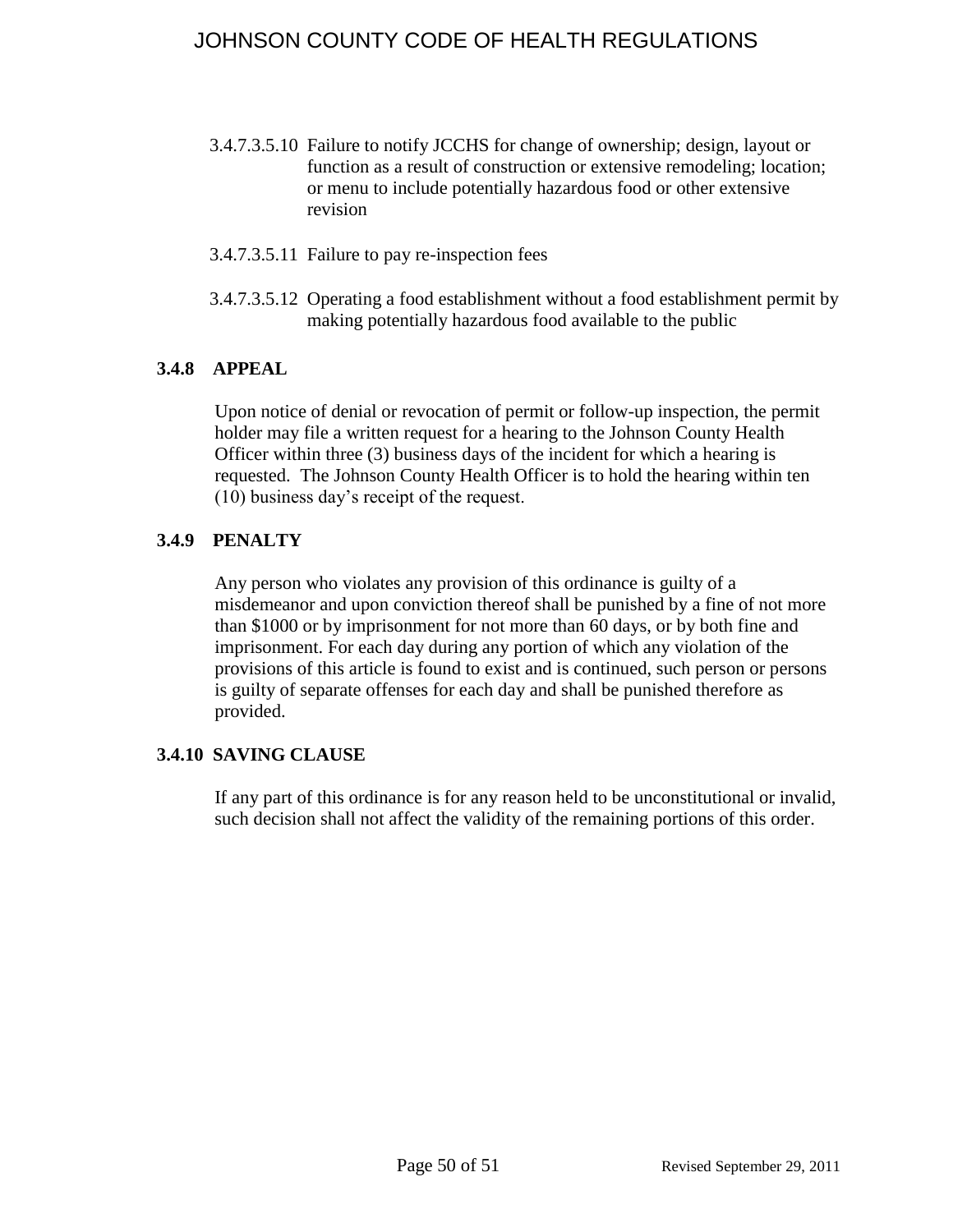3.4.7.3.5.10 Failure to notify JCCHS for change of ownership; design, layout or function as a result of construction or extensive remodeling; location; or menu to include potentially hazardous food or other extensive revision

3.4.7.3.5.11 Failure to pay re-inspection fees

3.4.7.3.5.12 Operating a food establishment without a food establishment permit by making potentially hazardous food available to the public

### 3.4.8 APPEAL

Upon notice of denial or revocation of permit or follow-up inspection, the permit holder may file a written request for a hearing to the Johnson County Health Officer within three (3) business days of the incident for which a hearing is requested. The Johnson County Health Officer is to hold the hearing within ten (10) business day's receipt of the request.

### 3.4.9 PENALTY

Any person who violates any provision of this ordinance is guilty of a misdemeanor and upon conviction thereof shall be punished by a fine of not more than $1000 or by imprisonment for not more than 60 days, or by both fine and imprisonment. For each day during any portion of which any violation of the provisions of this article is found to exist and is continued, such person or persons is guilty of separate offenses for each day and shall be punished therefore as provided.

### 3.4.10 SAVING CLAUSE

If any part of this ordinance is for any reason held to be unconstitutional or invalid, such decision shall not affect the validity of the remaining portions of this order.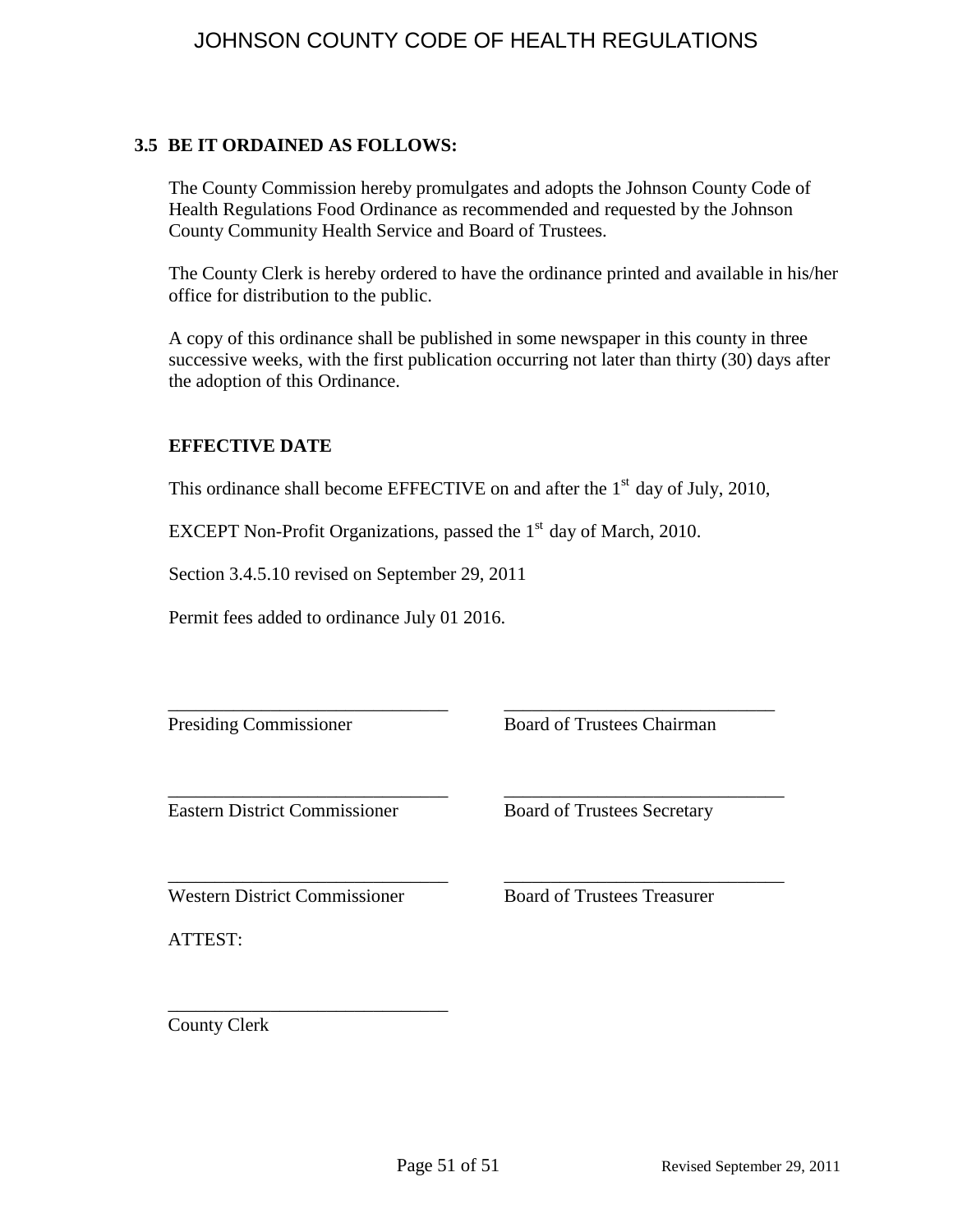### 3.5 BE IT ORDAINED AS FOLLOWS:

The County Commission hereby promulgates and adopts the Johnson County Code of Health Regulations Food Ordinance as recommended and requested by the Johnson County Community Health Service and Board of Trustees.

The County Clerk is hereby ordered to have the ordinance printed and available in his/her office for distribution to the public.

A copy of this ordinance shall be published in some newspaper in this county in three successive weeks, with the first publication occurring not later than thirty (30) days after the adoption of this Ordinance.

#### EFFECTIVE DATE

This ordinance shall become EFFECTIVE on and after the 1st day of July, 2010,

EXCEPT Non-Profit Organizations, passed the 1st day of March, 2010.

Section 3.4.5.10 revised on September 29, 2011

Permit fees added to ordinance July 01 2016.

| | |
|---|---|
| ______________________________ | ______________________________ |
| Presiding Commissioner | Board of Trustees Chairman |
| ______________________________ | ______________________________ |
| Eastern District Commissioner | Board of Trustees Secretary |
| ______________________________ | ______________________________ |
| Western District Commissioner | Board of Trustees Treasurer |

ATTEST:

______________________________

County Clerk